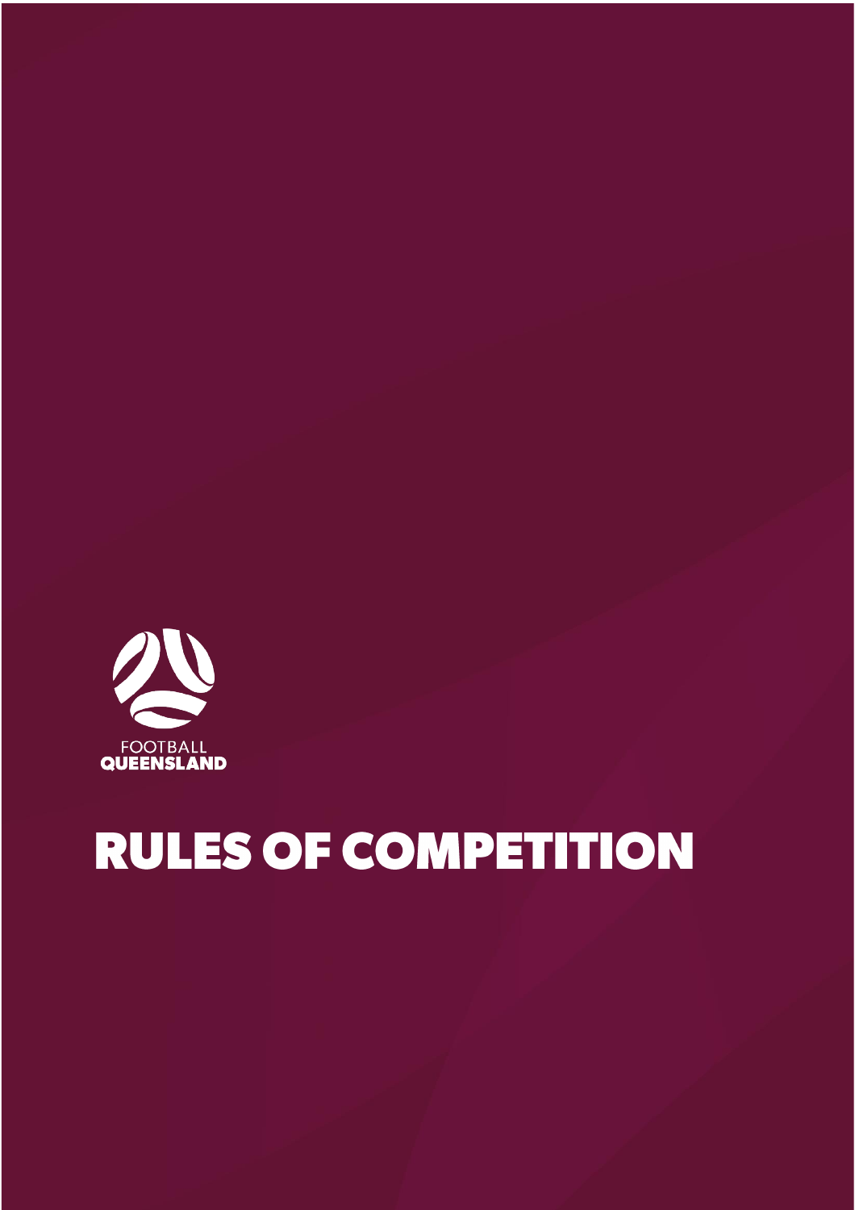FOOTBALL
QUEENSLAND

# RULES OF COMPETITION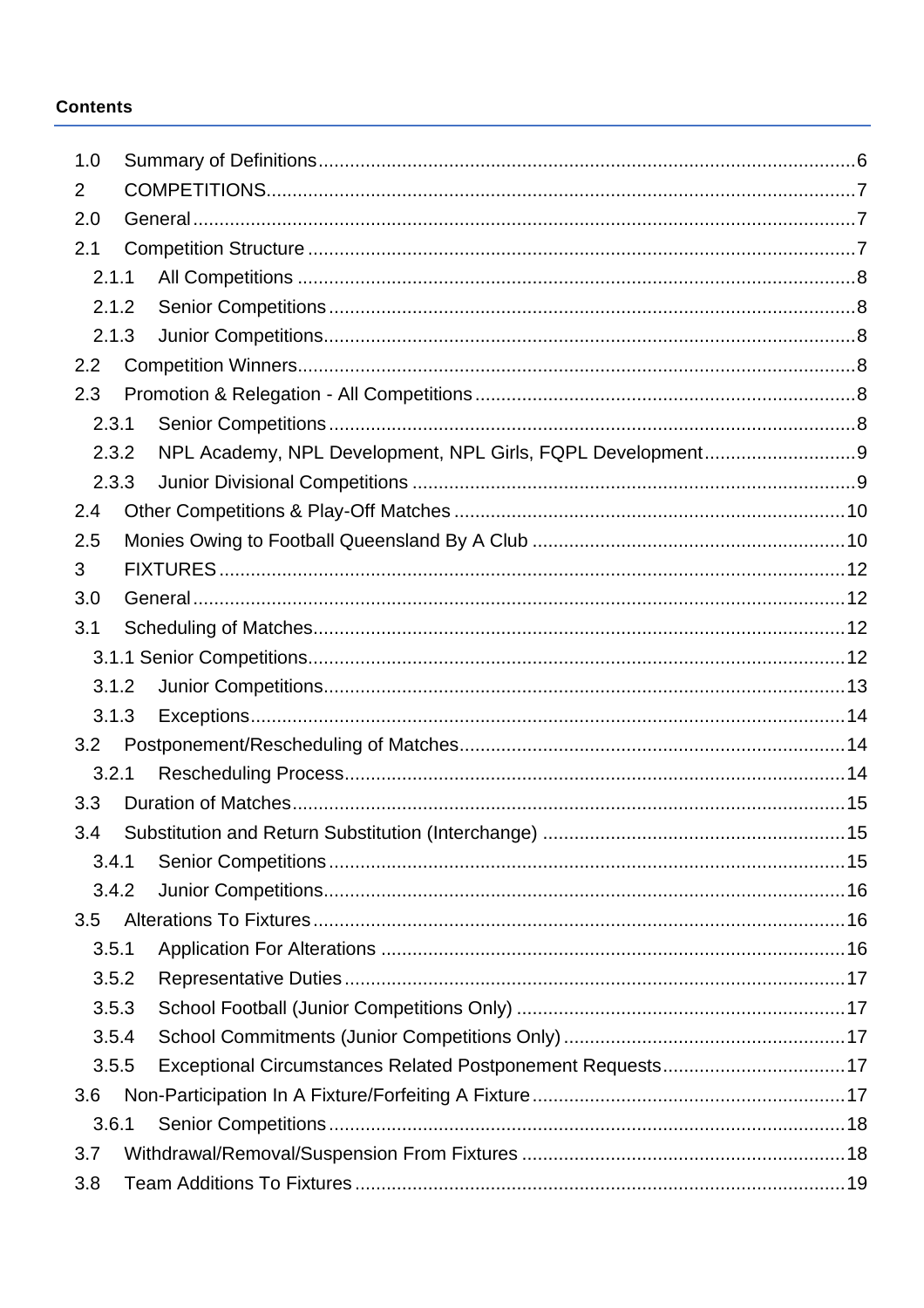**Contents**

1.0 Summary of Definitions ...... 6
2 COMPETITIONS ...... 7
2.0 General ...... 7
2.1 Competition Structure ...... 7
  2.1.1 All Competitions ...... 8
  2.1.2 Senior Competitions ...... 8
  2.1.3 Junior Competitions ...... 8
2.2 Competition Winners ...... 8
2.3 Promotion & Relegation - All Competitions ...... 8
  2.3.1 Senior Competitions ...... 8
  2.3.2 NPL Academy, NPL Development, NPL Girls, FQPL Development ...... 9
  2.3.3 Junior Divisional Competitions ...... 9
2.4 Other Competitions & Play-Off Matches ...... 10
2.5 Monies Owing to Football Queensland By A Club ...... 10
3 FIXTURES ...... 12
3.0 General ...... 12
3.1 Scheduling of Matches ...... 12
  3.1.1 Senior Competitions ...... 12
  3.1.2 Junior Competitions ...... 13
  3.1.3 Exceptions ...... 14
3.2 Postponement/Rescheduling of Matches ...... 14
  3.2.1 Rescheduling Process ...... 14
3.3 Duration of Matches ...... 15
3.4 Substitution and Return Substitution (Interchange) ...... 15
  3.4.1 Senior Competitions ...... 15
  3.4.2 Junior Competitions ...... 16
3.5 Alterations To Fixtures ...... 16
  3.5.1 Application For Alterations ...... 16
  3.5.2 Representative Duties ...... 17
  3.5.3 School Football (Junior Competitions Only) ...... 17
  3.5.4 School Commitments (Junior Competitions Only) ...... 17
  3.5.5 Exceptional Circumstances Related Postponement Requests ...... 17
3.6 Non-Participation In A Fixture/Forfeiting A Fixture ...... 17
  3.6.1 Senior Competitions ...... 18
3.7 Withdrawal/Removal/Suspension From Fixtures ...... 18
3.8 Team Additions To Fixtures ...... 19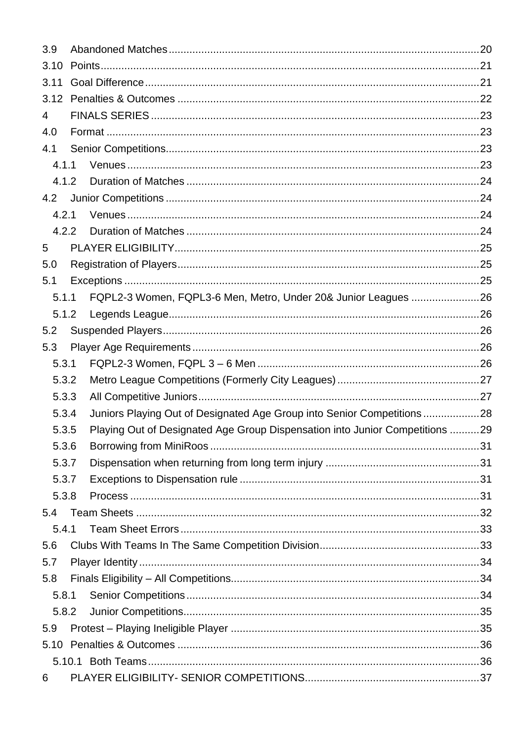3.9 Abandoned Matches ........................................ 20
3.10 Points ........................................ 21
3.11 Goal Difference ........................................ 21
3.12 Penalties & Outcomes ........................................ 22
4 FINALS SERIES ........................................ 23
4.0 Format ........................................ 23
4.1 Senior Competitions ........................................ 23
  4.1.1 Venues ........................................ 23
  4.1.2 Duration of Matches ........................................ 24
4.2 Junior Competitions ........................................ 24
  4.2.1 Venues ........................................ 24
  4.2.2 Duration of Matches ........................................ 24
5 PLAYER ELIGIBILITY ........................................ 25
5.0 Registration of Players ........................................ 25
5.1 Exceptions ........................................ 25
  5.1.1 FQPL2-3 Women, FQPL3-6 Men, Metro, Under 20& Junior Leagues ........................................ 26
  5.1.2 Legends League ........................................ 26
5.2 Suspended Players ........................................ 26
5.3 Player Age Requirements ........................................ 26
  5.3.1 FQPL2-3 Women, FQPL 3 – 6 Men ........................................ 26
  5.3.2 Metro League Competitions (Formerly City Leagues) ........................................ 27
  5.3.3 All Competitive Juniors ........................................ 27
  5.3.4 Juniors Playing Out of Designated Age Group into Senior Competitions ........................................ 28
  5.3.5 Playing Out of Designated Age Group Dispensation into Junior Competitions ........................................ 29
  5.3.6 Borrowing from MiniRoos ........................................ 31
  5.3.7 Dispensation when returning from long term injury ........................................ 31
  5.3.7 Exceptions to Dispensation rule ........................................ 31
  5.3.8 Process ........................................ 31
5.4 Team Sheets ........................................ 32
  5.4.1 Team Sheet Errors ........................................ 33
5.6 Clubs With Teams In The Same Competition Division ........................................ 33
5.7 Player Identity ........................................ 34
5.8 Finals Eligibility – All Competitions ........................................ 34
  5.8.1 Senior Competitions ........................................ 34
  5.8.2 Junior Competitions ........................................ 35
5.9 Protest – Playing Ineligible Player ........................................ 35
5.10 Penalties & Outcomes ........................................ 36
  5.10.1 Both Teams ........................................ 36
6 PLAYER ELIGIBILITY- SENIOR COMPETITIONS ........................................ 37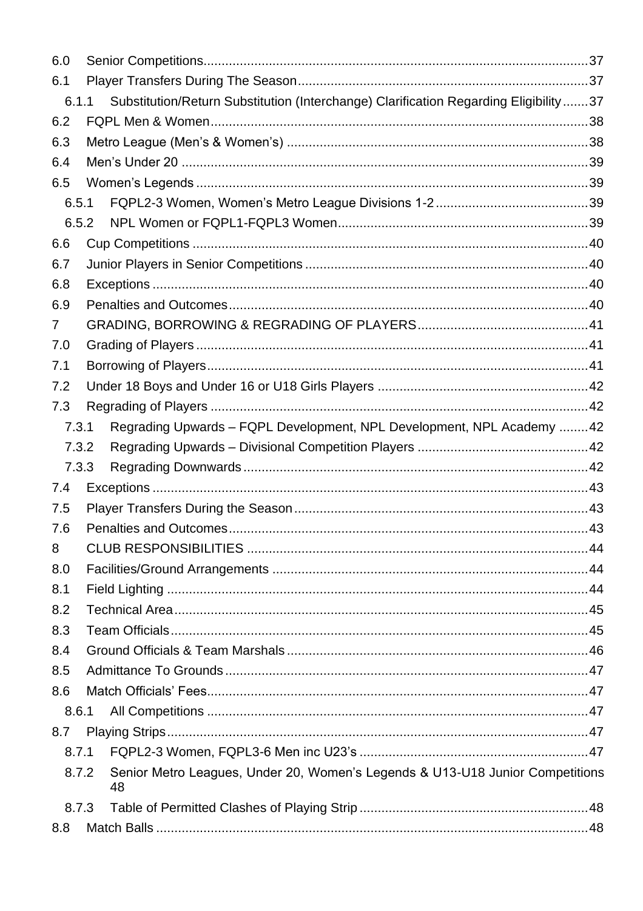6.0 Senior Competitions........................................................................................................37
6.1 Player Transfers During The Season...............................................................................37
6.1.1 Substitution/Return Substitution (Interchange) Clarification Regarding Eligibility.......37
6.2 FQPL Men & Women.......................................................................................................38
6.3 Metro League (Men's & Women's) ..................................................................................38
6.4 Men's Under 20 ...............................................................................................................39
6.5 Women's Legends ...........................................................................................................39
6.5.1 FQPL2-3 Women, Women's Metro League Divisions 1-2.........................................39
6.5.2 NPL Women or FQPL1-FQPL3 Women....................................................................39
6.6 Cup Competitions ............................................................................................................40
6.7 Junior Players in Senior Competitions .............................................................................40
6.8 Exceptions .......................................................................................................................40
6.9 Penalties and Outcomes..................................................................................................40
7 GRADING, BORROWING & REGRADING OF PLAYERS...............................................41
7.0 Grading of Players ...........................................................................................................41
7.1 Borrowing of Players........................................................................................................41
7.2 Under 18 Boys and Under 16 or U18 Girls Players ..........................................................42
7.3 Regrading of Players .......................................................................................................42
7.3.1 Regrading Upwards – FQPL Development, NPL Development, NPL Academy ........42
7.3.2 Regrading Upwards – Divisional Competition Players ..............................................42
7.3.3 Regrading Downwards.............................................................................................42
7.4 Exceptions .......................................................................................................................43
7.5 Player Transfers During the Season................................................................................43
7.6 Penalties and Outcomes..................................................................................................43
8 CLUB RESPONSIBILITIES .............................................................................................44
8.0 Facilities/Ground Arrangements ......................................................................................44
8.1 Field Lighting ...................................................................................................................44
8.2 Technical Area.................................................................................................................45
8.3 Team Officials..................................................................................................................45
8.4 Ground Officials & Team Marshals ..................................................................................46
8.5 Admittance To Grounds ...................................................................................................47
8.6 Match Officials' Fees........................................................................................................47
8.6.1 All Competitions .......................................................................................................47
8.7 Playing Strips...................................................................................................................47
8.7.1 FQPL2-3 Women, FQPL3-6 Men inc U23's ..............................................................47
8.7.2 Senior Metro Leagues, Under 20, Women's Legends & U13-U18 Junior Competitions 48
8.7.3 Table of Permitted Clashes of Playing Strip..............................................................48
8.8 Match Balls ......................................................................................................................48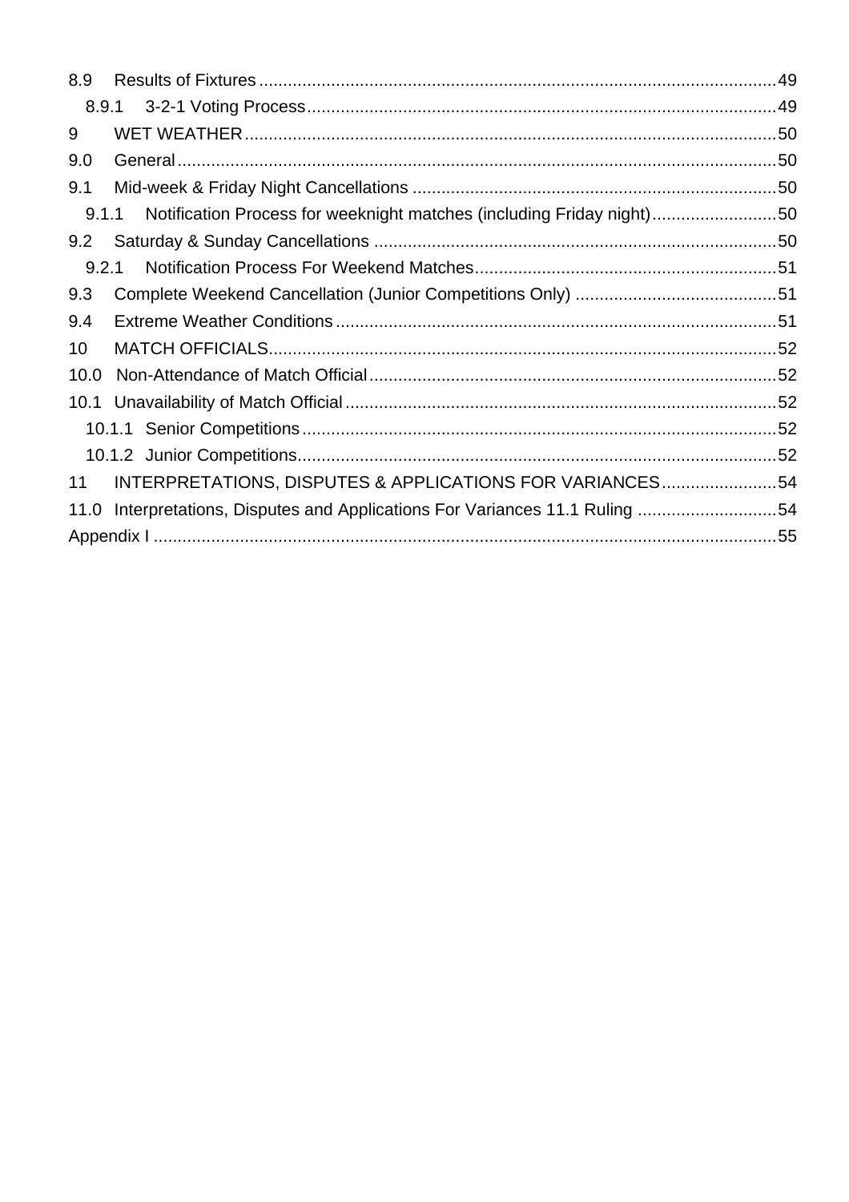8.9 Results of Fixtures ..........................................................................................................49

8.9.1 3-2-1 Voting Process..................................................................................................49

9 WET WEATHER..............................................................................................................50

9.0 General............................................................................................................................50

9.1 Mid-week & Friday Night Cancellations ............................................................................50

9.1.1 Notification Process for weeknight matches (including Friday night)..........................50

9.2 Saturday & Sunday Cancellations ....................................................................................50

9.2.1 Notification Process For Weekend Matches...............................................................51

9.3 Complete Weekend Cancellation (Junior Competitions Only) ..........................................51

9.4 Extreme Weather Conditions ............................................................................................51

10 MATCH OFFICIALS.........................................................................................................52

10.0 Non-Attendance of Match Official.....................................................................................52

10.1 Unavailability of Match Official..........................................................................................52

10.1.1 Senior Competitions...................................................................................................52

10.1.2 Junior Competitions....................................................................................................52

11 INTERPRETATIONS, DISPUTES & APPLICATIONS FOR VARIANCES........................54

11.0 Interpretations, Disputes and Applications For Variances 11.1 Ruling .............................54

Appendix I ..................................................................................................................................55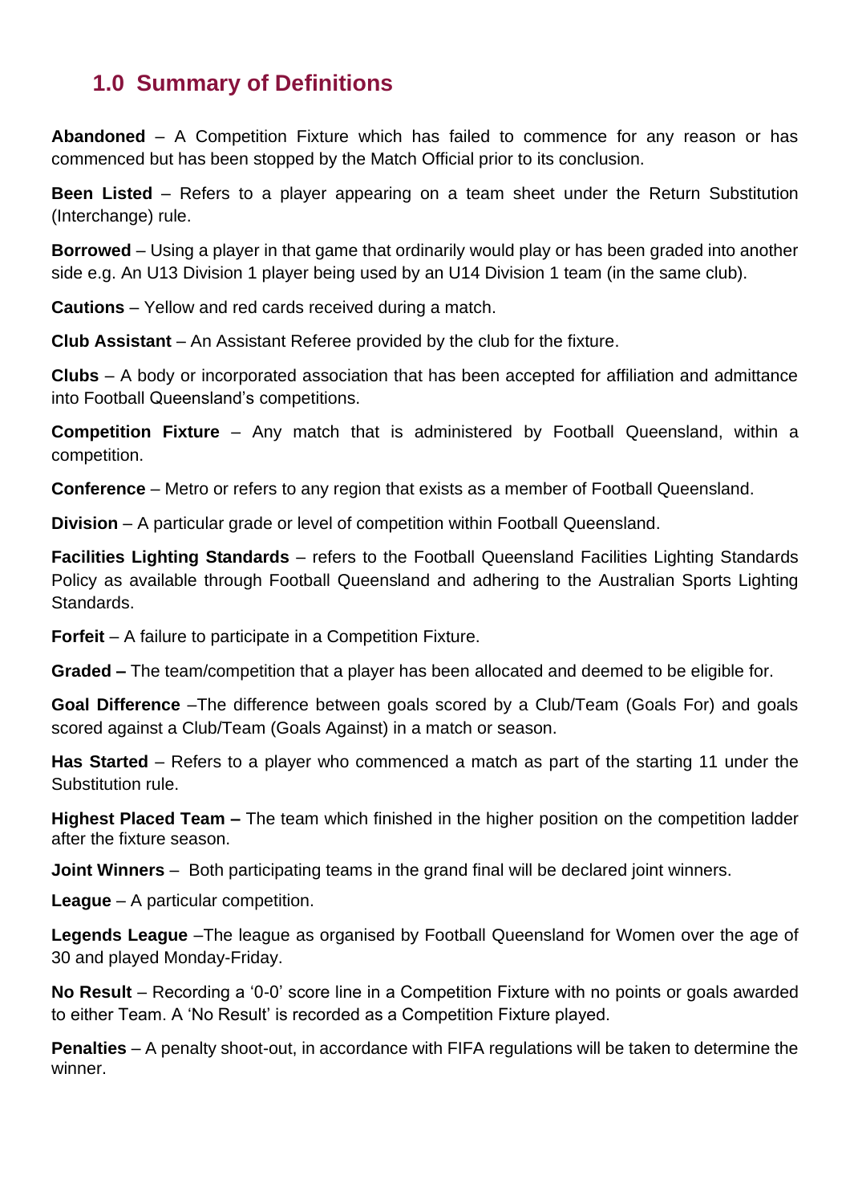## 1.0 Summary of Definitions

**Abandoned** – A Competition Fixture which has failed to commence for any reason or has commenced but has been stopped by the Match Official prior to its conclusion.

**Been Listed** – Refers to a player appearing on a team sheet under the Return Substitution (Interchange) rule.

**Borrowed** – Using a player in that game that ordinarily would play or has been graded into another side e.g. An U13 Division 1 player being used by an U14 Division 1 team (in the same club).

**Cautions** – Yellow and red cards received during a match.

**Club Assistant** – An Assistant Referee provided by the club for the fixture.

**Clubs** – A body or incorporated association that has been accepted for affiliation and admittance into Football Queensland's competitions.

**Competition Fixture** – Any match that is administered by Football Queensland, within a competition.

**Conference** – Metro or refers to any region that exists as a member of Football Queensland.

**Division** – A particular grade or level of competition within Football Queensland.

**Facilities Lighting Standards** – refers to the Football Queensland Facilities Lighting Standards Policy as available through Football Queensland and adhering to the Australian Sports Lighting Standards.

**Forfeit** – A failure to participate in a Competition Fixture.

**Graded –** The team/competition that a player has been allocated and deemed to be eligible for.

**Goal Difference** –The difference between goals scored by a Club/Team (Goals For) and goals scored against a Club/Team (Goals Against) in a match or season.

**Has Started** – Refers to a player who commenced a match as part of the starting 11 under the Substitution rule.

**Highest Placed Team –** The team which finished in the higher position on the competition ladder after the fixture season.

**Joint Winners** – Both participating teams in the grand final will be declared joint winners.

**League** – A particular competition.

**Legends League** –The league as organised by Football Queensland for Women over the age of 30 and played Monday-Friday.

**No Result** – Recording a '0-0' score line in a Competition Fixture with no points or goals awarded to either Team. A 'No Result' is recorded as a Competition Fixture played.

**Penalties** – A penalty shoot-out, in accordance with FIFA regulations will be taken to determine the winner.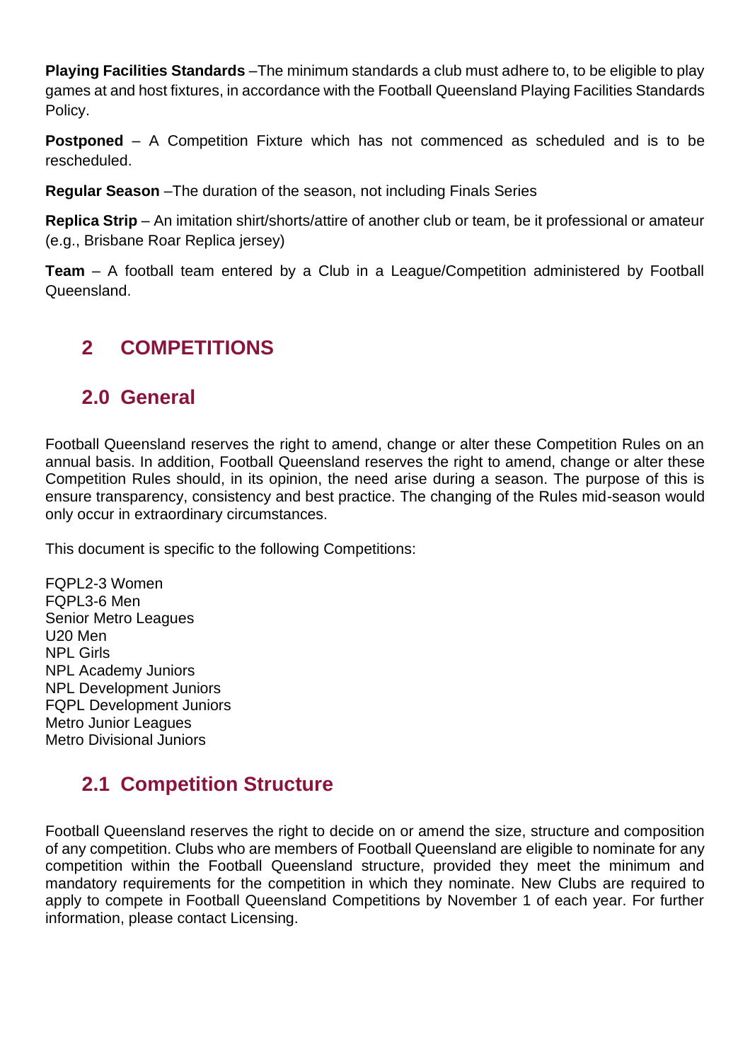**Playing Facilities Standards** –The minimum standards a club must adhere to, to be eligible to play games at and host fixtures, in accordance with the Football Queensland Playing Facilities Standards Policy.

**Postponed** – A Competition Fixture which has not commenced as scheduled and is to be rescheduled.

**Regular Season** –The duration of the season, not including Finals Series

**Replica Strip** – An imitation shirt/shorts/attire of another club or team, be it professional or amateur (e.g., Brisbane Roar Replica jersey)

**Team** – A football team entered by a Club in a League/Competition administered by Football Queensland.

# 2 COMPETITIONS

## 2.0 General

Football Queensland reserves the right to amend, change or alter these Competition Rules on an annual basis. In addition, Football Queensland reserves the right to amend, change or alter these Competition Rules should, in its opinion, the need arise during a season. The purpose of this is ensure transparency, consistency and best practice. The changing of the Rules mid-season would only occur in extraordinary circumstances.

This document is specific to the following Competitions:

FQPL2-3 Women
FQPL3-6 Men
Senior Metro Leagues
U20 Men
NPL Girls
NPL Academy Juniors
NPL Development Juniors
FQPL Development Juniors
Metro Junior Leagues
Metro Divisional Juniors

## 2.1 Competition Structure

Football Queensland reserves the right to decide on or amend the size, structure and composition of any competition. Clubs who are members of Football Queensland are eligible to nominate for any competition within the Football Queensland structure, provided they meet the minimum and mandatory requirements for the competition in which they nominate. New Clubs are required to apply to compete in Football Queensland Competitions by November 1 of each year. For further information, please contact Licensing.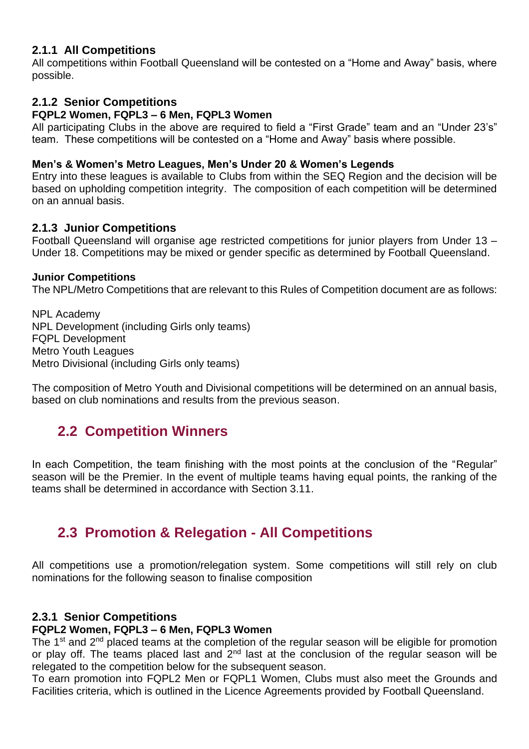### 2.1.1 All Competitions

All competitions within Football Queensland will be contested on a “Home and Away” basis, where possible.

### 2.1.2 Senior Competitions

**FQPL2 Women, FQPL3 – 6 Men, FQPL3 Women**

All participating Clubs in the above are required to field a “First Grade” team and an “Under 23’s” team. These competitions will be contested on a “Home and Away” basis where possible.

**Men’s & Women’s Metro Leagues, Men’s Under 20 & Women’s Legends**

Entry into these leagues is available to Clubs from within the SEQ Region and the decision will be based on upholding competition integrity. The composition of each competition will be determined on an annual basis.

### 2.1.3 Junior Competitions

Football Queensland will organise age restricted competitions for junior players from Under 13 – Under 18. Competitions may be mixed or gender specific as determined by Football Queensland.

**Junior Competitions**

The NPL/Metro Competitions that are relevant to this Rules of Competition document are as follows:

NPL Academy
NPL Development (including Girls only teams)
FQPL Development
Metro Youth Leagues
Metro Divisional (including Girls only teams)

The composition of Metro Youth and Divisional competitions will be determined on an annual basis, based on club nominations and results from the previous season.

## 2.2 Competition Winners

In each Competition, the team finishing with the most points at the conclusion of the “Regular” season will be the Premier. In the event of multiple teams having equal points, the ranking of the teams shall be determined in accordance with Section 3.11.

## 2.3 Promotion & Relegation - All Competitions

All competitions use a promotion/relegation system. Some competitions will still rely on club nominations for the following season to finalise composition

### 2.3.1 Senior Competitions

**FQPL2 Women, FQPL3 – 6 Men, FQPL3 Women**

The 1st and 2nd placed teams at the completion of the regular season will be eligible for promotion or play off. The teams placed last and 2nd last at the conclusion of the regular season will be relegated to the competition below for the subsequent season.
To earn promotion into FQPL2 Men or FQPL1 Women, Clubs must also meet the Grounds and Facilities criteria, which is outlined in the Licence Agreements provided by Football Queensland.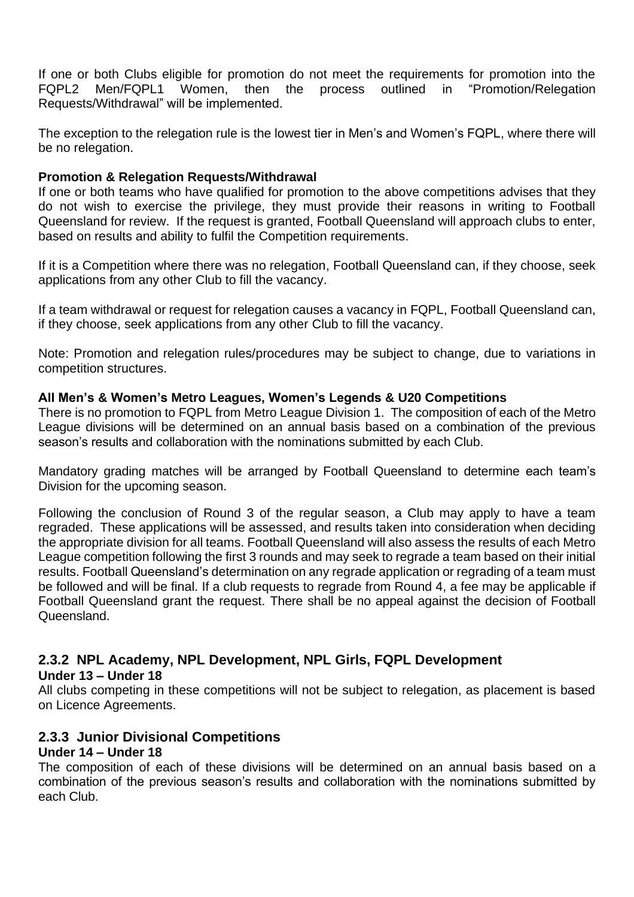If one or both Clubs eligible for promotion do not meet the requirements for promotion into the FQPL2 Men/FQPL1 Women, then the process outlined in "Promotion/Relegation Requests/Withdrawal" will be implemented.

The exception to the relegation rule is the lowest tier in Men's and Women's FQPL, where there will be no relegation.

**Promotion & Relegation Requests/Withdrawal**

If one or both teams who have qualified for promotion to the above competitions advises that they do not wish to exercise the privilege, they must provide their reasons in writing to Football Queensland for review. If the request is granted, Football Queensland will approach clubs to enter, based on results and ability to fulfil the Competition requirements.

If it is a Competition where there was no relegation, Football Queensland can, if they choose, seek applications from any other Club to fill the vacancy.

If a team withdrawal or request for relegation causes a vacancy in FQPL, Football Queensland can, if they choose, seek applications from any other Club to fill the vacancy.

Note: Promotion and relegation rules/procedures may be subject to change, due to variations in competition structures.

**All Men's & Women's Metro Leagues, Women's Legends & U20 Competitions**

There is no promotion to FQPL from Metro League Division 1. The composition of each of the Metro League divisions will be determined on an annual basis based on a combination of the previous season's results and collaboration with the nominations submitted by each Club.

Mandatory grading matches will be arranged by Football Queensland to determine each team's Division for the upcoming season.

Following the conclusion of Round 3 of the regular season, a Club may apply to have a team regraded. These applications will be assessed, and results taken into consideration when deciding the appropriate division for all teams. Football Queensland will also assess the results of each Metro League competition following the first 3 rounds and may seek to regrade a team based on their initial results. Football Queensland's determination on any regrade application or regrading of a team must be followed and will be final. If a club requests to regrade from Round 4, a fee may be applicable if Football Queensland grant the request. There shall be no appeal against the decision of Football Queensland.

### 2.3.2 NPL Academy, NPL Development, NPL Girls, FQPL Development

**Under 13 – Under 18**

All clubs competing in these competitions will not be subject to relegation, as placement is based on Licence Agreements.

### 2.3.3 Junior Divisional Competitions

**Under 14 – Under 18**

The composition of each of these divisions will be determined on an annual basis based on a combination of the previous season's results and collaboration with the nominations submitted by each Club.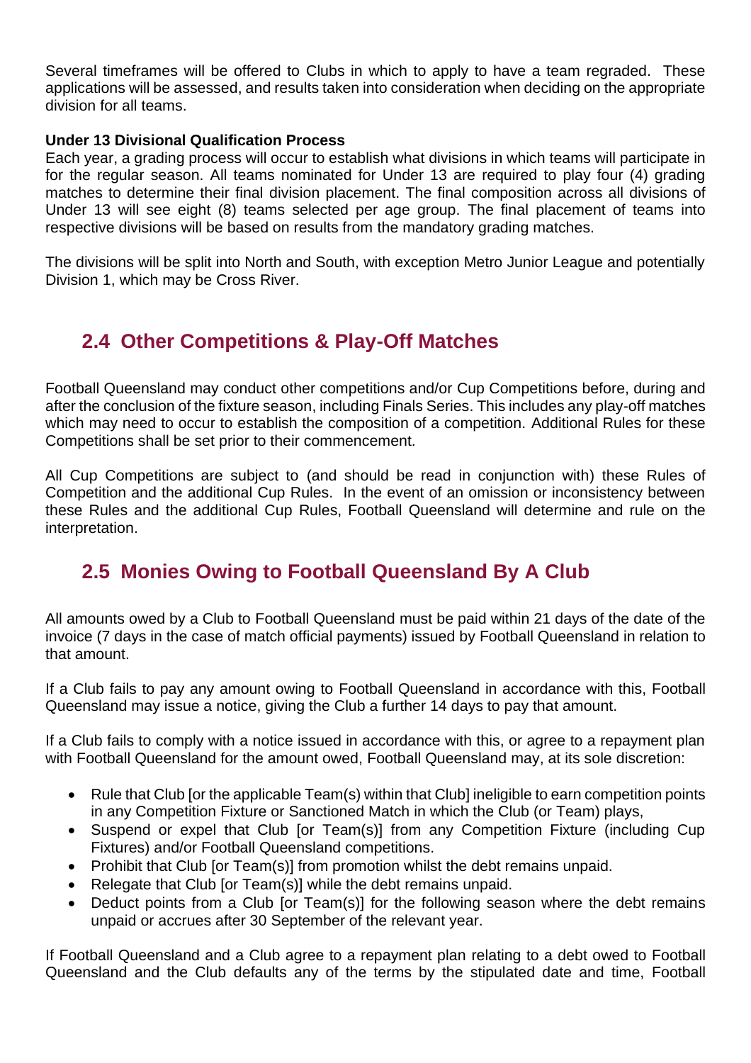Several timeframes will be offered to Clubs in which to apply to have a team regraded. These applications will be assessed, and results taken into consideration when deciding on the appropriate division for all teams.

**Under 13 Divisional Qualification Process**

Each year, a grading process will occur to establish what divisions in which teams will participate in for the regular season. All teams nominated for Under 13 are required to play four (4) grading matches to determine their final division placement. The final composition across all divisions of Under 13 will see eight (8) teams selected per age group. The final placement of teams into respective divisions will be based on results from the mandatory grading matches.

The divisions will be split into North and South, with exception Metro Junior League and potentially Division 1, which may be Cross River.

## 2.4 Other Competitions & Play-Off Matches

Football Queensland may conduct other competitions and/or Cup Competitions before, during and after the conclusion of the fixture season, including Finals Series. This includes any play-off matches which may need to occur to establish the composition of a competition. Additional Rules for these Competitions shall be set prior to their commencement.

All Cup Competitions are subject to (and should be read in conjunction with) these Rules of Competition and the additional Cup Rules. In the event of an omission or inconsistency between these Rules and the additional Cup Rules, Football Queensland will determine and rule on the interpretation.

## 2.5 Monies Owing to Football Queensland By A Club

All amounts owed by a Club to Football Queensland must be paid within 21 days of the date of the invoice (7 days in the case of match official payments) issued by Football Queensland in relation to that amount.

If a Club fails to pay any amount owing to Football Queensland in accordance with this, Football Queensland may issue a notice, giving the Club a further 14 days to pay that amount.

If a Club fails to comply with a notice issued in accordance with this, or agree to a repayment plan with Football Queensland for the amount owed, Football Queensland may, at its sole discretion:

- Rule that Club [or the applicable Team(s) within that Club] ineligible to earn competition points in any Competition Fixture or Sanctioned Match in which the Club (or Team) plays,
- Suspend or expel that Club [or Team(s)] from any Competition Fixture (including Cup Fixtures) and/or Football Queensland competitions.
- Prohibit that Club [or Team(s)] from promotion whilst the debt remains unpaid.
- Relegate that Club [or Team(s)] while the debt remains unpaid.
- Deduct points from a Club [or Team(s)] for the following season where the debt remains unpaid or accrues after 30 September of the relevant year.

If Football Queensland and a Club agree to a repayment plan relating to a debt owed to Football Queensland and the Club defaults any of the terms by the stipulated date and time, Football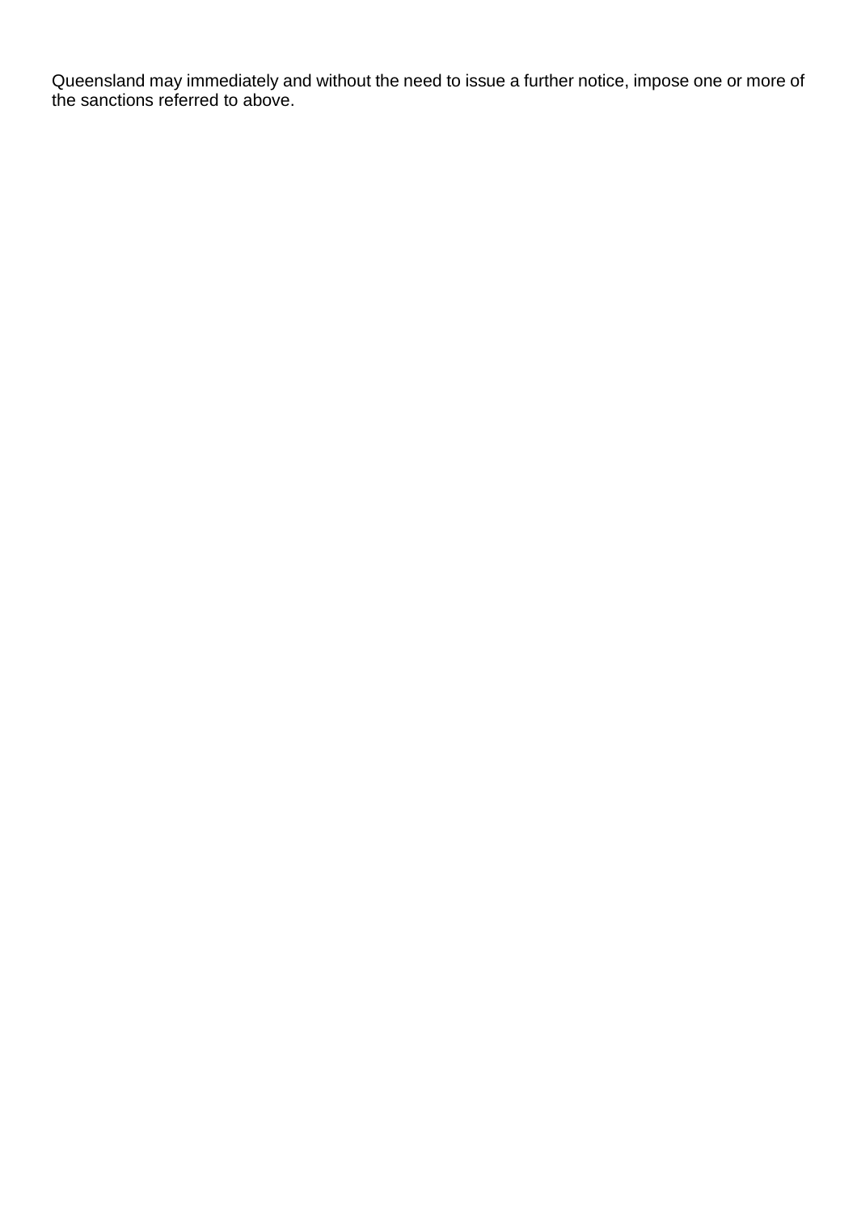Queensland may immediately and without the need to issue a further notice, impose one or more of the sanctions referred to above.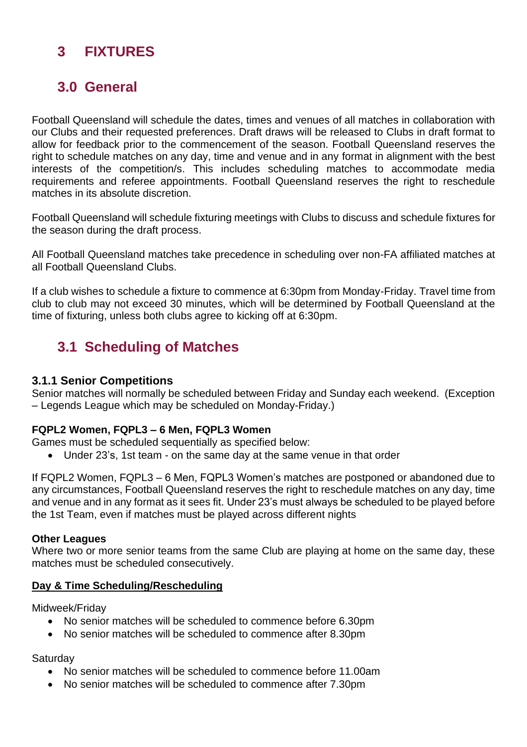# 3 FIXTURES

## 3.0 General

Football Queensland will schedule the dates, times and venues of all matches in collaboration with our Clubs and their requested preferences. Draft draws will be released to Clubs in draft format to allow for feedback prior to the commencement of the season. Football Queensland reserves the right to schedule matches on any day, time and venue and in any format in alignment with the best interests of the competition/s. This includes scheduling matches to accommodate media requirements and referee appointments. Football Queensland reserves the right to reschedule matches in its absolute discretion.

Football Queensland will schedule fixturing meetings with Clubs to discuss and schedule fixtures for the season during the draft process.

All Football Queensland matches take precedence in scheduling over non-FA affiliated matches at all Football Queensland Clubs.

If a club wishes to schedule a fixture to commence at 6:30pm from Monday-Friday. Travel time from club to club may not exceed 30 minutes, which will be determined by Football Queensland at the time of fixturing, unless both clubs agree to kicking off at 6:30pm.

## 3.1 Scheduling of Matches

### 3.1.1 Senior Competitions

Senior matches will normally be scheduled between Friday and Sunday each weekend. (Exception – Legends League which may be scheduled on Monday-Friday.)

**FQPL2 Women, FQPL3 – 6 Men, FQPL3 Women**

Games must be scheduled sequentially as specified below:

- Under 23's, 1st team - on the same day at the same venue in that order

If FQPL2 Women, FQPL3 – 6 Men, FQPL3 Women's matches are postponed or abandoned due to any circumstances, Football Queensland reserves the right to reschedule matches on any day, time and venue and in any format as it sees fit. Under 23's must always be scheduled to be played before the 1st Team, even if matches must be played across different nights

**Other Leagues**

Where two or more senior teams from the same Club are playing at home on the same day, these matches must be scheduled consecutively.

**Day & Time Scheduling/Rescheduling**

Midweek/Friday

- No senior matches will be scheduled to commence before 6.30pm
- No senior matches will be scheduled to commence after 8.30pm

Saturday

- No senior matches will be scheduled to commence before 11.00am
- No senior matches will be scheduled to commence after 7.30pm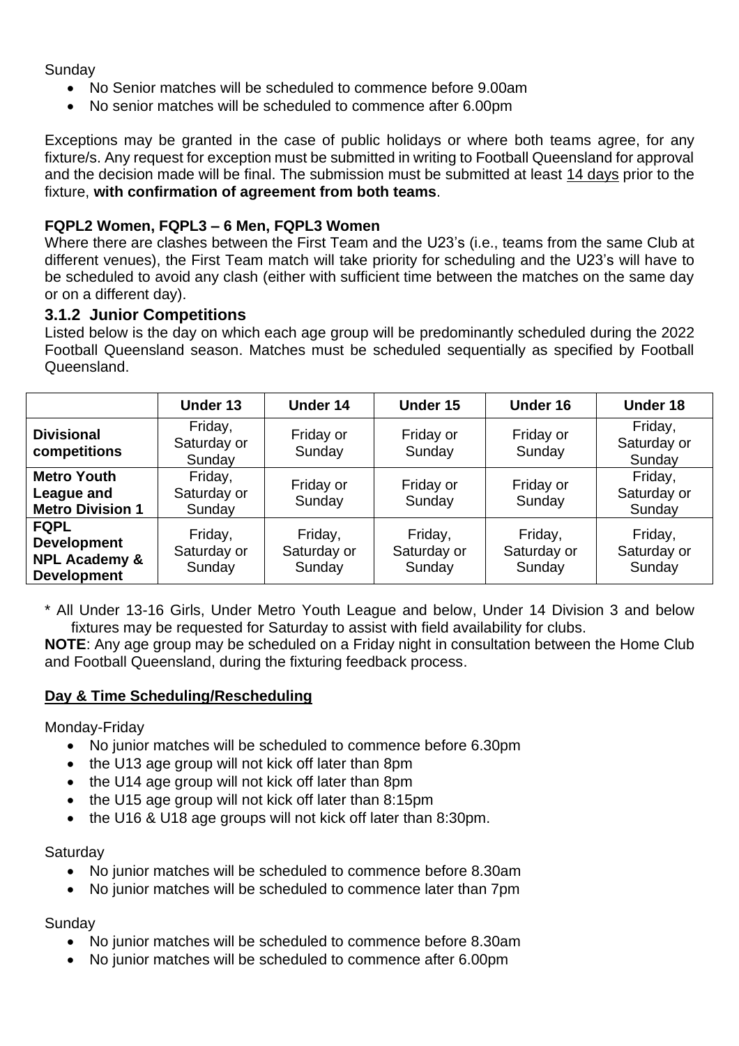Sunday

- No Senior matches will be scheduled to commence before 9.00am
- No senior matches will be scheduled to commence after 6.00pm

Exceptions may be granted in the case of public holidays or where both teams agree, for any fixture/s. Any request for exception must be submitted in writing to Football Queensland for approval and the decision made will be final. The submission must be submitted at least 14 days prior to the fixture, **with confirmation of agreement from both teams**.

**FQPL2 Women, FQPL3 – 6 Men, FQPL3 Women**

Where there are clashes between the First Team and the U23's (i.e., teams from the same Club at different venues), the First Team match will take priority for scheduling and the U23's will have to be scheduled to avoid any clash (either with sufficient time between the matches on the same day or on a different day).

### 3.1.2 Junior Competitions

Listed below is the day on which each age group will be predominantly scheduled during the 2022 Football Queensland season. Matches must be scheduled sequentially as specified by Football Queensland.

| | Under 13 | Under 14 | Under 15 | Under 16 | Under 18 |
|---|---|---|---|---|---|
| **Divisional competitions** | Friday, Saturday or Sunday | Friday or Sunday | Friday or Sunday | Friday or Sunday | Friday, Saturday or Sunday |
| **Metro Youth League and Metro Division 1** | Friday, Saturday or Sunday | Friday or Sunday | Friday or Sunday | Friday or Sunday | Friday, Saturday or Sunday |
| **FQPL Development NPL Academy & Development** | Friday, Saturday or Sunday | Friday, Saturday or Sunday | Friday, Saturday or Sunday | Friday, Saturday or Sunday | Friday, Saturday or Sunday |

\* All Under 13-16 Girls, Under Metro Youth League and below, Under 14 Division 3 and below fixtures may be requested for Saturday to assist with field availability for clubs.

**NOTE**: Any age group may be scheduled on a Friday night in consultation between the Home Club and Football Queensland, during the fixturing feedback process.

**Day & Time Scheduling/Rescheduling**

Monday-Friday

- No junior matches will be scheduled to commence before 6.30pm
- the U13 age group will not kick off later than 8pm
- the U14 age group will not kick off later than 8pm
- the U15 age group will not kick off later than 8:15pm
- the U16 & U18 age groups will not kick off later than 8:30pm.

Saturday

- No junior matches will be scheduled to commence before 8.30am
- No junior matches will be scheduled to commence later than 7pm

Sunday

- No junior matches will be scheduled to commence before 8.30am
- No junior matches will be scheduled to commence after 6.00pm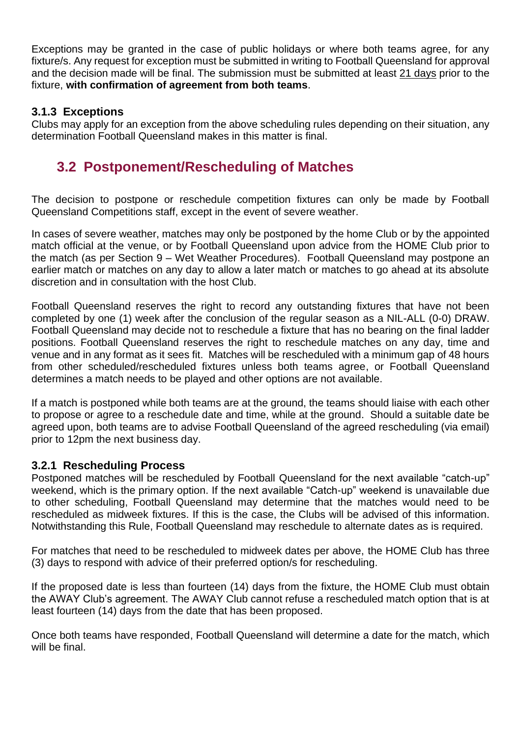Exceptions may be granted in the case of public holidays or where both teams agree, for any fixture/s. Any request for exception must be submitted in writing to Football Queensland for approval and the decision made will be final. The submission must be submitted at least 21 days prior to the fixture, **with confirmation of agreement from both teams**.

### 3.1.3 Exceptions

Clubs may apply for an exception from the above scheduling rules depending on their situation, any determination Football Queensland makes in this matter is final.

## 3.2 Postponement/Rescheduling of Matches

The decision to postpone or reschedule competition fixtures can only be made by Football Queensland Competitions staff, except in the event of severe weather.

In cases of severe weather, matches may only be postponed by the home Club or by the appointed match official at the venue, or by Football Queensland upon advice from the HOME Club prior to the match (as per Section 9 – Wet Weather Procedures). Football Queensland may postpone an earlier match or matches on any day to allow a later match or matches to go ahead at its absolute discretion and in consultation with the host Club.

Football Queensland reserves the right to record any outstanding fixtures that have not been completed by one (1) week after the conclusion of the regular season as a NIL-ALL (0-0) DRAW. Football Queensland may decide not to reschedule a fixture that has no bearing on the final ladder positions. Football Queensland reserves the right to reschedule matches on any day, time and venue and in any format as it sees fit. Matches will be rescheduled with a minimum gap of 48 hours from other scheduled/rescheduled fixtures unless both teams agree, or Football Queensland determines a match needs to be played and other options are not available.

If a match is postponed while both teams are at the ground, the teams should liaise with each other to propose or agree to a reschedule date and time, while at the ground. Should a suitable date be agreed upon, both teams are to advise Football Queensland of the agreed rescheduling (via email) prior to 12pm the next business day.

### 3.2.1 Rescheduling Process

Postponed matches will be rescheduled by Football Queensland for the next available "catch-up" weekend, which is the primary option. If the next available "Catch-up" weekend is unavailable due to other scheduling, Football Queensland may determine that the matches would need to be rescheduled as midweek fixtures. If this is the case, the Clubs will be advised of this information. Notwithstanding this Rule, Football Queensland may reschedule to alternate dates as is required.

For matches that need to be rescheduled to midweek dates per above, the HOME Club has three (3) days to respond with advice of their preferred option/s for rescheduling.

If the proposed date is less than fourteen (14) days from the fixture, the HOME Club must obtain the AWAY Club's agreement. The AWAY Club cannot refuse a rescheduled match option that is at least fourteen (14) days from the date that has been proposed.

Once both teams have responded, Football Queensland will determine a date for the match, which will be final.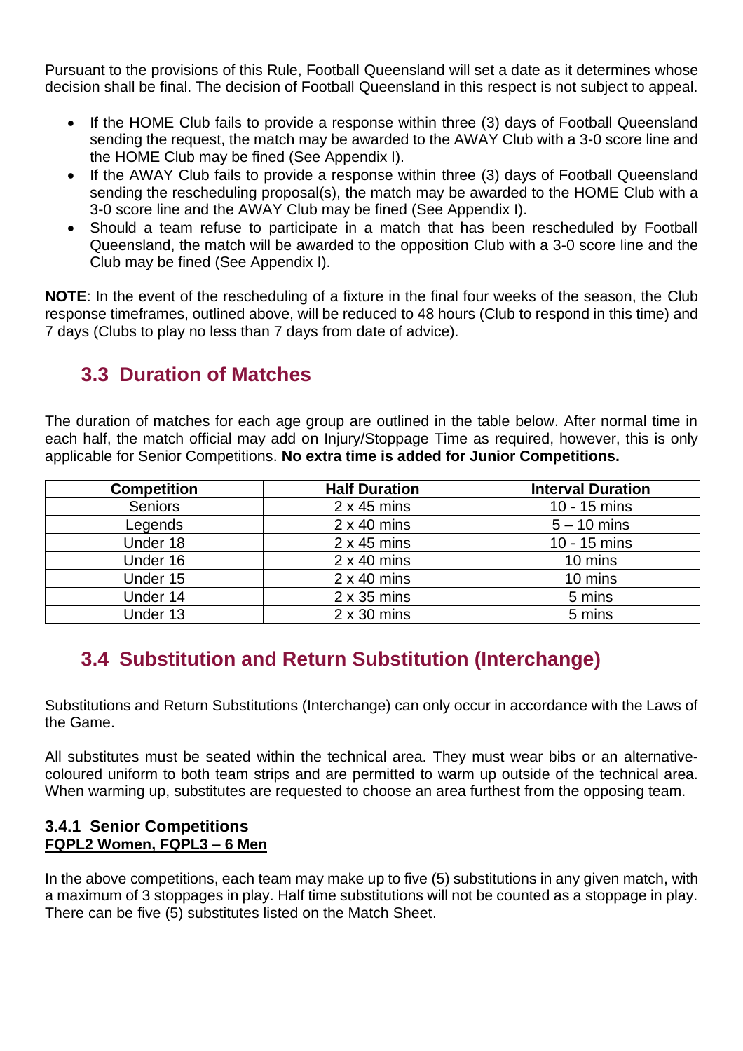Pursuant to the provisions of this Rule, Football Queensland will set a date as it determines whose decision shall be final. The decision of Football Queensland in this respect is not subject to appeal.

- If the HOME Club fails to provide a response within three (3) days of Football Queensland sending the request, the match may be awarded to the AWAY Club with a 3-0 score line and the HOME Club may be fined (See Appendix I).
- If the AWAY Club fails to provide a response within three (3) days of Football Queensland sending the rescheduling proposal(s), the match may be awarded to the HOME Club with a 3-0 score line and the AWAY Club may be fined (See Appendix I).
- Should a team refuse to participate in a match that has been rescheduled by Football Queensland, the match will be awarded to the opposition Club with a 3-0 score line and the Club may be fined (See Appendix I).

**NOTE**: In the event of the rescheduling of a fixture in the final four weeks of the season, the Club response timeframes, outlined above, will be reduced to 48 hours (Club to respond in this time) and 7 days (Clubs to play no less than 7 days from date of advice).

## 3.3 Duration of Matches

The duration of matches for each age group are outlined in the table below. After normal time in each half, the match official may add on Injury/Stoppage Time as required, however, this is only applicable for Senior Competitions. **No extra time is added for Junior Competitions.**

| Competition | Half Duration | Interval Duration |
|---|---|---|
| Seniors | 2 x 45 mins | 10 - 15 mins |
| Legends | 2 x 40 mins | 5 – 10 mins |
| Under 18 | 2 x 45 mins | 10 - 15 mins |
| Under 16 | 2 x 40 mins | 10 mins |
| Under 15 | 2 x 40 mins | 10 mins |
| Under 14 | 2 x 35 mins | 5 mins |
| Under 13 | 2 x 30 mins | 5 mins |

## 3.4 Substitution and Return Substitution (Interchange)

Substitutions and Return Substitutions (Interchange) can only occur in accordance with the Laws of the Game.

All substitutes must be seated within the technical area. They must wear bibs or an alternative-coloured uniform to both team strips and are permitted to warm up outside of the technical area. When warming up, substitutes are requested to choose an area furthest from the opposing team.

### 3.4.1 Senior Competitions

**FQPL2 Women, FQPL3 – 6 Men**

In the above competitions, each team may make up to five (5) substitutions in any given match, with a maximum of 3 stoppages in play. Half time substitutions will not be counted as a stoppage in play. There can be five (5) substitutes listed on the Match Sheet.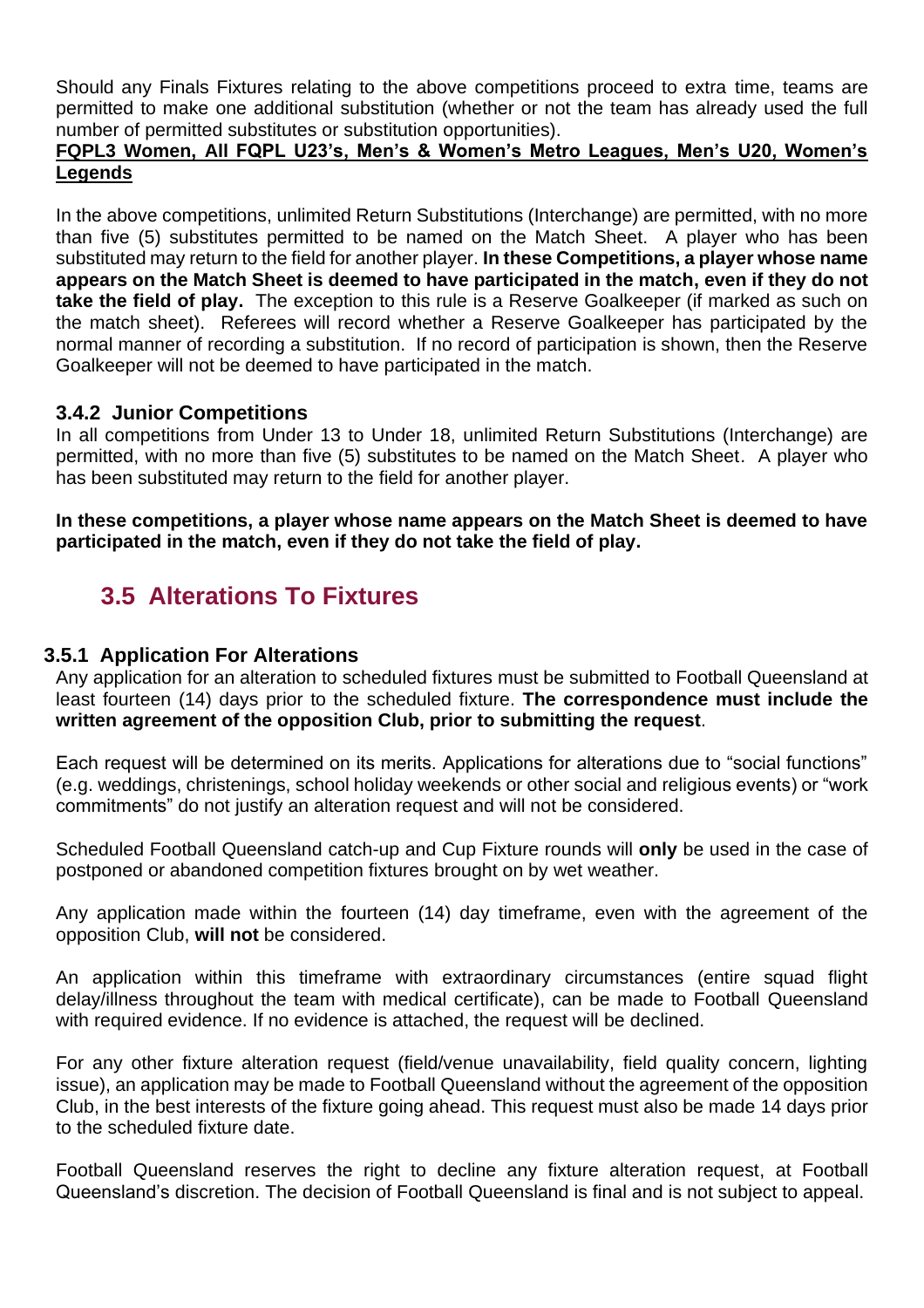Should any Finals Fixtures relating to the above competitions proceed to extra time, teams are permitted to make one additional substitution (whether or not the team has already used the full number of permitted substitutes or substitution opportunities).

**FQPL3 Women, All FQPL U23's, Men's & Women's Metro Leagues, Men's U20, Women's Legends**

In the above competitions, unlimited Return Substitutions (Interchange) are permitted, with no more than five (5) substitutes permitted to be named on the Match Sheet. A player who has been substituted may return to the field for another player. **In these Competitions, a player whose name appears on the Match Sheet is deemed to have participated in the match, even if they do not take the field of play.** The exception to this rule is a Reserve Goalkeeper (if marked as such on the match sheet). Referees will record whether a Reserve Goalkeeper has participated by the normal manner of recording a substitution. If no record of participation is shown, then the Reserve Goalkeeper will not be deemed to have participated in the match.

#### 3.4.2 Junior Competitions

In all competitions from Under 13 to Under 18, unlimited Return Substitutions (Interchange) are permitted, with no more than five (5) substitutes to be named on the Match Sheet. A player who has been substituted may return to the field for another player.

**In these competitions, a player whose name appears on the Match Sheet is deemed to have participated in the match, even if they do not take the field of play.**

## 3.5 Alterations To Fixtures

#### 3.5.1 Application For Alterations

Any application for an alteration to scheduled fixtures must be submitted to Football Queensland at least fourteen (14) days prior to the scheduled fixture. **The correspondence must include the written agreement of the opposition Club, prior to submitting the request**.

Each request will be determined on its merits. Applications for alterations due to "social functions" (e.g. weddings, christenings, school holiday weekends or other social and religious events) or "work commitments" do not justify an alteration request and will not be considered.

Scheduled Football Queensland catch-up and Cup Fixture rounds will **only** be used in the case of postponed or abandoned competition fixtures brought on by wet weather.

Any application made within the fourteen (14) day timeframe, even with the agreement of the opposition Club, **will not** be considered.

An application within this timeframe with extraordinary circumstances (entire squad flight delay/illness throughout the team with medical certificate), can be made to Football Queensland with required evidence. If no evidence is attached, the request will be declined.

For any other fixture alteration request (field/venue unavailability, field quality concern, lighting issue), an application may be made to Football Queensland without the agreement of the opposition Club, in the best interests of the fixture going ahead. This request must also be made 14 days prior to the scheduled fixture date.

Football Queensland reserves the right to decline any fixture alteration request, at Football Queensland's discretion. The decision of Football Queensland is final and is not subject to appeal.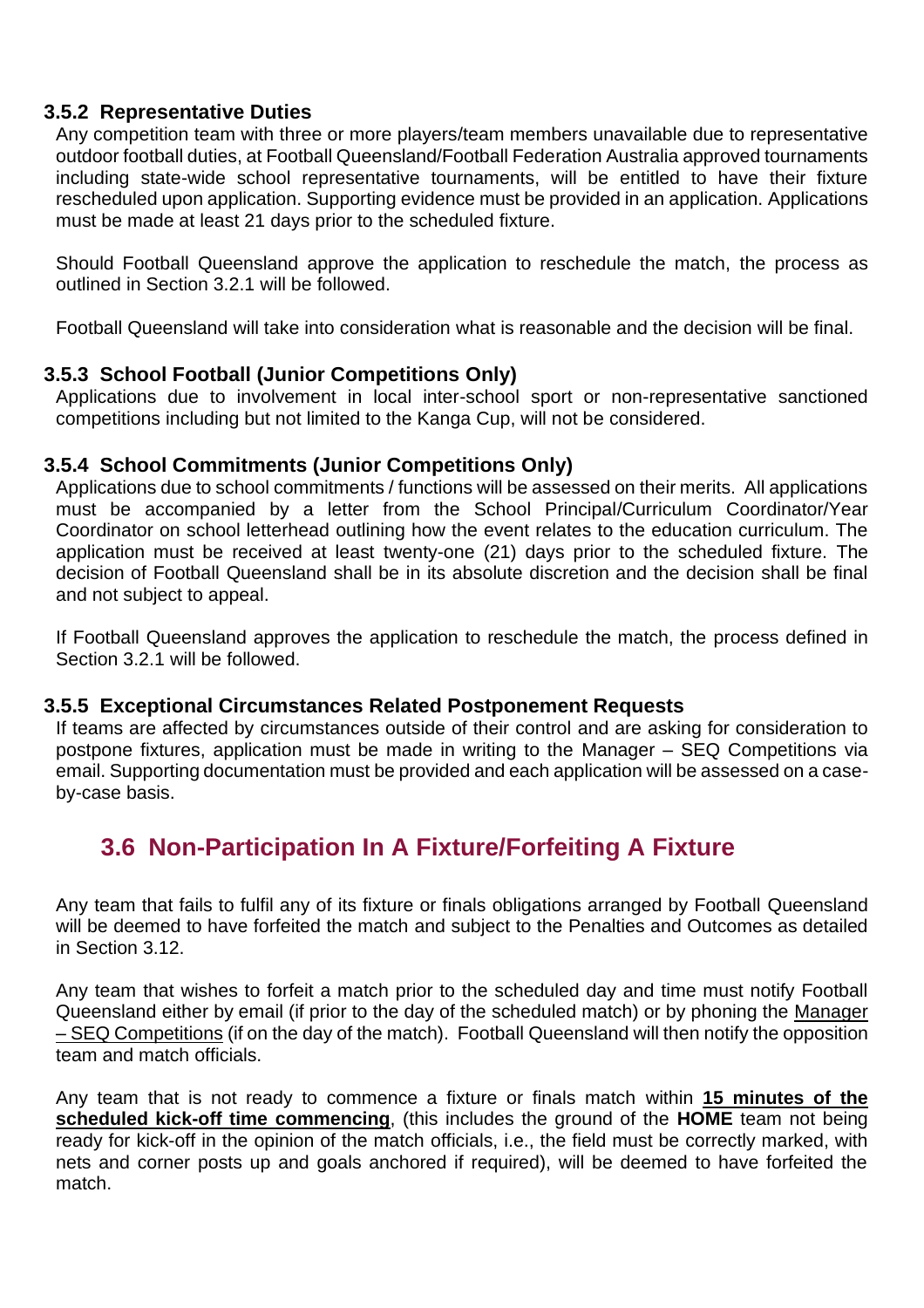#### 3.5.2 Representative Duties

Any competition team with three or more players/team members unavailable due to representative outdoor football duties, at Football Queensland/Football Federation Australia approved tournaments including state-wide school representative tournaments, will be entitled to have their fixture rescheduled upon application. Supporting evidence must be provided in an application. Applications must be made at least 21 days prior to the scheduled fixture.

Should Football Queensland approve the application to reschedule the match, the process as outlined in Section 3.2.1 will be followed.

Football Queensland will take into consideration what is reasonable and the decision will be final.

#### 3.5.3 School Football (Junior Competitions Only)

Applications due to involvement in local inter-school sport or non-representative sanctioned competitions including but not limited to the Kanga Cup, will not be considered.

#### 3.5.4 School Commitments (Junior Competitions Only)

Applications due to school commitments / functions will be assessed on their merits. All applications must be accompanied by a letter from the School Principal/Curriculum Coordinator/Year Coordinator on school letterhead outlining how the event relates to the education curriculum. The application must be received at least twenty-one (21) days prior to the scheduled fixture. The decision of Football Queensland shall be in its absolute discretion and the decision shall be final and not subject to appeal.

If Football Queensland approves the application to reschedule the match, the process defined in Section 3.2.1 will be followed.

#### 3.5.5 Exceptional Circumstances Related Postponement Requests

If teams are affected by circumstances outside of their control and are asking for consideration to postpone fixtures, application must be made in writing to the Manager – SEQ Competitions via email. Supporting documentation must be provided and each application will be assessed on a case-by-case basis.

## 3.6 Non-Participation In A Fixture/Forfeiting A Fixture

Any team that fails to fulfil any of its fixture or finals obligations arranged by Football Queensland will be deemed to have forfeited the match and subject to the Penalties and Outcomes as detailed in Section 3.12.

Any team that wishes to forfeit a match prior to the scheduled day and time must notify Football Queensland either by email (if prior to the day of the scheduled match) or by phoning the Manager – SEQ Competitions (if on the day of the match). Football Queensland will then notify the opposition team and match officials.

Any team that is not ready to commence a fixture or finals match within **15 minutes of the scheduled kick-off time commencing**, (this includes the ground of the **HOME** team not being ready for kick-off in the opinion of the match officials, i.e., the field must be correctly marked, with nets and corner posts up and goals anchored if required), will be deemed to have forfeited the match.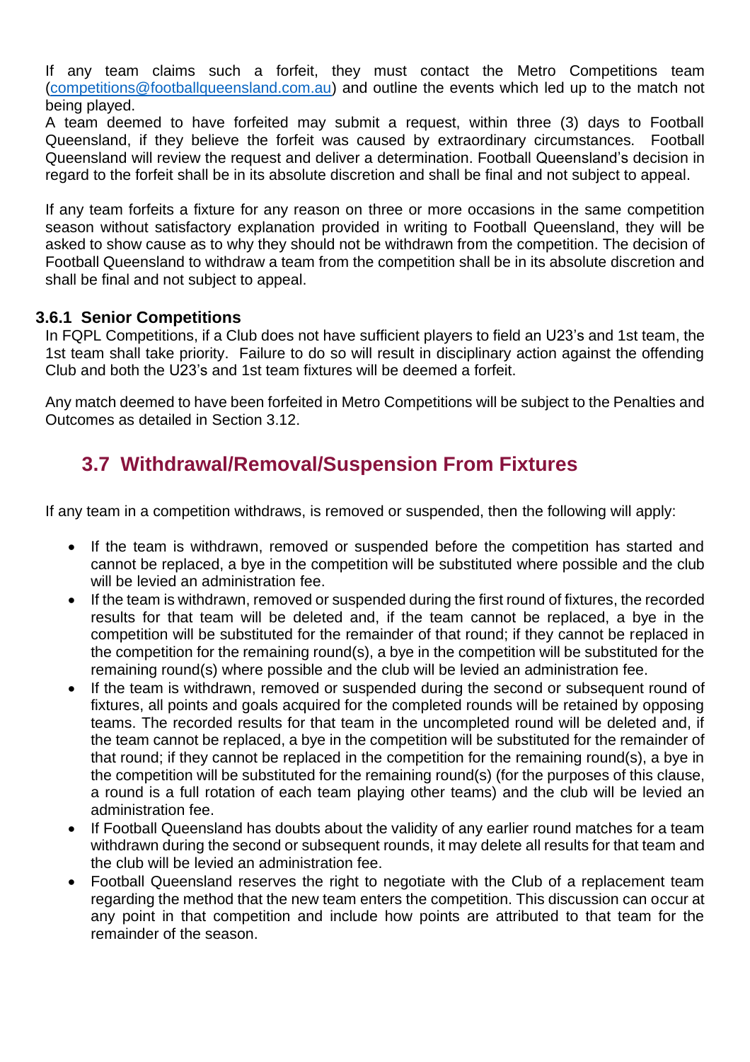If any team claims such a forfeit, they must contact the Metro Competitions team (competitions@footballqueensland.com.au) and outline the events which led up to the match not being played.
A team deemed to have forfeited may submit a request, within three (3) days to Football Queensland, if they believe the forfeit was caused by extraordinary circumstances. Football Queensland will review the request and deliver a determination. Football Queensland's decision in regard to the forfeit shall be in its absolute discretion and shall be final and not subject to appeal.

If any team forfeits a fixture for any reason on three or more occasions in the same competition season without satisfactory explanation provided in writing to Football Queensland, they will be asked to show cause as to why they should not be withdrawn from the competition. The decision of Football Queensland to withdraw a team from the competition shall be in its absolute discretion and shall be final and not subject to appeal.

### 3.6.1 Senior Competitions

In FQPL Competitions, if a Club does not have sufficient players to field an U23's and 1st team, the 1st team shall take priority. Failure to do so will result in disciplinary action against the offending Club and both the U23's and 1st team fixtures will be deemed a forfeit.

Any match deemed to have been forfeited in Metro Competitions will be subject to the Penalties and Outcomes as detailed in Section 3.12.

## 3.7 Withdrawal/Removal/Suspension From Fixtures

If any team in a competition withdraws, is removed or suspended, then the following will apply:

- If the team is withdrawn, removed or suspended before the competition has started and cannot be replaced, a bye in the competition will be substituted where possible and the club will be levied an administration fee.
- If the team is withdrawn, removed or suspended during the first round of fixtures, the recorded results for that team will be deleted and, if the team cannot be replaced, a bye in the competition will be substituted for the remainder of that round; if they cannot be replaced in the competition for the remaining round(s), a bye in the competition will be substituted for the remaining round(s) where possible and the club will be levied an administration fee.
- If the team is withdrawn, removed or suspended during the second or subsequent round of fixtures, all points and goals acquired for the completed rounds will be retained by opposing teams. The recorded results for that team in the uncompleted round will be deleted and, if the team cannot be replaced, a bye in the competition will be substituted for the remainder of that round; if they cannot be replaced in the competition for the remaining round(s), a bye in the competition will be substituted for the remaining round(s) (for the purposes of this clause, a round is a full rotation of each team playing other teams) and the club will be levied an administration fee.
- If Football Queensland has doubts about the validity of any earlier round matches for a team withdrawn during the second or subsequent rounds, it may delete all results for that team and the club will be levied an administration fee.
- Football Queensland reserves the right to negotiate with the Club of a replacement team regarding the method that the new team enters the competition. This discussion can occur at any point in that competition and include how points are attributed to that team for the remainder of the season.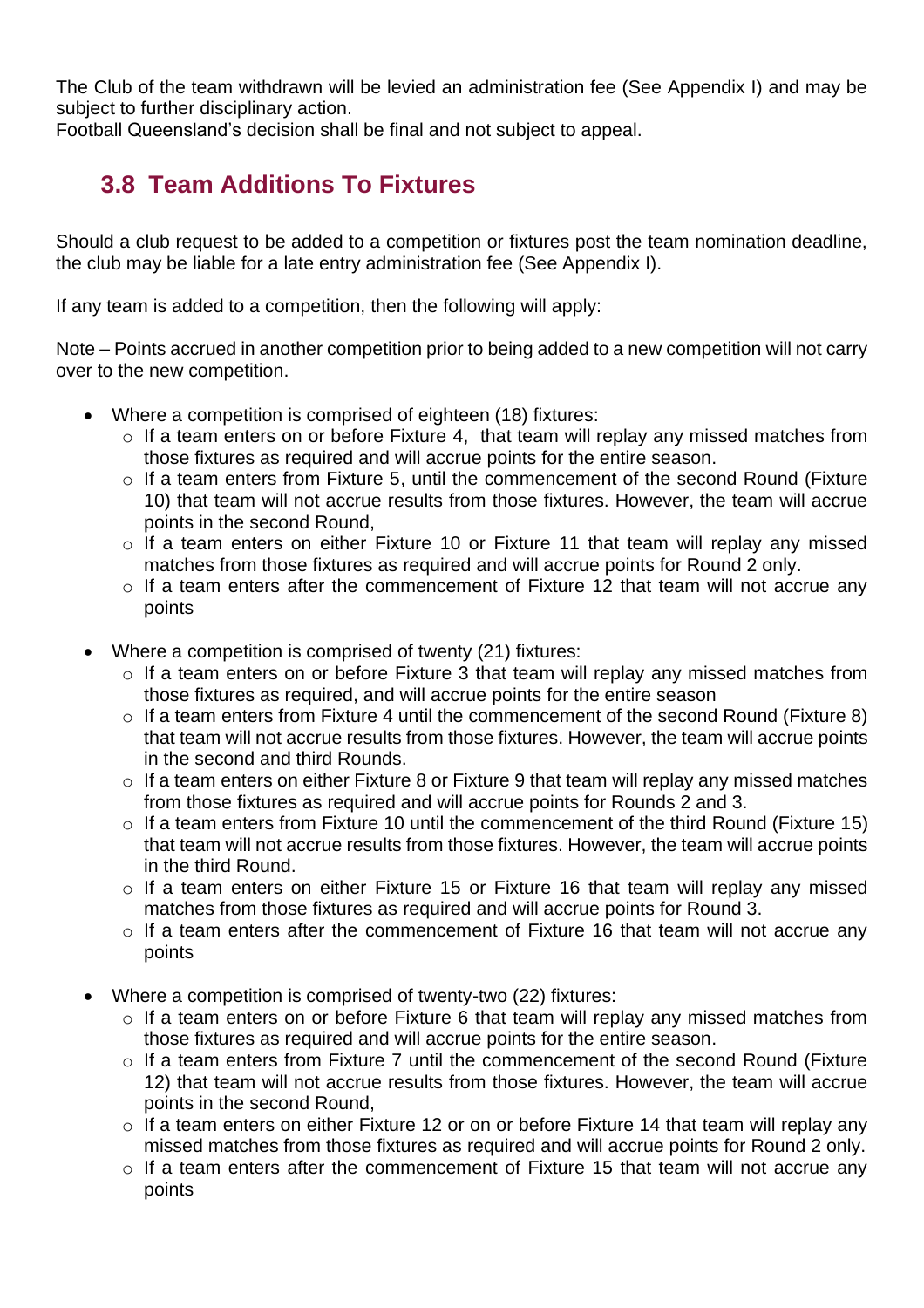The Club of the team withdrawn will be levied an administration fee (See Appendix I) and may be subject to further disciplinary action.
Football Queensland's decision shall be final and not subject to appeal.

## 3.8 Team Additions To Fixtures

Should a club request to be added to a competition or fixtures post the team nomination deadline, the club may be liable for a late entry administration fee (See Appendix I).

If any team is added to a competition, then the following will apply:

Note – Points accrued in another competition prior to being added to a new competition will not carry over to the new competition.

- Where a competition is comprised of eighteen (18) fixtures:
  - If a team enters on or before Fixture 4, that team will replay any missed matches from those fixtures as required and will accrue points for the entire season.
  - If a team enters from Fixture 5, until the commencement of the second Round (Fixture 10) that team will not accrue results from those fixtures. However, the team will accrue points in the second Round,
  - If a team enters on either Fixture 10 or Fixture 11 that team will replay any missed matches from those fixtures as required and will accrue points for Round 2 only.
  - If a team enters after the commencement of Fixture 12 that team will not accrue any points
- Where a competition is comprised of twenty (21) fixtures:
  - If a team enters on or before Fixture 3 that team will replay any missed matches from those fixtures as required, and will accrue points for the entire season
  - If a team enters from Fixture 4 until the commencement of the second Round (Fixture 8) that team will not accrue results from those fixtures. However, the team will accrue points in the second and third Rounds.
  - If a team enters on either Fixture 8 or Fixture 9 that team will replay any missed matches from those fixtures as required and will accrue points for Rounds 2 and 3.
  - If a team enters from Fixture 10 until the commencement of the third Round (Fixture 15) that team will not accrue results from those fixtures. However, the team will accrue points in the third Round.
  - If a team enters on either Fixture 15 or Fixture 16 that team will replay any missed matches from those fixtures as required and will accrue points for Round 3.
  - If a team enters after the commencement of Fixture 16 that team will not accrue any points
- Where a competition is comprised of twenty-two (22) fixtures:
  - If a team enters on or before Fixture 6 that team will replay any missed matches from those fixtures as required and will accrue points for the entire season.
  - If a team enters from Fixture 7 until the commencement of the second Round (Fixture 12) that team will not accrue results from those fixtures. However, the team will accrue points in the second Round,
  - If a team enters on either Fixture 12 or on or before Fixture 14 that team will replay any missed matches from those fixtures as required and will accrue points for Round 2 only.
  - If a team enters after the commencement of Fixture 15 that team will not accrue any points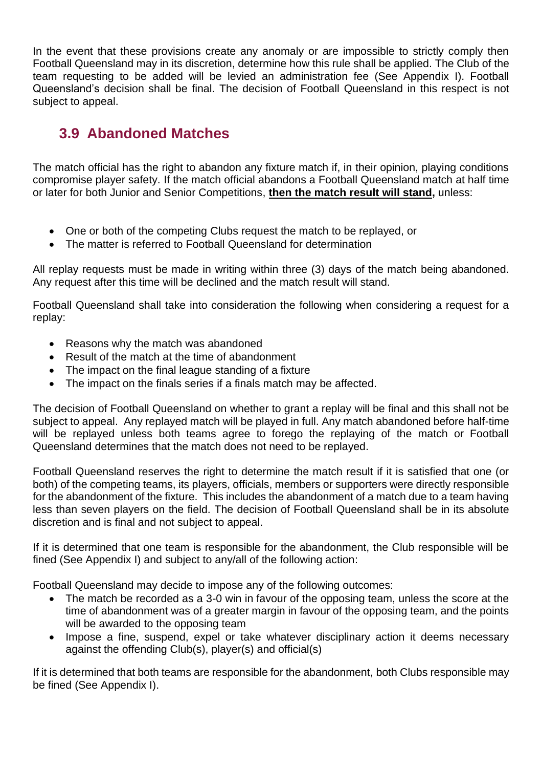In the event that these provisions create any anomaly or are impossible to strictly comply then Football Queensland may in its discretion, determine how this rule shall be applied. The Club of the team requesting to be added will be levied an administration fee (See Appendix I). Football Queensland's decision shall be final. The decision of Football Queensland in this respect is not subject to appeal.

## 3.9 Abandoned Matches

The match official has the right to abandon any fixture match if, in their opinion, playing conditions compromise player safety. If the match official abandons a Football Queensland match at half time or later for both Junior and Senior Competitions, **then the match result will stand,** unless:

- One or both of the competing Clubs request the match to be replayed, or
- The matter is referred to Football Queensland for determination

All replay requests must be made in writing within three (3) days of the match being abandoned. Any request after this time will be declined and the match result will stand.

Football Queensland shall take into consideration the following when considering a request for a replay:

- Reasons why the match was abandoned
- Result of the match at the time of abandonment
- The impact on the final league standing of a fixture
- The impact on the finals series if a finals match may be affected.

The decision of Football Queensland on whether to grant a replay will be final and this shall not be subject to appeal. Any replayed match will be played in full. Any match abandoned before half-time will be replayed unless both teams agree to forego the replaying of the match or Football Queensland determines that the match does not need to be replayed.

Football Queensland reserves the right to determine the match result if it is satisfied that one (or both) of the competing teams, its players, officials, members or supporters were directly responsible for the abandonment of the fixture. This includes the abandonment of a match due to a team having less than seven players on the field. The decision of Football Queensland shall be in its absolute discretion and is final and not subject to appeal.

If it is determined that one team is responsible for the abandonment, the Club responsible will be fined (See Appendix I) and subject to any/all of the following action:

Football Queensland may decide to impose any of the following outcomes:

- The match be recorded as a 3-0 win in favour of the opposing team, unless the score at the time of abandonment was of a greater margin in favour of the opposing team, and the points will be awarded to the opposing team
- Impose a fine, suspend, expel or take whatever disciplinary action it deems necessary against the offending Club(s), player(s) and official(s)

If it is determined that both teams are responsible for the abandonment, both Clubs responsible may be fined (See Appendix I).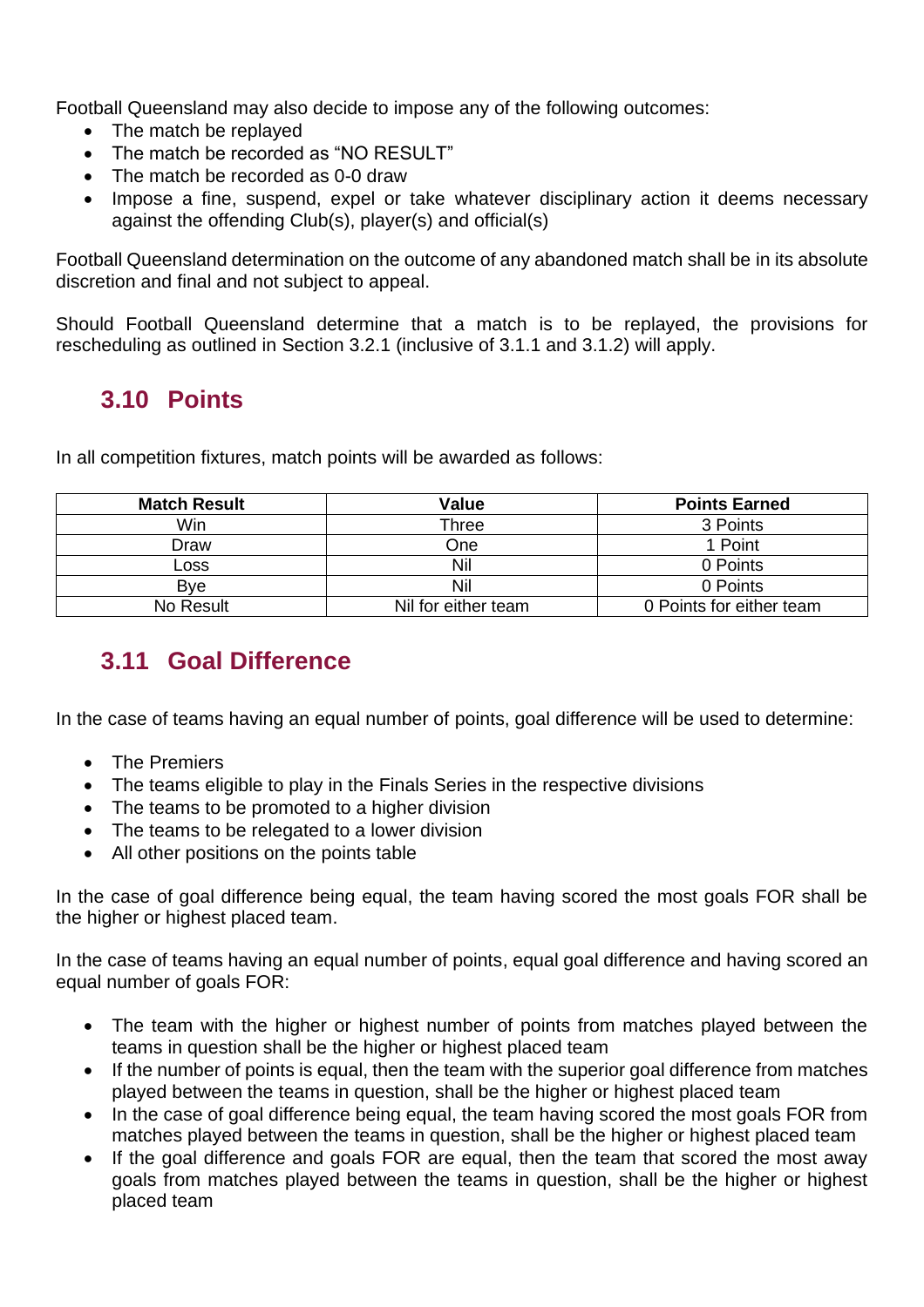Football Queensland may also decide to impose any of the following outcomes:

- The match be replayed
- The match be recorded as "NO RESULT"
- The match be recorded as 0-0 draw
- Impose a fine, suspend, expel or take whatever disciplinary action it deems necessary against the offending Club(s), player(s) and official(s)

Football Queensland determination on the outcome of any abandoned match shall be in its absolute discretion and final and not subject to appeal.

Should Football Queensland determine that a match is to be replayed, the provisions for rescheduling as outlined in Section 3.2.1 (inclusive of 3.1.1 and 3.1.2) will apply.

## 3.10 Points

In all competition fixtures, match points will be awarded as follows:

| Match Result | Value | Points Earned |
|---|---|---|
| Win | Three | 3 Points |
| Draw | One | 1 Point |
| Loss | Nil | 0 Points |
| Bye | Nil | 0 Points |
| No Result | Nil for either team | 0 Points for either team |

## 3.11 Goal Difference

In the case of teams having an equal number of points, goal difference will be used to determine:

- The Premiers
- The teams eligible to play in the Finals Series in the respective divisions
- The teams to be promoted to a higher division
- The teams to be relegated to a lower division
- All other positions on the points table

In the case of goal difference being equal, the team having scored the most goals FOR shall be the higher or highest placed team.

In the case of teams having an equal number of points, equal goal difference and having scored an equal number of goals FOR:

- The team with the higher or highest number of points from matches played between the teams in question shall be the higher or highest placed team
- If the number of points is equal, then the team with the superior goal difference from matches played between the teams in question, shall be the higher or highest placed team
- In the case of goal difference being equal, the team having scored the most goals FOR from matches played between the teams in question, shall be the higher or highest placed team
- If the goal difference and goals FOR are equal, then the team that scored the most away goals from matches played between the teams in question, shall be the higher or highest placed team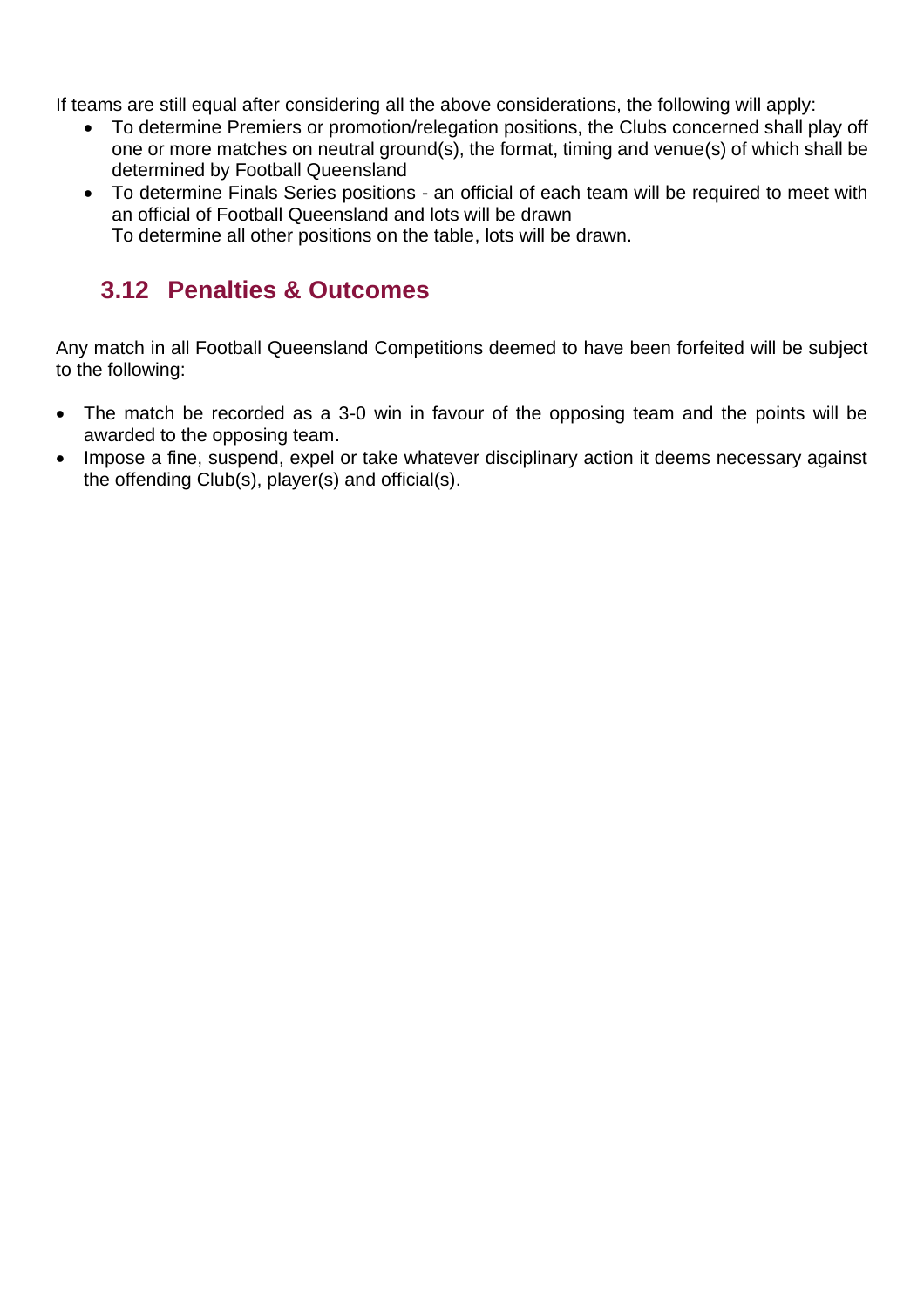If teams are still equal after considering all the above considerations, the following will apply:

- To determine Premiers or promotion/relegation positions, the Clubs concerned shall play off one or more matches on neutral ground(s), the format, timing and venue(s) of which shall be determined by Football Queensland
- To determine Finals Series positions - an official of each team will be required to meet with an official of Football Queensland and lots will be drawn
  To determine all other positions on the table, lots will be drawn.

## 3.12 Penalties & Outcomes

Any match in all Football Queensland Competitions deemed to have been forfeited will be subject to the following:

- The match be recorded as a 3-0 win in favour of the opposing team and the points will be awarded to the opposing team.
- Impose a fine, suspend, expel or take whatever disciplinary action it deems necessary against the offending Club(s), player(s) and official(s).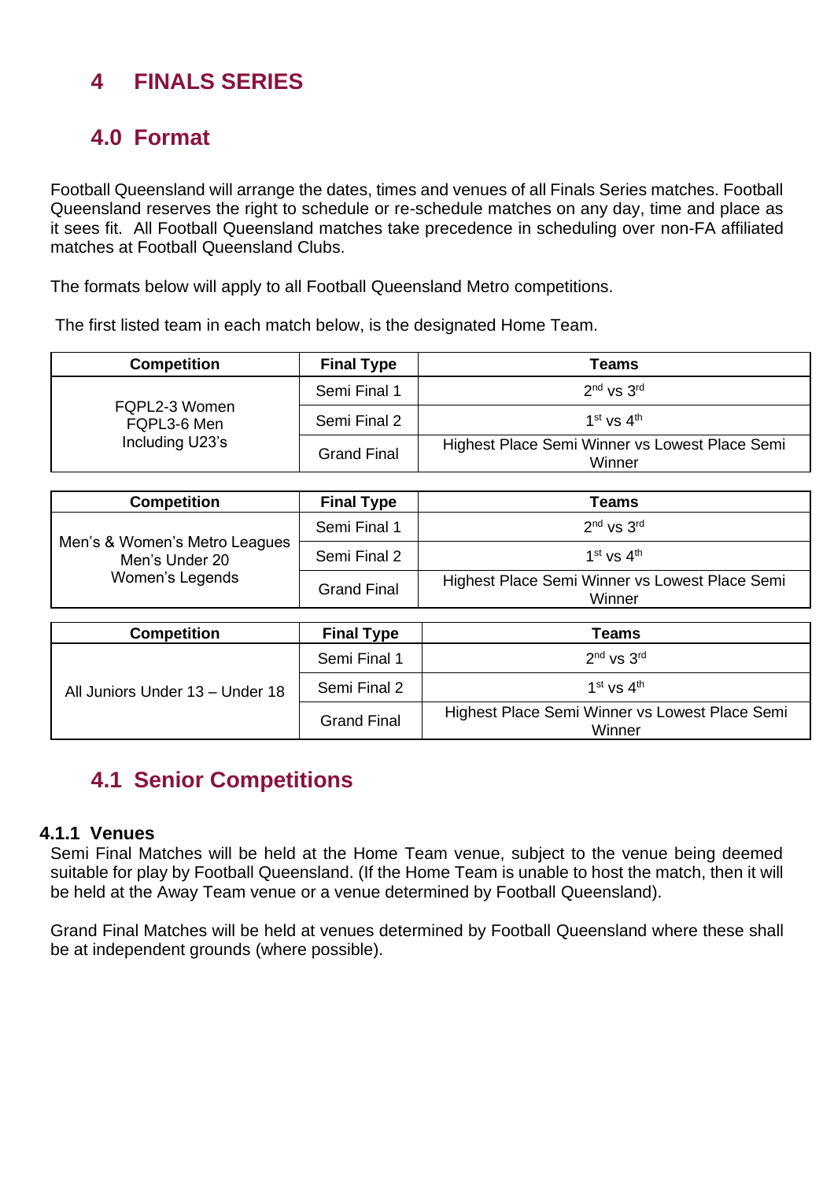# 4 FINALS SERIES

## 4.0 Format

Football Queensland will arrange the dates, times and venues of all Finals Series matches. Football Queensland reserves the right to schedule or re-schedule matches on any day, time and place as it sees fit. All Football Queensland matches take precedence in scheduling over non-FA affiliated matches at Football Queensland Clubs.

The formats below will apply to all Football Queensland Metro competitions.

The first listed team in each match below, is the designated Home Team.

| Competition | Final Type | Teams |
|---|---|---|
| FQPL2-3 Women<br>FQPL3-6 Men<br>Including U23's | Semi Final 1 | 2nd vs 3rd |
| | Semi Final 2 | 1st vs 4th |
| | Grand Final | Highest Place Semi Winner vs Lowest Place Semi Winner |

| Competition | Final Type | Teams |
|---|---|---|
| Men's & Women's Metro Leagues<br>Men's Under 20<br>Women's Legends | Semi Final 1 | 2nd vs 3rd |
| | Semi Final 2 | 1st vs 4th |
| | Grand Final | Highest Place Semi Winner vs Lowest Place Semi Winner |

| Competition | Final Type | Teams |
|---|---|---|
| All Juniors Under 13 – Under 18 | Semi Final 1 | 2nd vs 3rd |
| | Semi Final 2 | 1st vs 4th |
| | Grand Final | Highest Place Semi Winner vs Lowest Place Semi Winner |

## 4.1 Senior Competitions

### 4.1.1 Venues

Semi Final Matches will be held at the Home Team venue, subject to the venue being deemed suitable for play by Football Queensland. (If the Home Team is unable to host the match, then it will be held at the Away Team venue or a venue determined by Football Queensland).

Grand Final Matches will be held at venues determined by Football Queensland where these shall be at independent grounds (where possible).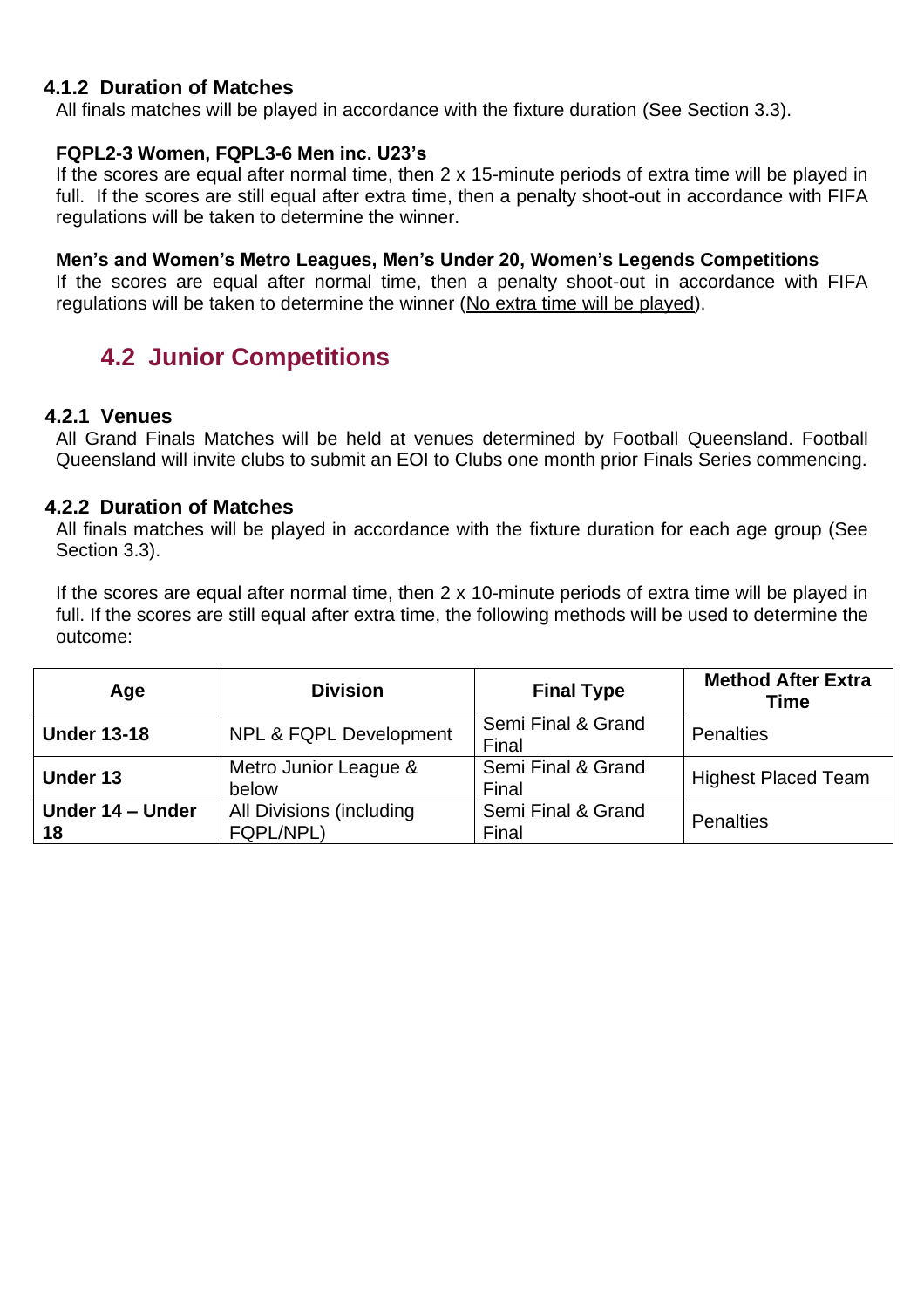#### 4.1.2 Duration of Matches

All finals matches will be played in accordance with the fixture duration (See Section 3.3).

**FQPL2-3 Women, FQPL3-6 Men inc. U23's**

If the scores are equal after normal time, then 2 x 15-minute periods of extra time will be played in full. If the scores are still equal after extra time, then a penalty shoot-out in accordance with FIFA regulations will be taken to determine the winner.

**Men's and Women's Metro Leagues, Men's Under 20, Women's Legends Competitions**

If the scores are equal after normal time, then a penalty shoot-out in accordance with FIFA regulations will be taken to determine the winner (No extra time will be played).

### 4.2 Junior Competitions

#### 4.2.1 Venues

All Grand Finals Matches will be held at venues determined by Football Queensland. Football Queensland will invite clubs to submit an EOI to Clubs one month prior Finals Series commencing.

#### 4.2.2 Duration of Matches

All finals matches will be played in accordance with the fixture duration for each age group (See Section 3.3).

If the scores are equal after normal time, then 2 x 10-minute periods of extra time will be played in full. If the scores are still equal after extra time, the following methods will be used to determine the outcome:

| Age | Division | Final Type | Method After Extra Time |
|---|---|---|---|
| **Under 13-18** | NPL & FQPL Development | Semi Final & Grand Final | Penalties |
| **Under 13** | Metro Junior League & below | Semi Final & Grand Final | Highest Placed Team |
| **Under 14 – Under 18** | All Divisions (including FQPL/NPL) | Semi Final & Grand Final | Penalties |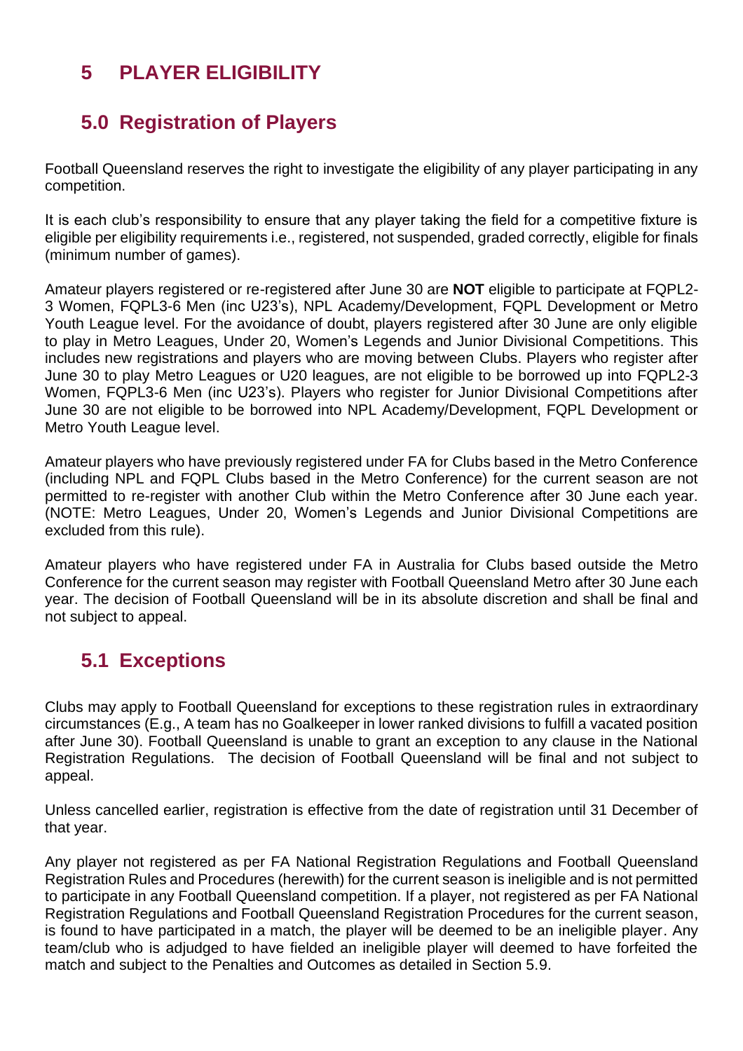# 5 PLAYER ELIGIBILITY

## 5.0 Registration of Players

Football Queensland reserves the right to investigate the eligibility of any player participating in any competition.

It is each club's responsibility to ensure that any player taking the field for a competitive fixture is eligible per eligibility requirements i.e., registered, not suspended, graded correctly, eligible for finals (minimum number of games).

Amateur players registered or re-registered after June 30 are **NOT** eligible to participate at FQPL2-3 Women, FQPL3-6 Men (inc U23's), NPL Academy/Development, FQPL Development or Metro Youth League level. For the avoidance of doubt, players registered after 30 June are only eligible to play in Metro Leagues, Under 20, Women's Legends and Junior Divisional Competitions. This includes new registrations and players who are moving between Clubs. Players who register after June 30 to play Metro Leagues or U20 leagues, are not eligible to be borrowed up into FQPL2-3 Women, FQPL3-6 Men (inc U23's). Players who register for Junior Divisional Competitions after June 30 are not eligible to be borrowed into NPL Academy/Development, FQPL Development or Metro Youth League level.

Amateur players who have previously registered under FA for Clubs based in the Metro Conference (including NPL and FQPL Clubs based in the Metro Conference) for the current season are not permitted to re-register with another Club within the Metro Conference after 30 June each year. (NOTE: Metro Leagues, Under 20, Women's Legends and Junior Divisional Competitions are excluded from this rule).

Amateur players who have registered under FA in Australia for Clubs based outside the Metro Conference for the current season may register with Football Queensland Metro after 30 June each year. The decision of Football Queensland will be in its absolute discretion and shall be final and not subject to appeal.

## 5.1 Exceptions

Clubs may apply to Football Queensland for exceptions to these registration rules in extraordinary circumstances (E.g., A team has no Goalkeeper in lower ranked divisions to fulfill a vacated position after June 30). Football Queensland is unable to grant an exception to any clause in the National Registration Regulations. The decision of Football Queensland will be final and not subject to appeal.

Unless cancelled earlier, registration is effective from the date of registration until 31 December of that year.

Any player not registered as per FA National Registration Regulations and Football Queensland Registration Rules and Procedures (herewith) for the current season is ineligible and is not permitted to participate in any Football Queensland competition. If a player, not registered as per FA National Registration Regulations and Football Queensland Registration Procedures for the current season, is found to have participated in a match, the player will be deemed to be an ineligible player. Any team/club who is adjudged to have fielded an ineligible player will deemed to have forfeited the match and subject to the Penalties and Outcomes as detailed in Section 5.9.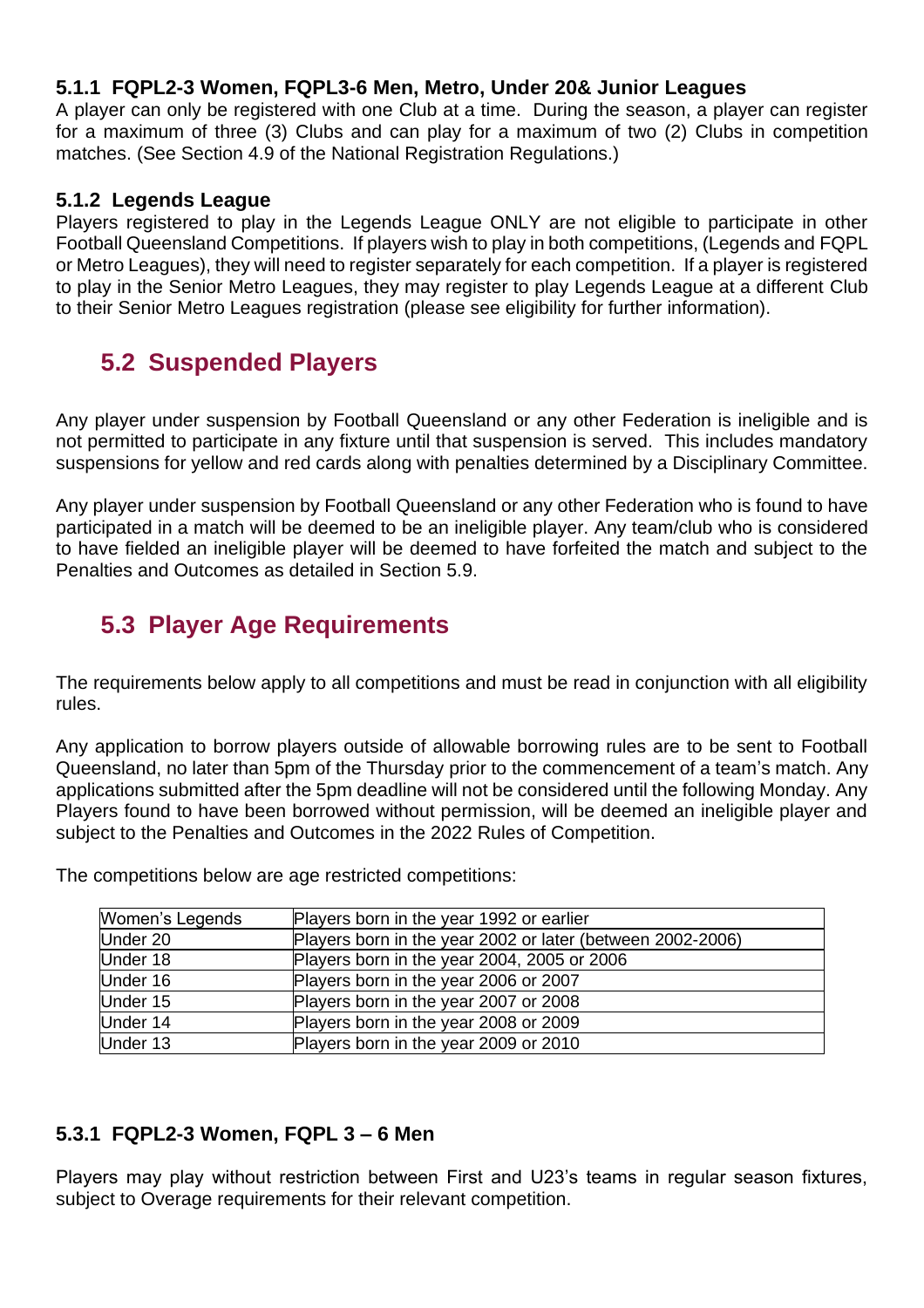#### 5.1.1 FQPL2-3 Women, FQPL3-6 Men, Metro, Under 20& Junior Leagues

A player can only be registered with one Club at a time. During the season, a player can register for a maximum of three (3) Clubs and can play for a maximum of two (2) Clubs in competition matches. (See Section 4.9 of the National Registration Regulations.)

#### 5.1.2 Legends League

Players registered to play in the Legends League ONLY are not eligible to participate in other Football Queensland Competitions. If players wish to play in both competitions, (Legends and FQPL or Metro Leagues), they will need to register separately for each competition. If a player is registered to play in the Senior Metro Leagues, they may register to play Legends League at a different Club to their Senior Metro Leagues registration (please see eligibility for further information).

## 5.2 Suspended Players

Any player under suspension by Football Queensland or any other Federation is ineligible and is not permitted to participate in any fixture until that suspension is served. This includes mandatory suspensions for yellow and red cards along with penalties determined by a Disciplinary Committee.

Any player under suspension by Football Queensland or any other Federation who is found to have participated in a match will be deemed to be an ineligible player. Any team/club who is considered to have fielded an ineligible player will be deemed to have forfeited the match and subject to the Penalties and Outcomes as detailed in Section 5.9.

## 5.3 Player Age Requirements

The requirements below apply to all competitions and must be read in conjunction with all eligibility rules.

Any application to borrow players outside of allowable borrowing rules are to be sent to Football Queensland, no later than 5pm of the Thursday prior to the commencement of a team's match. Any applications submitted after the 5pm deadline will not be considered until the following Monday. Any Players found to have been borrowed without permission, will be deemed an ineligible player and subject to the Penalties and Outcomes in the 2022 Rules of Competition.

The competitions below are age restricted competitions:

| Women's Legends | Players born in the year 1992 or earlier |
|---|---|
| Under 20 | Players born in the year 2002 or later (between 2002-2006) |
| Under 18 | Players born in the year 2004, 2005 or 2006 |
| Under 16 | Players born in the year 2006 or 2007 |
| Under 15 | Players born in the year 2007 or 2008 |
| Under 14 | Players born in the year 2008 or 2009 |
| Under 13 | Players born in the year 2009 or 2010 |

#### 5.3.1 FQPL2-3 Women, FQPL 3 – 6 Men

Players may play without restriction between First and U23's teams in regular season fixtures, subject to Overage requirements for their relevant competition.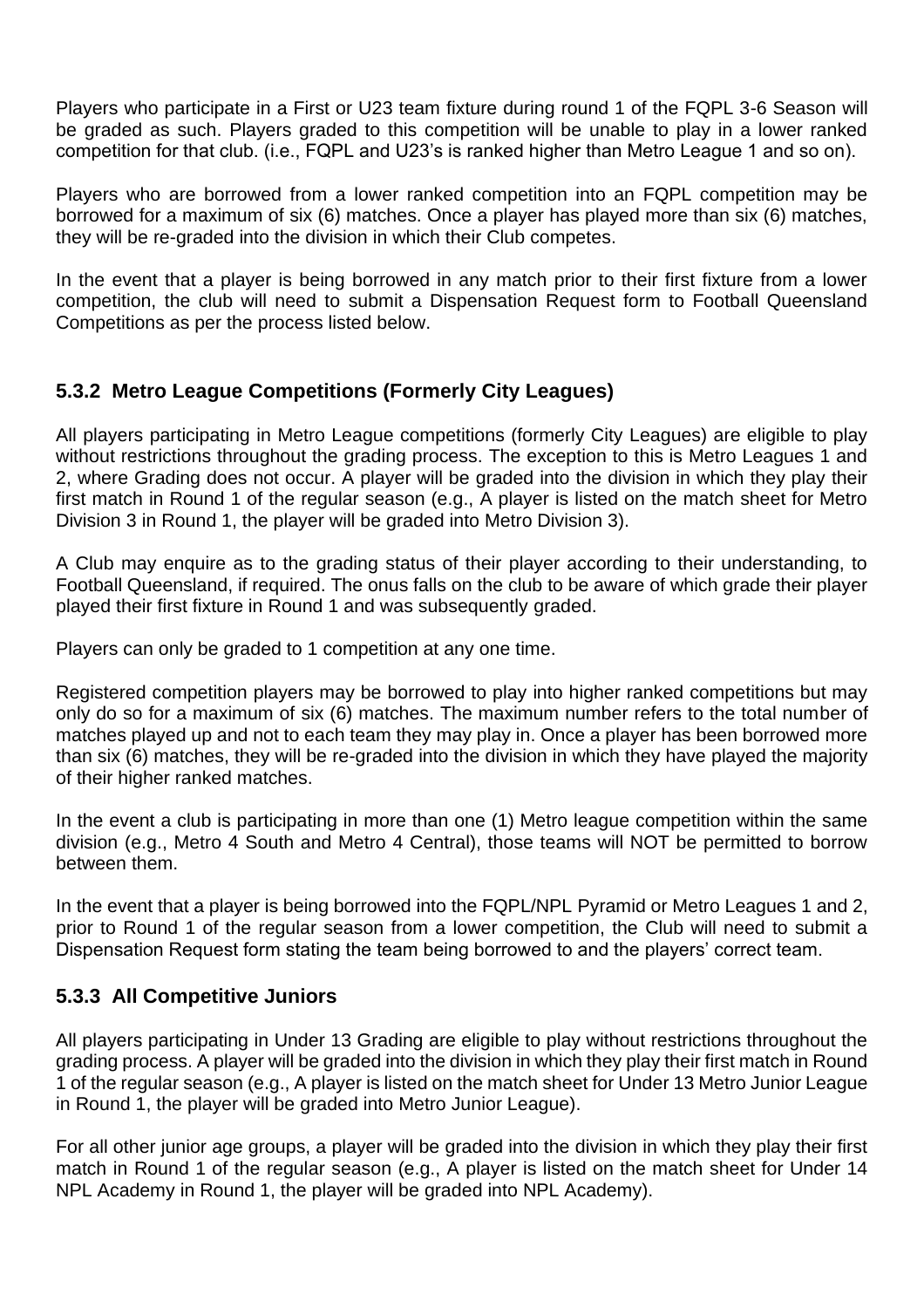Players who participate in a First or U23 team fixture during round 1 of the FQPL 3-6 Season will be graded as such. Players graded to this competition will be unable to play in a lower ranked competition for that club. (i.e., FQPL and U23's is ranked higher than Metro League 1 and so on).

Players who are borrowed from a lower ranked competition into an FQPL competition may be borrowed for a maximum of six (6) matches. Once a player has played more than six (6) matches, they will be re-graded into the division in which their Club competes.

In the event that a player is being borrowed in any match prior to their first fixture from a lower competition, the club will need to submit a Dispensation Request form to Football Queensland Competitions as per the process listed below.

### 5.3.2 Metro League Competitions (Formerly City Leagues)

All players participating in Metro League competitions (formerly City Leagues) are eligible to play without restrictions throughout the grading process. The exception to this is Metro Leagues 1 and 2, where Grading does not occur. A player will be graded into the division in which they play their first match in Round 1 of the regular season (e.g., A player is listed on the match sheet for Metro Division 3 in Round 1, the player will be graded into Metro Division 3).

A Club may enquire as to the grading status of their player according to their understanding, to Football Queensland, if required. The onus falls on the club to be aware of which grade their player played their first fixture in Round 1 and was subsequently graded.

Players can only be graded to 1 competition at any one time.

Registered competition players may be borrowed to play into higher ranked competitions but may only do so for a maximum of six (6) matches. The maximum number refers to the total number of matches played up and not to each team they may play in. Once a player has been borrowed more than six (6) matches, they will be re-graded into the division in which they have played the majority of their higher ranked matches.

In the event a club is participating in more than one (1) Metro league competition within the same division (e.g., Metro 4 South and Metro 4 Central), those teams will NOT be permitted to borrow between them.

In the event that a player is being borrowed into the FQPL/NPL Pyramid or Metro Leagues 1 and 2, prior to Round 1 of the regular season from a lower competition, the Club will need to submit a Dispensation Request form stating the team being borrowed to and the players' correct team.

### 5.3.3 All Competitive Juniors

All players participating in Under 13 Grading are eligible to play without restrictions throughout the grading process. A player will be graded into the division in which they play their first match in Round 1 of the regular season (e.g., A player is listed on the match sheet for Under 13 Metro Junior League in Round 1, the player will be graded into Metro Junior League).

For all other junior age groups, a player will be graded into the division in which they play their first match in Round 1 of the regular season (e.g., A player is listed on the match sheet for Under 14 NPL Academy in Round 1, the player will be graded into NPL Academy).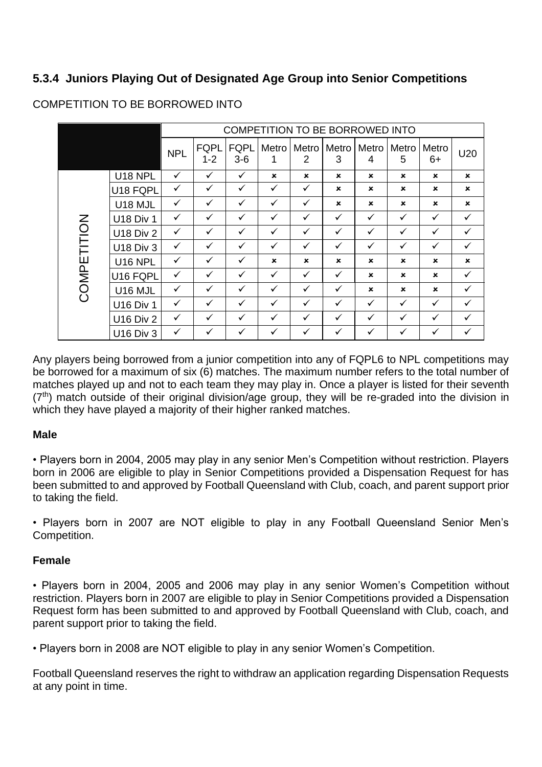### 5.3.4 Juniors Playing Out of Designated Age Group into Senior Competitions

COMPETITION TO BE BORROWED INTO

| | | COMPETITION TO BE BORROWED INTO | | | | | | | | | |
|---|---|---|---|---|---|---|---|---|---|---|---|
| | | NPL | FQPL 1-2 | FQPL 3-6 | Metro 1 | Metro 2 | Metro 3 | Metro 4 | Metro 5 | Metro 6+ | U20 |
| COMPETITION | U18 NPL | ✓ | ✓ | ✓ | ✗ | ✗ | ✗ | ✗ | ✗ | ✗ | ✗ |
| | U18 FQPL | ✓ | ✓ | ✓ | ✓ | ✓ | ✗ | ✗ | ✗ | ✗ | ✗ |
| | U18 MJL | ✓ | ✓ | ✓ | ✓ | ✓ | ✗ | ✗ | ✗ | ✗ | ✗ |
| | U18 Div 1 | ✓ | ✓ | ✓ | ✓ | ✓ | ✓ | ✓ | ✓ | ✓ | ✓ |
| | U18 Div 2 | ✓ | ✓ | ✓ | ✓ | ✓ | ✓ | ✓ | ✓ | ✓ | ✓ |
| | U18 Div 3 | ✓ | ✓ | ✓ | ✓ | ✓ | ✓ | ✓ | ✓ | ✓ | ✓ |
| | U16 NPL | ✓ | ✓ | ✓ | ✗ | ✗ | ✗ | ✗ | ✗ | ✗ | ✗ |
| | U16 FQPL | ✓ | ✓ | ✓ | ✓ | ✓ | ✓ | ✗ | ✗ | ✗ | ✓ |
| | U16 MJL | ✓ | ✓ | ✓ | ✓ | ✓ | ✓ | ✗ | ✗ | ✗ | ✓ |
| | U16 Div 1 | ✓ | ✓ | ✓ | ✓ | ✓ | ✓ | ✓ | ✓ | ✓ | ✓ |
| | U16 Div 2 | ✓ | ✓ | ✓ | ✓ | ✓ | ✓ | ✓ | ✓ | ✓ | ✓ |
| | U16 Div 3 | ✓ | ✓ | ✓ | ✓ | ✓ | ✓ | ✓ | ✓ | ✓ | ✓ |

Any players being borrowed from a junior competition into any of FQPL6 to NPL competitions may be borrowed for a maximum of six (6) matches. The maximum number refers to the total number of matches played up and not to each team they may play in. Once a player is listed for their seventh ($7^{th}$) match outside of their original division/age group, they will be re-graded into the division in which they have played a majority of their higher ranked matches.

**Male**

• Players born in 2004, 2005 may play in any senior Men's Competition without restriction. Players born in 2006 are eligible to play in Senior Competitions provided a Dispensation Request for has been submitted to and approved by Football Queensland with Club, coach, and parent support prior to taking the field.

• Players born in 2007 are NOT eligible to play in any Football Queensland Senior Men's Competition.

**Female**

• Players born in 2004, 2005 and 2006 may play in any senior Women's Competition without restriction. Players born in 2007 are eligible to play in Senior Competitions provided a Dispensation Request form has been submitted to and approved by Football Queensland with Club, coach, and parent support prior to taking the field.

• Players born in 2008 are NOT eligible to play in any senior Women's Competition.

Football Queensland reserves the right to withdraw an application regarding Dispensation Requests at any point in time.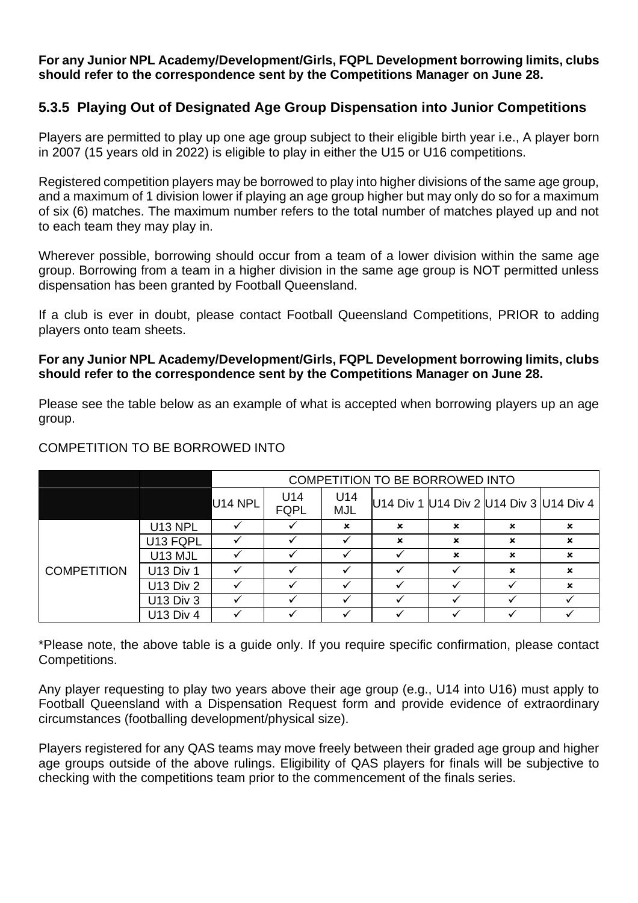**For any Junior NPL Academy/Development/Girls, FQPL Development borrowing limits, clubs should refer to the correspondence sent by the Competitions Manager on June 28.**

### 5.3.5 Playing Out of Designated Age Group Dispensation into Junior Competitions

Players are permitted to play up one age group subject to their eligible birth year i.e., A player born in 2007 (15 years old in 2022) is eligible to play in either the U15 or U16 competitions.

Registered competition players may be borrowed to play into higher divisions of the same age group, and a maximum of 1 division lower if playing an age group higher but may only do so for a maximum of six (6) matches. The maximum number refers to the total number of matches played up and not to each team they may play in.

Wherever possible, borrowing should occur from a team of a lower division within the same age group. Borrowing from a team in a higher division in the same age group is NOT permitted unless dispensation has been granted by Football Queensland.

If a club is ever in doubt, please contact Football Queensland Competitions, PRIOR to adding players onto team sheets.

**For any Junior NPL Academy/Development/Girls, FQPL Development borrowing limits, clubs should refer to the correspondence sent by the Competitions Manager on June 28.**

Please see the table below as an example of what is accepted when borrowing players up an age group.

COMPETITION TO BE BORROWED INTO

| | | COMPETITION TO BE BORROWED INTO | | | | | | |
|---|---|---|---|---|---|---|---|---|
| | | U14 NPL | U14 FQPL | U14 MJL | U14 Div 1 | U14 Div 2 | U14 Div 3 | U14 Div 4 |
| COMPETITION | U13 NPL | ✓ | ✓ | × | × | × | × | × |
| | U13 FQPL | ✓ | ✓ | ✓ | × | × | × | × |
| | U13 MJL | ✓ | ✓ | ✓ | ✓ | × | × | × |
| | U13 Div 1 | ✓ | ✓ | ✓ | ✓ | ✓ | × | × |
| | U13 Div 2 | ✓ | ✓ | ✓ | ✓ | ✓ | ✓ | × |
| | U13 Div 3 | ✓ | ✓ | ✓ | ✓ | ✓ | ✓ | ✓ |
| | U13 Div 4 | ✓ | ✓ | ✓ | ✓ | ✓ | ✓ | ✓ |

*Please note, the above table is a guide only. If you require specific confirmation, please contact Competitions.

Any player requesting to play two years above their age group (e.g., U14 into U16) must apply to Football Queensland with a Dispensation Request form and provide evidence of extraordinary circumstances (footballing development/physical size).

Players registered for any QAS teams may move freely between their graded age group and higher age groups outside of the above rulings. Eligibility of QAS players for finals will be subjective to checking with the competitions team prior to the commencement of the finals series.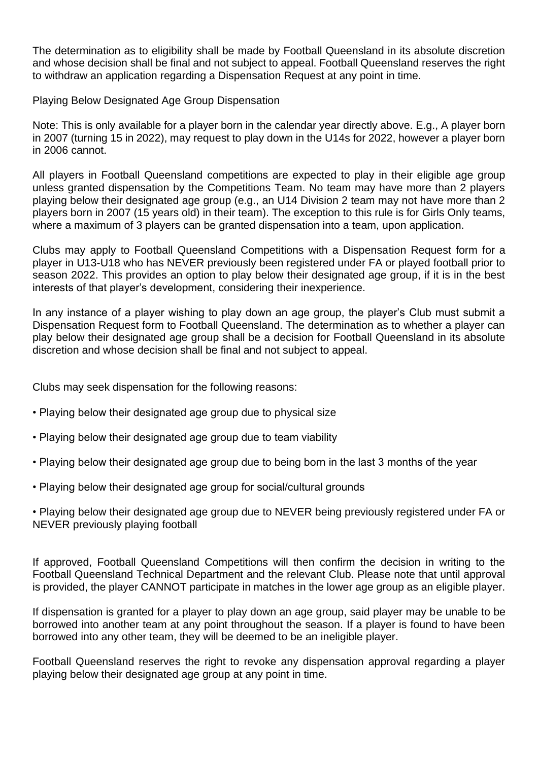The determination as to eligibility shall be made by Football Queensland in its absolute discretion and whose decision shall be final and not subject to appeal. Football Queensland reserves the right to withdraw an application regarding a Dispensation Request at any point in time.

## Playing Below Designated Age Group Dispensation

Note: This is only available for a player born in the calendar year directly above. E.g., A player born in 2007 (turning 15 in 2022), may request to play down in the U14s for 2022, however a player born in 2006 cannot.

All players in Football Queensland competitions are expected to play in their eligible age group unless granted dispensation by the Competitions Team. No team may have more than 2 players playing below their designated age group (e.g., an U14 Division 2 team may not have more than 2 players born in 2007 (15 years old) in their team). The exception to this rule is for Girls Only teams, where a maximum of 3 players can be granted dispensation into a team, upon application.

Clubs may apply to Football Queensland Competitions with a Dispensation Request form for a player in U13-U18 who has NEVER previously been registered under FA or played football prior to season 2022. This provides an option to play below their designated age group, if it is in the best interests of that player's development, considering their inexperience.

In any instance of a player wishing to play down an age group, the player's Club must submit a Dispensation Request form to Football Queensland. The determination as to whether a player can play below their designated age group shall be a decision for Football Queensland in its absolute discretion and whose decision shall be final and not subject to appeal.

Clubs may seek dispensation for the following reasons:

- Playing below their designated age group due to physical size
- Playing below their designated age group due to team viability
- Playing below their designated age group due to being born in the last 3 months of the year
- Playing below their designated age group for social/cultural grounds
- Playing below their designated age group due to NEVER being previously registered under FA or NEVER previously playing football

If approved, Football Queensland Competitions will then confirm the decision in writing to the Football Queensland Technical Department and the relevant Club. Please note that until approval is provided, the player CANNOT participate in matches in the lower age group as an eligible player.

If dispensation is granted for a player to play down an age group, said player may be unable to be borrowed into another team at any point throughout the season. If a player is found to have been borrowed into any other team, they will be deemed to be an ineligible player.

Football Queensland reserves the right to revoke any dispensation approval regarding a player playing below their designated age group at any point in time.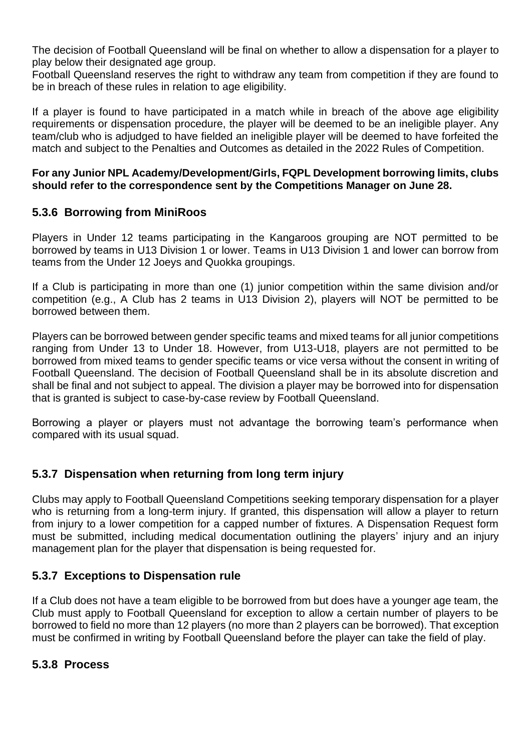The decision of Football Queensland will be final on whether to allow a dispensation for a player to play below their designated age group.
Football Queensland reserves the right to withdraw any team from competition if they are found to be in breach of these rules in relation to age eligibility.

If a player is found to have participated in a match while in breach of the above age eligibility requirements or dispensation procedure, the player will be deemed to be an ineligible player. Any team/club who is adjudged to have fielded an ineligible player will be deemed to have forfeited the match and subject to the Penalties and Outcomes as detailed in the 2022 Rules of Competition.

**For any Junior NPL Academy/Development/Girls, FQPL Development borrowing limits, clubs should refer to the correspondence sent by the Competitions Manager on June 28.**

### 5.3.6 Borrowing from MiniRoos

Players in Under 12 teams participating in the Kangaroos grouping are NOT permitted to be borrowed by teams in U13 Division 1 or lower. Teams in U13 Division 1 and lower can borrow from teams from the Under 12 Joeys and Quokka groupings.

If a Club is participating in more than one (1) junior competition within the same division and/or competition (e.g., A Club has 2 teams in U13 Division 2), players will NOT be permitted to be borrowed between them.

Players can be borrowed between gender specific teams and mixed teams for all junior competitions ranging from Under 13 to Under 18. However, from U13-U18, players are not permitted to be borrowed from mixed teams to gender specific teams or vice versa without the consent in writing of Football Queensland. The decision of Football Queensland shall be in its absolute discretion and shall be final and not subject to appeal. The division a player may be borrowed into for dispensation that is granted is subject to case-by-case review by Football Queensland.

Borrowing a player or players must not advantage the borrowing team's performance when compared with its usual squad.

### 5.3.7 Dispensation when returning from long term injury

Clubs may apply to Football Queensland Competitions seeking temporary dispensation for a player who is returning from a long-term injury. If granted, this dispensation will allow a player to return from injury to a lower competition for a capped number of fixtures. A Dispensation Request form must be submitted, including medical documentation outlining the players' injury and an injury management plan for the player that dispensation is being requested for.

### 5.3.7 Exceptions to Dispensation rule

If a Club does not have a team eligible to be borrowed from but does have a younger age team, the Club must apply to Football Queensland for exception to allow a certain number of players to be borrowed to field no more than 12 players (no more than 2 players can be borrowed). That exception must be confirmed in writing by Football Queensland before the player can take the field of play.

### 5.3.8 Process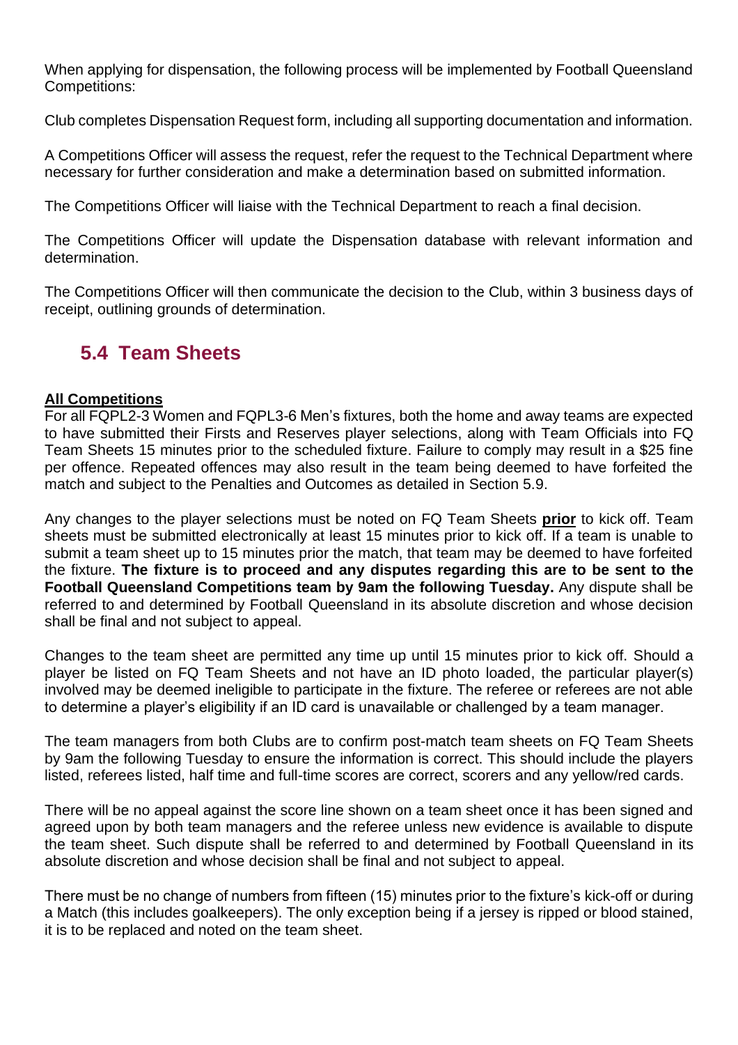When applying for dispensation, the following process will be implemented by Football Queensland Competitions:

Club completes Dispensation Request form, including all supporting documentation and information.

A Competitions Officer will assess the request, refer the request to the Technical Department where necessary for further consideration and make a determination based on submitted information.

The Competitions Officer will liaise with the Technical Department to reach a final decision.

The Competitions Officer will update the Dispensation database with relevant information and determination.

The Competitions Officer will then communicate the decision to the Club, within 3 business days of receipt, outlining grounds of determination.

## 5.4 Team Sheets

**All Competitions**

For all FQPL2-3 Women and FQPL3-6 Men's fixtures, both the home and away teams are expected to have submitted their Firsts and Reserves player selections, along with Team Officials into FQ Team Sheets 15 minutes prior to the scheduled fixture. Failure to comply may result in a $25 fine per offence. Repeated offences may also result in the team being deemed to have forfeited the match and subject to the Penalties and Outcomes as detailed in Section 5.9.

Any changes to the player selections must be noted on FQ Team Sheets **prior** to kick off. Team sheets must be submitted electronically at least 15 minutes prior to kick off. If a team is unable to submit a team sheet up to 15 minutes prior the match, that team may be deemed to have forfeited the fixture. **The fixture is to proceed and any disputes regarding this are to be sent to the Football Queensland Competitions team by 9am the following Tuesday.** Any dispute shall be referred to and determined by Football Queensland in its absolute discretion and whose decision shall be final and not subject to appeal.

Changes to the team sheet are permitted any time up until 15 minutes prior to kick off. Should a player be listed on FQ Team Sheets and not have an ID photo loaded, the particular player(s) involved may be deemed ineligible to participate in the fixture. The referee or referees are not able to determine a player's eligibility if an ID card is unavailable or challenged by a team manager.

The team managers from both Clubs are to confirm post-match team sheets on FQ Team Sheets by 9am the following Tuesday to ensure the information is correct. This should include the players listed, referees listed, half time and full-time scores are correct, scorers and any yellow/red cards.

There will be no appeal against the score line shown on a team sheet once it has been signed and agreed upon by both team managers and the referee unless new evidence is available to dispute the team sheet. Such dispute shall be referred to and determined by Football Queensland in its absolute discretion and whose decision shall be final and not subject to appeal.

There must be no change of numbers from fifteen (15) minutes prior to the fixture's kick-off or during a Match (this includes goalkeepers). The only exception being if a jersey is ripped or blood stained, it is to be replaced and noted on the team sheet.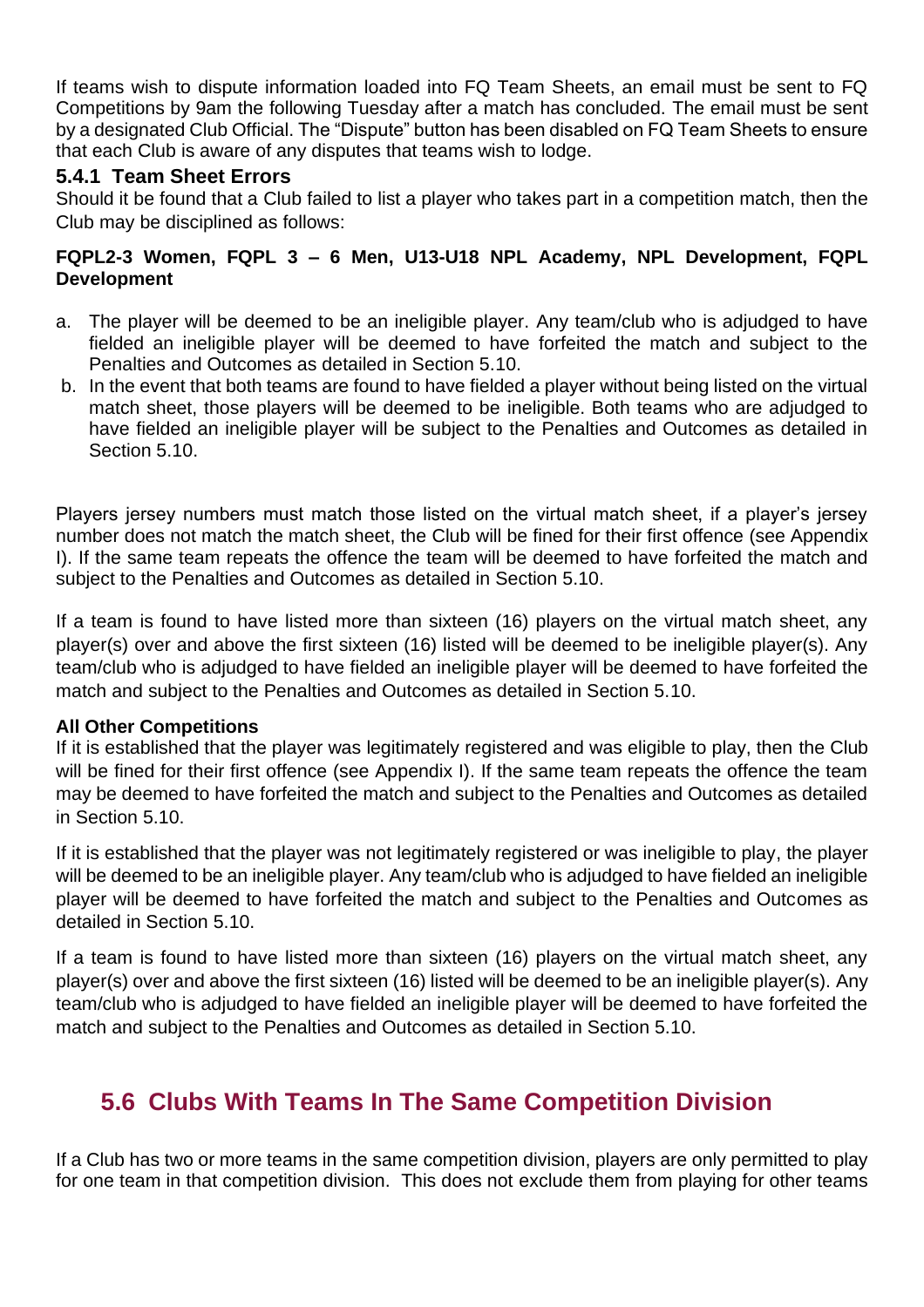If teams wish to dispute information loaded into FQ Team Sheets, an email must be sent to FQ Competitions by 9am the following Tuesday after a match has concluded. The email must be sent by a designated Club Official. The "Dispute" button has been disabled on FQ Team Sheets to ensure that each Club is aware of any disputes that teams wish to lodge.

### 5.4.1 Team Sheet Errors

Should it be found that a Club failed to list a player who takes part in a competition match, then the Club may be disciplined as follows:

**FQPL2-3 Women, FQPL 3 – 6 Men, U13-U18 NPL Academy, NPL Development, FQPL Development**

a. The player will be deemed to be an ineligible player. Any team/club who is adjudged to have fielded an ineligible player will be deemed to have forfeited the match and subject to the Penalties and Outcomes as detailed in Section 5.10.
b. In the event that both teams are found to have fielded a player without being listed on the virtual match sheet, those players will be deemed to be ineligible. Both teams who are adjudged to have fielded an ineligible player will be subject to the Penalties and Outcomes as detailed in Section 5.10.

Players jersey numbers must match those listed on the virtual match sheet, if a player's jersey number does not match the match sheet, the Club will be fined for their first offence (see Appendix I). If the same team repeats the offence the team will be deemed to have forfeited the match and subject to the Penalties and Outcomes as detailed in Section 5.10.

If a team is found to have listed more than sixteen (16) players on the virtual match sheet, any player(s) over and above the first sixteen (16) listed will be deemed to be ineligible player(s). Any team/club who is adjudged to have fielded an ineligible player will be deemed to have forfeited the match and subject to the Penalties and Outcomes as detailed in Section 5.10.

**All Other Competitions**

If it is established that the player was legitimately registered and was eligible to play, then the Club will be fined for their first offence (see Appendix I). If the same team repeats the offence the team may be deemed to have forfeited the match and subject to the Penalties and Outcomes as detailed in Section 5.10.

If it is established that the player was not legitimately registered or was ineligible to play, the player will be deemed to be an ineligible player. Any team/club who is adjudged to have fielded an ineligible player will be deemed to have forfeited the match and subject to the Penalties and Outcomes as detailed in Section 5.10.

If a team is found to have listed more than sixteen (16) players on the virtual match sheet, any player(s) over and above the first sixteen (16) listed will be deemed to be an ineligible player(s). Any team/club who is adjudged to have fielded an ineligible player will be deemed to have forfeited the match and subject to the Penalties and Outcomes as detailed in Section 5.10.

## 5.6 Clubs With Teams In The Same Competition Division

If a Club has two or more teams in the same competition division, players are only permitted to play for one team in that competition division. This does not exclude them from playing for other teams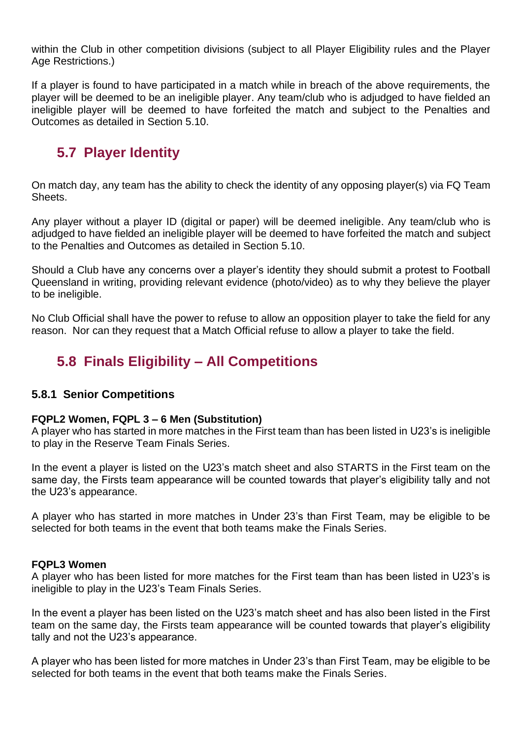within the Club in other competition divisions (subject to all Player Eligibility rules and the Player Age Restrictions.)

If a player is found to have participated in a match while in breach of the above requirements, the player will be deemed to be an ineligible player. Any team/club who is adjudged to have fielded an ineligible player will be deemed to have forfeited the match and subject to the Penalties and Outcomes as detailed in Section 5.10.

## 5.7 Player Identity

On match day, any team has the ability to check the identity of any opposing player(s) via FQ Team Sheets.

Any player without a player ID (digital or paper) will be deemed ineligible. Any team/club who is adjudged to have fielded an ineligible player will be deemed to have forfeited the match and subject to the Penalties and Outcomes as detailed in Section 5.10.

Should a Club have any concerns over a player's identity they should submit a protest to Football Queensland in writing, providing relevant evidence (photo/video) as to why they believe the player to be ineligible.

No Club Official shall have the power to refuse to allow an opposition player to take the field for any reason. Nor can they request that a Match Official refuse to allow a player to take the field.

## 5.8 Finals Eligibility – All Competitions

### 5.8.1 Senior Competitions

**FQPL2 Women, FQPL 3 – 6 Men (Substitution)**
A player who has started in more matches in the First team than has been listed in U23's is ineligible to play in the Reserve Team Finals Series.

In the event a player is listed on the U23's match sheet and also STARTS in the First team on the same day, the Firsts team appearance will be counted towards that player's eligibility tally and not the U23's appearance.

A player who has started in more matches in Under 23's than First Team, may be eligible to be selected for both teams in the event that both teams make the Finals Series.

**FQPL3 Women**
A player who has been listed for more matches for the First team than has been listed in U23's is ineligible to play in the U23's Team Finals Series.

In the event a player has been listed on the U23's match sheet and has also been listed in the First team on the same day, the Firsts team appearance will be counted towards that player's eligibility tally and not the U23's appearance.

A player who has been listed for more matches in Under 23's than First Team, may be eligible to be selected for both teams in the event that both teams make the Finals Series.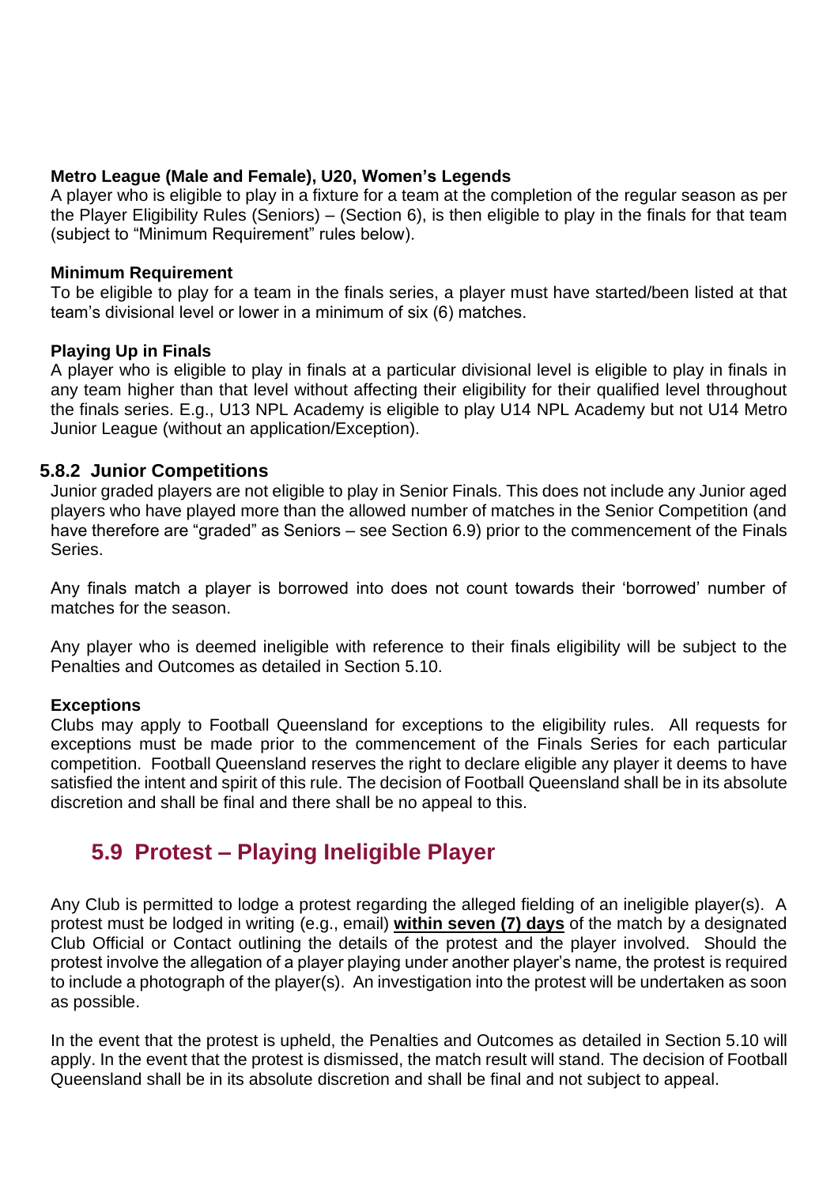**Metro League (Male and Female), U20, Women's Legends**

A player who is eligible to play in a fixture for a team at the completion of the regular season as per the Player Eligibility Rules (Seniors) – (Section 6), is then eligible to play in the finals for that team (subject to "Minimum Requirement" rules below).

**Minimum Requirement**

To be eligible to play for a team in the finals series, a player must have started/been listed at that team's divisional level or lower in a minimum of six (6) matches.

**Playing Up in Finals**

A player who is eligible to play in finals at a particular divisional level is eligible to play in finals in any team higher than that level without affecting their eligibility for their qualified level throughout the finals series. E.g., U13 NPL Academy is eligible to play U14 NPL Academy but not U14 Metro Junior League (without an application/Exception).

### 5.8.2 Junior Competitions

Junior graded players are not eligible to play in Senior Finals. This does not include any Junior aged players who have played more than the allowed number of matches in the Senior Competition (and have therefore are "graded" as Seniors – see Section 6.9) prior to the commencement of the Finals Series.

Any finals match a player is borrowed into does not count towards their 'borrowed' number of matches for the season.

Any player who is deemed ineligible with reference to their finals eligibility will be subject to the Penalties and Outcomes as detailed in Section 5.10.

**Exceptions**

Clubs may apply to Football Queensland for exceptions to the eligibility rules. All requests for exceptions must be made prior to the commencement of the Finals Series for each particular competition. Football Queensland reserves the right to declare eligible any player it deems to have satisfied the intent and spirit of this rule. The decision of Football Queensland shall be in its absolute discretion and shall be final and there shall be no appeal to this.

## 5.9 Protest – Playing Ineligible Player

Any Club is permitted to lodge a protest regarding the alleged fielding of an ineligible player(s). A protest must be lodged in writing (e.g., email) **within seven (7) days** of the match by a designated Club Official or Contact outlining the details of the protest and the player involved. Should the protest involve the allegation of a player playing under another player's name, the protest is required to include a photograph of the player(s). An investigation into the protest will be undertaken as soon as possible.

In the event that the protest is upheld, the Penalties and Outcomes as detailed in Section 5.10 will apply. In the event that the protest is dismissed, the match result will stand. The decision of Football Queensland shall be in its absolute discretion and shall be final and not subject to appeal.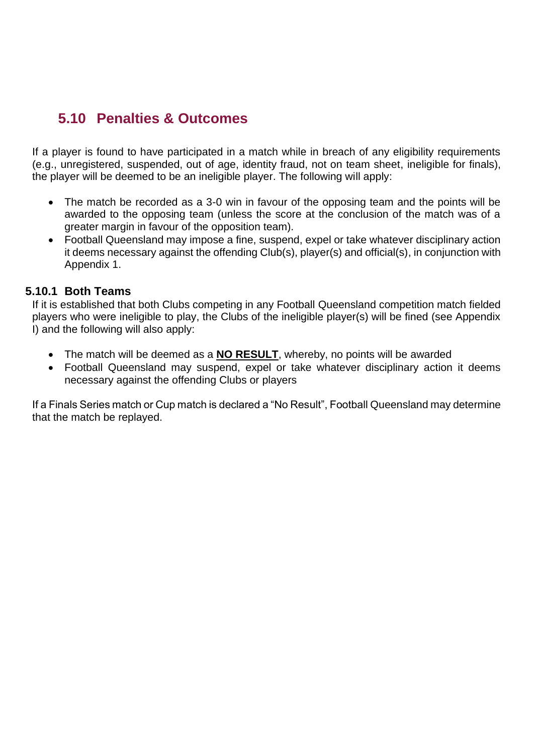## 5.10 Penalties & Outcomes

If a player is found to have participated in a match while in breach of any eligibility requirements (e.g., unregistered, suspended, out of age, identity fraud, not on team sheet, ineligible for finals), the player will be deemed to be an ineligible player. The following will apply:

- The match be recorded as a 3-0 win in favour of the opposing team and the points will be awarded to the opposing team (unless the score at the conclusion of the match was of a greater margin in favour of the opposition team).
- Football Queensland may impose a fine, suspend, expel or take whatever disciplinary action it deems necessary against the offending Club(s), player(s) and official(s), in conjunction with Appendix 1.

### 5.10.1 Both Teams

If it is established that both Clubs competing in any Football Queensland competition match fielded players who were ineligible to play, the Clubs of the ineligible player(s) will be fined (see Appendix I) and the following will also apply:

- The match will be deemed as a **NO RESULT**, whereby, no points will be awarded
- Football Queensland may suspend, expel or take whatever disciplinary action it deems necessary against the offending Clubs or players

If a Finals Series match or Cup match is declared a “No Result”, Football Queensland may determine that the match be replayed.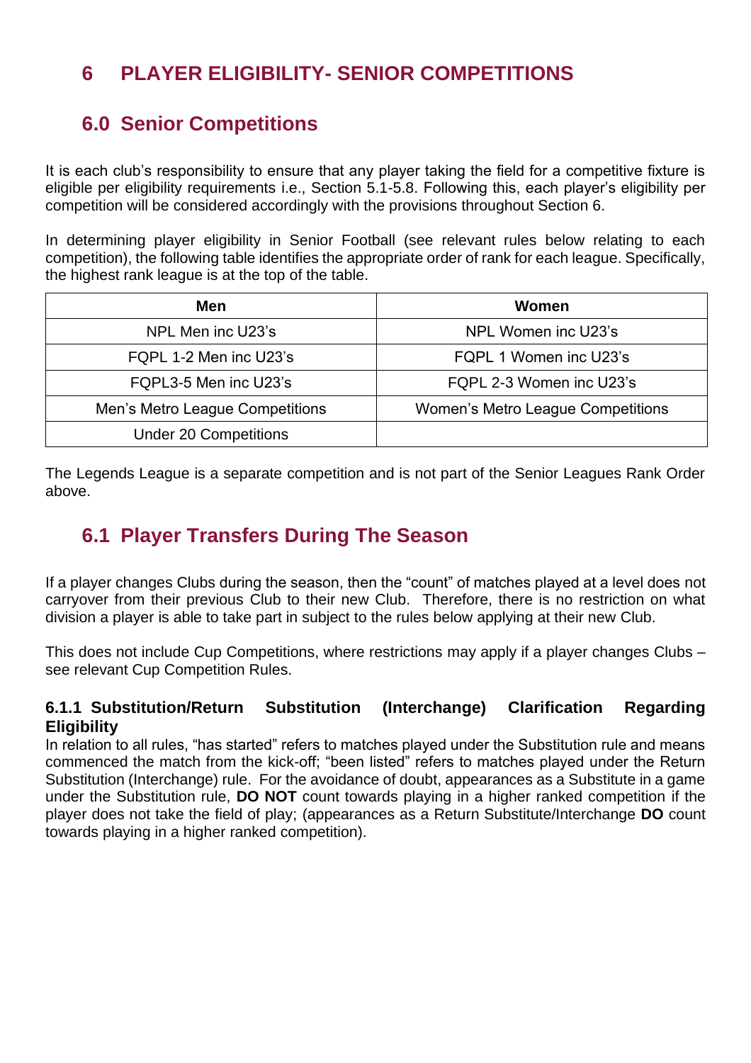# 6 PLAYER ELIGIBILITY- SENIOR COMPETITIONS

## 6.0 Senior Competitions

It is each club's responsibility to ensure that any player taking the field for a competitive fixture is eligible per eligibility requirements i.e., Section 5.1-5.8. Following this, each player's eligibility per competition will be considered accordingly with the provisions throughout Section 6.

In determining player eligibility in Senior Football (see relevant rules below relating to each competition), the following table identifies the appropriate order of rank for each league. Specifically, the highest rank league is at the top of the table.

| Men | Women |
|---|---|
| NPL Men inc U23's | NPL Women inc U23's |
| FQPL 1-2 Men inc U23's | FQPL 1 Women inc U23's |
| FQPL3-5 Men inc U23's | FQPL 2-3 Women inc U23's |
| Men's Metro League Competitions | Women's Metro League Competitions |
| Under 20 Competitions | |

The Legends League is a separate competition and is not part of the Senior Leagues Rank Order above.

## 6.1 Player Transfers During The Season

If a player changes Clubs during the season, then the "count" of matches played at a level does not carryover from their previous Club to their new Club. Therefore, there is no restriction on what division a player is able to take part in subject to the rules below applying at their new Club.

This does not include Cup Competitions, where restrictions may apply if a player changes Clubs – see relevant Cup Competition Rules.

### 6.1.1 Substitution/Return Substitution (Interchange) Clarification Regarding Eligibility

In relation to all rules, "has started" refers to matches played under the Substitution rule and means commenced the match from the kick-off; "been listed" refers to matches played under the Return Substitution (Interchange) rule. For the avoidance of doubt, appearances as a Substitute in a game under the Substitution rule, **DO NOT** count towards playing in a higher ranked competition if the player does not take the field of play; (appearances as a Return Substitute/Interchange **DO** count towards playing in a higher ranked competition).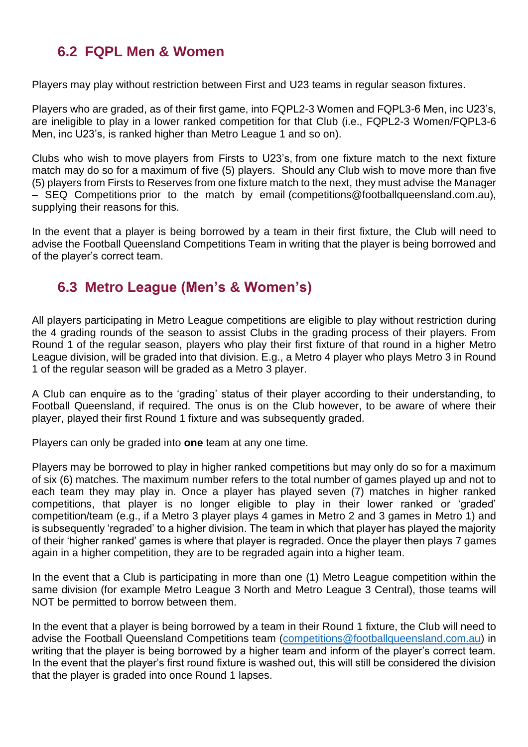## 6.2 FQPL Men & Women

Players may play without restriction between First and U23 teams in regular season fixtures.

Players who are graded, as of their first game, into FQPL2-3 Women and FQPL3-6 Men, inc U23's, are ineligible to play in a lower ranked competition for that Club (i.e., FQPL2-3 Women/FQPL3-6 Men, inc U23's, is ranked higher than Metro League 1 and so on).

Clubs who wish to move players from Firsts to U23's, from one fixture match to the next fixture match may do so for a maximum of five (5) players. Should any Club wish to move more than five (5) players from Firsts to Reserves from one fixture match to the next, they must advise the Manager – SEQ Competitions prior to the match by email (competitions@footballqueensland.com.au), supplying their reasons for this.

In the event that a player is being borrowed by a team in their first fixture, the Club will need to advise the Football Queensland Competitions Team in writing that the player is being borrowed and of the player's correct team.

## 6.3 Metro League (Men's & Women's)

All players participating in Metro League competitions are eligible to play without restriction during the 4 grading rounds of the season to assist Clubs in the grading process of their players. From Round 1 of the regular season, players who play their first fixture of that round in a higher Metro League division, will be graded into that division. E.g., a Metro 4 player who plays Metro 3 in Round 1 of the regular season will be graded as a Metro 3 player.

A Club can enquire as to the 'grading' status of their player according to their understanding, to Football Queensland, if required. The onus is on the Club however, to be aware of where their player, played their first Round 1 fixture and was subsequently graded.

Players can only be graded into **one** team at any one time.

Players may be borrowed to play in higher ranked competitions but may only do so for a maximum of six (6) matches. The maximum number refers to the total number of games played up and not to each team they may play in. Once a player has played seven (7) matches in higher ranked competitions, that player is no longer eligible to play in their lower ranked or 'graded' competition/team (e.g., if a Metro 3 player plays 4 games in Metro 2 and 3 games in Metro 1) and is subsequently 'regraded' to a higher division. The team in which that player has played the majority of their 'higher ranked' games is where that player is regraded. Once the player then plays 7 games again in a higher competition, they are to be regraded again into a higher team.

In the event that a Club is participating in more than one (1) Metro League competition within the same division (for example Metro League 3 North and Metro League 3 Central), those teams will NOT be permitted to borrow between them.

In the event that a player is being borrowed by a team in their Round 1 fixture, the Club will need to advise the Football Queensland Competitions team (competitions@footballqueensland.com.au) in writing that the player is being borrowed by a higher team and inform of the player's correct team. In the event that the player's first round fixture is washed out, this will still be considered the division that the player is graded into once Round 1 lapses.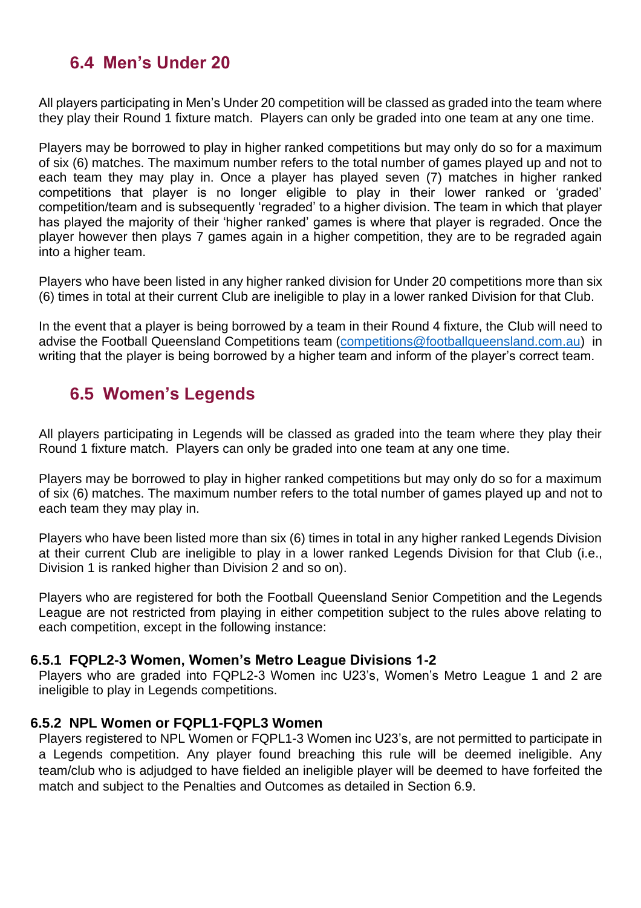## 6.4 Men's Under 20

All players participating in Men's Under 20 competition will be classed as graded into the team where they play their Round 1 fixture match. Players can only be graded into one team at any one time.

Players may be borrowed to play in higher ranked competitions but may only do so for a maximum of six (6) matches. The maximum number refers to the total number of games played up and not to each team they may play in. Once a player has played seven (7) matches in higher ranked competitions that player is no longer eligible to play in their lower ranked or 'graded' competition/team and is subsequently 'regraded' to a higher division. The team in which that player has played the majority of their 'higher ranked' games is where that player is regraded. Once the player however then plays 7 games again in a higher competition, they are to be regraded again into a higher team.

Players who have been listed in any higher ranked division for Under 20 competitions more than six (6) times in total at their current Club are ineligible to play in a lower ranked Division for that Club.

In the event that a player is being borrowed by a team in their Round 4 fixture, the Club will need to advise the Football Queensland Competitions team (competitions@footballqueensland.com.au) in writing that the player is being borrowed by a higher team and inform of the player's correct team.

## 6.5 Women's Legends

All players participating in Legends will be classed as graded into the team where they play their Round 1 fixture match. Players can only be graded into one team at any one time.

Players may be borrowed to play in higher ranked competitions but may only do so for a maximum of six (6) matches. The maximum number refers to the total number of games played up and not to each team they may play in.

Players who have been listed more than six (6) times in total in any higher ranked Legends Division at their current Club are ineligible to play in a lower ranked Legends Division for that Club (i.e., Division 1 is ranked higher than Division 2 and so on).

Players who are registered for both the Football Queensland Senior Competition and the Legends League are not restricted from playing in either competition subject to the rules above relating to each competition, except in the following instance:

### 6.5.1 FQPL2-3 Women, Women's Metro League Divisions 1-2

Players who are graded into FQPL2-3 Women inc U23's, Women's Metro League 1 and 2 are ineligible to play in Legends competitions.

### 6.5.2 NPL Women or FQPL1-FQPL3 Women

Players registered to NPL Women or FQPL1-3 Women inc U23's, are not permitted to participate in a Legends competition. Any player found breaching this rule will be deemed ineligible. Any team/club who is adjudged to have fielded an ineligible player will be deemed to have forfeited the match and subject to the Penalties and Outcomes as detailed in Section 6.9.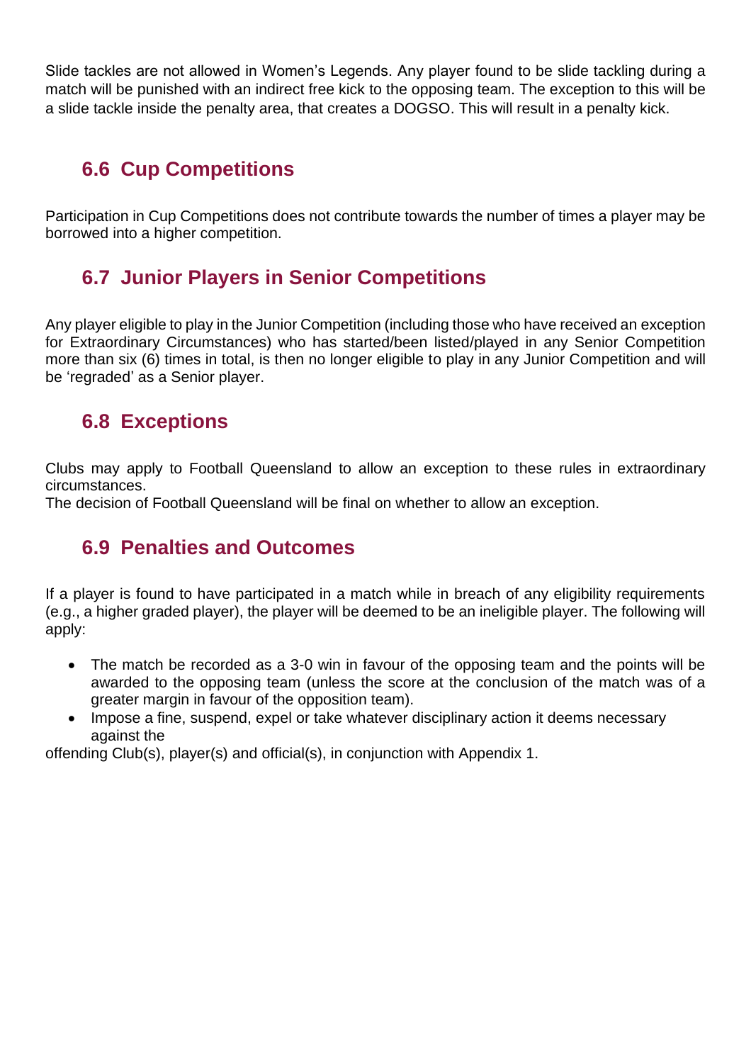Slide tackles are not allowed in Women's Legends. Any player found to be slide tackling during a match will be punished with an indirect free kick to the opposing team. The exception to this will be a slide tackle inside the penalty area, that creates a DOGSO. This will result in a penalty kick.

## 6.6 Cup Competitions

Participation in Cup Competitions does not contribute towards the number of times a player may be borrowed into a higher competition.

## 6.7 Junior Players in Senior Competitions

Any player eligible to play in the Junior Competition (including those who have received an exception for Extraordinary Circumstances) who has started/been listed/played in any Senior Competition more than six (6) times in total, is then no longer eligible to play in any Junior Competition and will be 'regraded' as a Senior player.

## 6.8 Exceptions

Clubs may apply to Football Queensland to allow an exception to these rules in extraordinary circumstances.
The decision of Football Queensland will be final on whether to allow an exception.

## 6.9 Penalties and Outcomes

If a player is found to have participated in a match while in breach of any eligibility requirements (e.g., a higher graded player), the player will be deemed to be an ineligible player. The following will apply:

- The match be recorded as a 3-0 win in favour of the opposing team and the points will be awarded to the opposing team (unless the score at the conclusion of the match was of a greater margin in favour of the opposition team).
- Impose a fine, suspend, expel or take whatever disciplinary action it deems necessary against the

offending Club(s), player(s) and official(s), in conjunction with Appendix 1.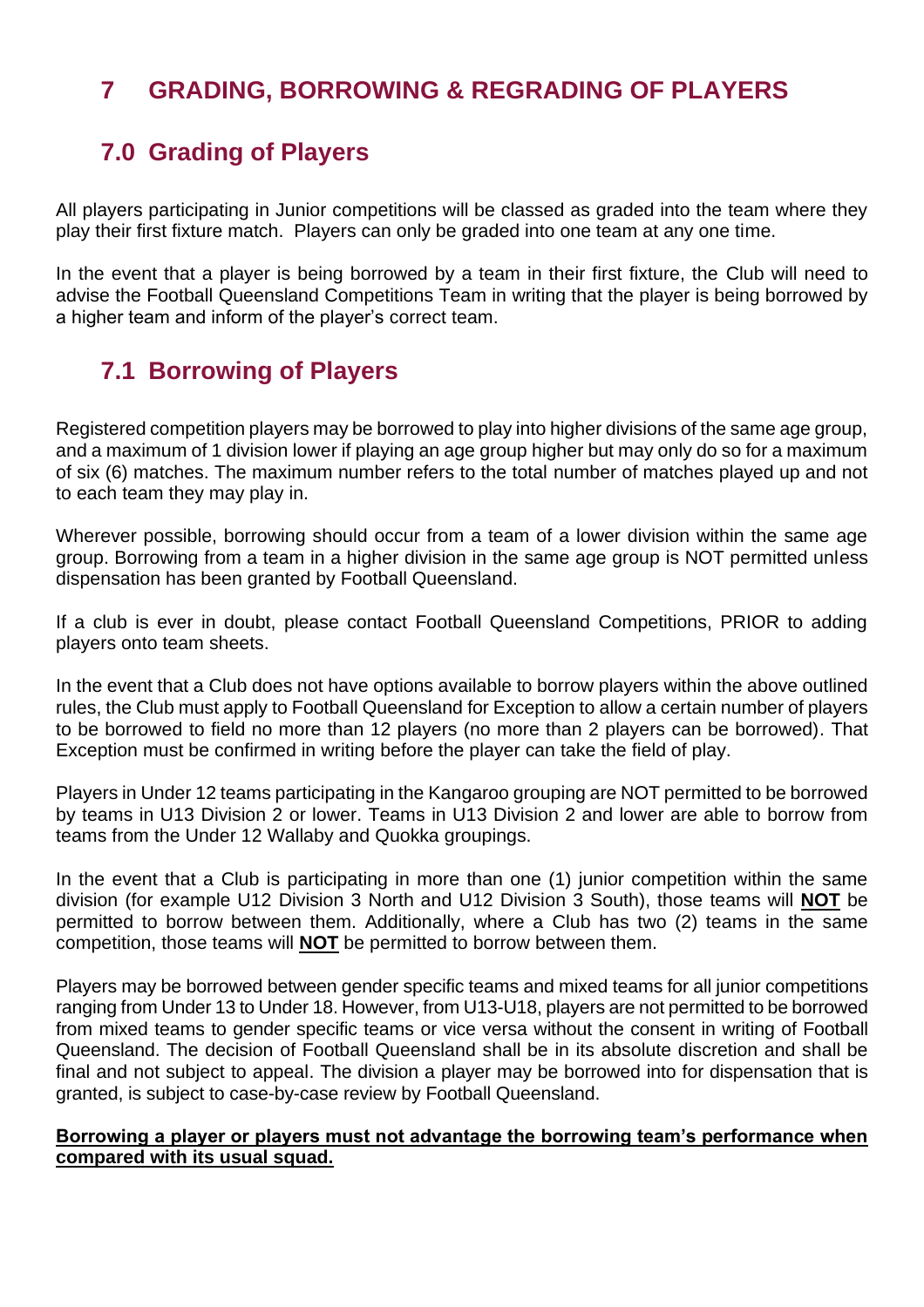# 7 GRADING, BORROWING & REGRADING OF PLAYERS

## 7.0 Grading of Players

All players participating in Junior competitions will be classed as graded into the team where they play their first fixture match. Players can only be graded into one team at any one time.

In the event that a player is being borrowed by a team in their first fixture, the Club will need to advise the Football Queensland Competitions Team in writing that the player is being borrowed by a higher team and inform of the player's correct team.

## 7.1 Borrowing of Players

Registered competition players may be borrowed to play into higher divisions of the same age group, and a maximum of 1 division lower if playing an age group higher but may only do so for a maximum of six (6) matches. The maximum number refers to the total number of matches played up and not to each team they may play in.

Wherever possible, borrowing should occur from a team of a lower division within the same age group. Borrowing from a team in a higher division in the same age group is NOT permitted unless dispensation has been granted by Football Queensland.

If a club is ever in doubt, please contact Football Queensland Competitions, PRIOR to adding players onto team sheets.

In the event that a Club does not have options available to borrow players within the above outlined rules, the Club must apply to Football Queensland for Exception to allow a certain number of players to be borrowed to field no more than 12 players (no more than 2 players can be borrowed). That Exception must be confirmed in writing before the player can take the field of play.

Players in Under 12 teams participating in the Kangaroo grouping are NOT permitted to be borrowed by teams in U13 Division 2 or lower. Teams in U13 Division 2 and lower are able to borrow from teams from the Under 12 Wallaby and Quokka groupings.

In the event that a Club is participating in more than one (1) junior competition within the same division (for example U12 Division 3 North and U12 Division 3 South), those teams will **NOT** be permitted to borrow between them. Additionally, where a Club has two (2) teams in the same competition, those teams will **NOT** be permitted to borrow between them.

Players may be borrowed between gender specific teams and mixed teams for all junior competitions ranging from Under 13 to Under 18. However, from U13-U18, players are not permitted to be borrowed from mixed teams to gender specific teams or vice versa without the consent in writing of Football Queensland. The decision of Football Queensland shall be in its absolute discretion and shall be final and not subject to appeal. The division a player may be borrowed into for dispensation that is granted, is subject to case-by-case review by Football Queensland.

**Borrowing a player or players must not advantage the borrowing team's performance when compared with its usual squad.**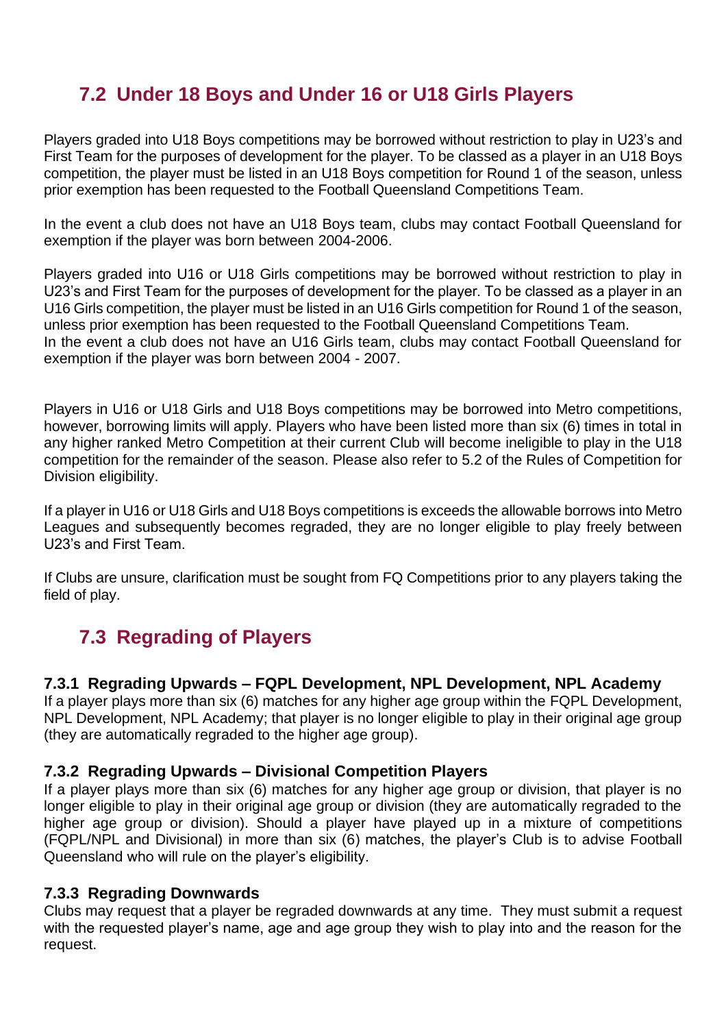## 7.2 Under 18 Boys and Under 16 or U18 Girls Players

Players graded into U18 Boys competitions may be borrowed without restriction to play in U23's and First Team for the purposes of development for the player. To be classed as a player in an U18 Boys competition, the player must be listed in an U18 Boys competition for Round 1 of the season, unless prior exemption has been requested to the Football Queensland Competitions Team.

In the event a club does not have an U18 Boys team, clubs may contact Football Queensland for exemption if the player was born between 2004-2006.

Players graded into U16 or U18 Girls competitions may be borrowed without restriction to play in U23's and First Team for the purposes of development for the player. To be classed as a player in an U16 Girls competition, the player must be listed in an U16 Girls competition for Round 1 of the season, unless prior exemption has been requested to the Football Queensland Competitions Team.
In the event a club does not have an U16 Girls team, clubs may contact Football Queensland for exemption if the player was born between 2004 - 2007.

Players in U16 or U18 Girls and U18 Boys competitions may be borrowed into Metro competitions, however, borrowing limits will apply. Players who have been listed more than six (6) times in total in any higher ranked Metro Competition at their current Club will become ineligible to play in the U18 competition for the remainder of the season. Please also refer to 5.2 of the Rules of Competition for Division eligibility.

If a player in U16 or U18 Girls and U18 Boys competitions is exceeds the allowable borrows into Metro Leagues and subsequently becomes regraded, they are no longer eligible to play freely between U23's and First Team.

If Clubs are unsure, clarification must be sought from FQ Competitions prior to any players taking the field of play.

## 7.3 Regrading of Players

### 7.3.1 Regrading Upwards – FQPL Development, NPL Development, NPL Academy

If a player plays more than six (6) matches for any higher age group within the FQPL Development, NPL Development, NPL Academy; that player is no longer eligible to play in their original age group (they are automatically regraded to the higher age group).

### 7.3.2 Regrading Upwards – Divisional Competition Players

If a player plays more than six (6) matches for any higher age group or division, that player is no longer eligible to play in their original age group or division (they are automatically regraded to the higher age group or division). Should a player have played up in a mixture of competitions (FQPL/NPL and Divisional) in more than six (6) matches, the player's Club is to advise Football Queensland who will rule on the player's eligibility.

### 7.3.3 Regrading Downwards

Clubs may request that a player be regraded downwards at any time. They must submit a request with the requested player's name, age and age group they wish to play into and the reason for the request.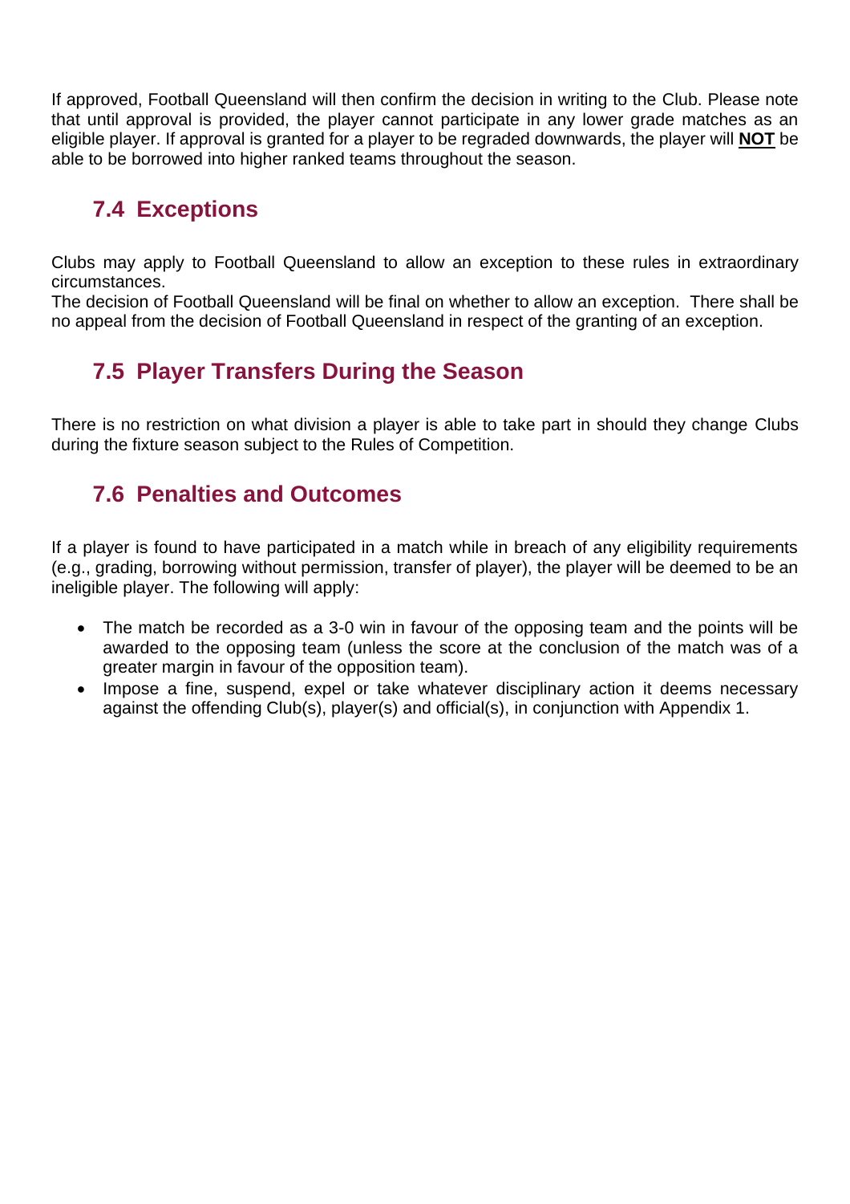If approved, Football Queensland will then confirm the decision in writing to the Club. Please note that until approval is provided, the player cannot participate in any lower grade matches as an eligible player. If approval is granted for a player to be regraded downwards, the player will **NOT** be able to be borrowed into higher ranked teams throughout the season.

## 7.4 Exceptions

Clubs may apply to Football Queensland to allow an exception to these rules in extraordinary circumstances.
The decision of Football Queensland will be final on whether to allow an exception. There shall be no appeal from the decision of Football Queensland in respect of the granting of an exception.

## 7.5 Player Transfers During the Season

There is no restriction on what division a player is able to take part in should they change Clubs during the fixture season subject to the Rules of Competition.

## 7.6 Penalties and Outcomes

If a player is found to have participated in a match while in breach of any eligibility requirements (e.g., grading, borrowing without permission, transfer of player), the player will be deemed to be an ineligible player. The following will apply:

- The match be recorded as a 3-0 win in favour of the opposing team and the points will be awarded to the opposing team (unless the score at the conclusion of the match was of a greater margin in favour of the opposition team).
- Impose a fine, suspend, expel or take whatever disciplinary action it deems necessary against the offending Club(s), player(s) and official(s), in conjunction with Appendix 1.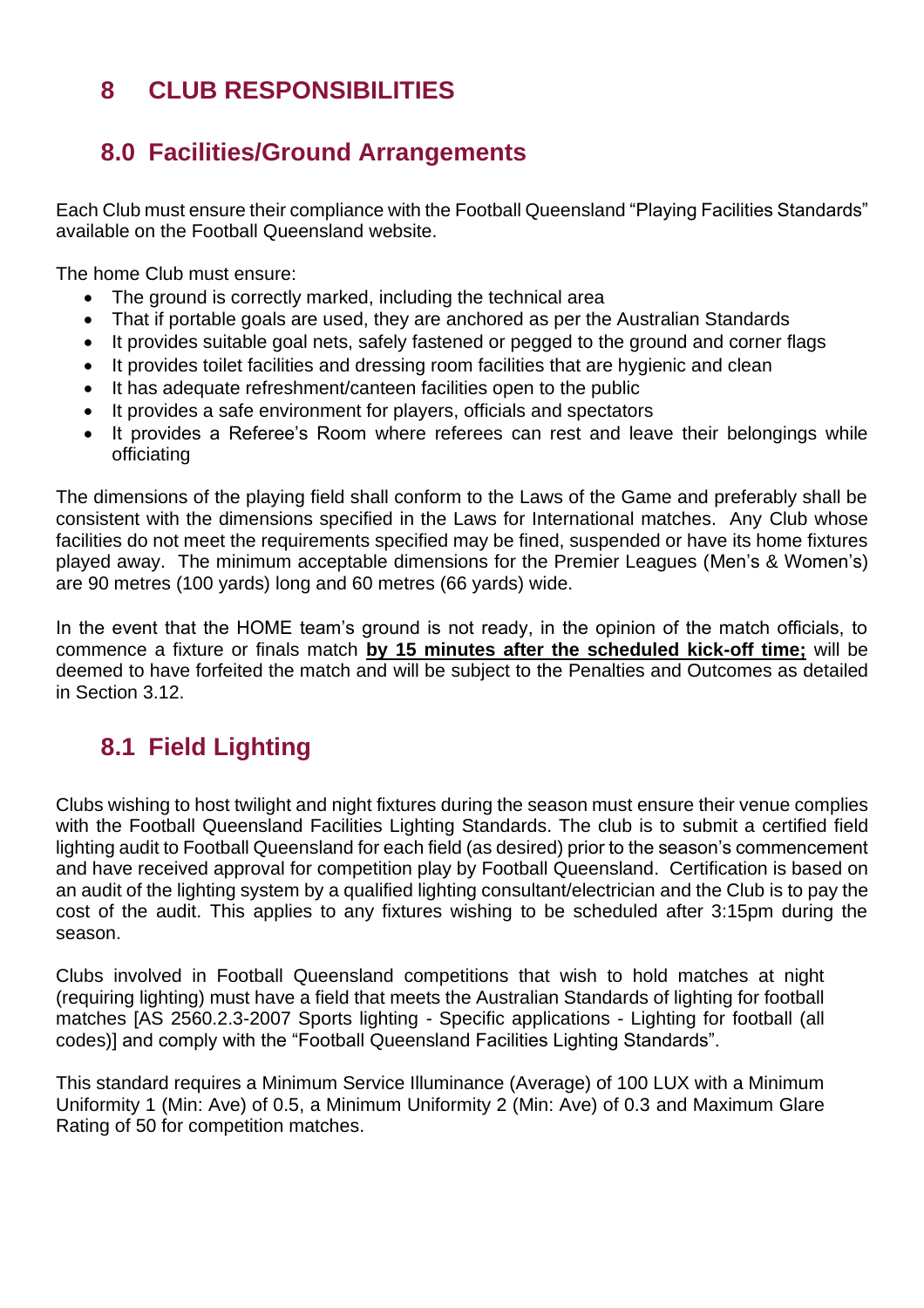# 8 CLUB RESPONSIBILITIES

## 8.0 Facilities/Ground Arrangements

Each Club must ensure their compliance with the Football Queensland "Playing Facilities Standards" available on the Football Queensland website.

The home Club must ensure:

- The ground is correctly marked, including the technical area
- That if portable goals are used, they are anchored as per the Australian Standards
- It provides suitable goal nets, safely fastened or pegged to the ground and corner flags
- It provides toilet facilities and dressing room facilities that are hygienic and clean
- It has adequate refreshment/canteen facilities open to the public
- It provides a safe environment for players, officials and spectators
- It provides a Referee's Room where referees can rest and leave their belongings while officiating

The dimensions of the playing field shall conform to the Laws of the Game and preferably shall be consistent with the dimensions specified in the Laws for International matches. Any Club whose facilities do not meet the requirements specified may be fined, suspended or have its home fixtures played away. The minimum acceptable dimensions for the Premier Leagues (Men's & Women's) are 90 metres (100 yards) long and 60 metres (66 yards) wide.

In the event that the HOME team's ground is not ready, in the opinion of the match officials, to commence a fixture or finals match **by 15 minutes after the scheduled kick-off time;** will be deemed to have forfeited the match and will be subject to the Penalties and Outcomes as detailed in Section 3.12.

## 8.1 Field Lighting

Clubs wishing to host twilight and night fixtures during the season must ensure their venue complies with the Football Queensland Facilities Lighting Standards. The club is to submit a certified field lighting audit to Football Queensland for each field (as desired) prior to the season's commencement and have received approval for competition play by Football Queensland. Certification is based on an audit of the lighting system by a qualified lighting consultant/electrician and the Club is to pay the cost of the audit. This applies to any fixtures wishing to be scheduled after 3:15pm during the season.

Clubs involved in Football Queensland competitions that wish to hold matches at night (requiring lighting) must have a field that meets the Australian Standards of lighting for football matches [AS 2560.2.3-2007 Sports lighting - Specific applications - Lighting for football (all codes)] and comply with the "Football Queensland Facilities Lighting Standards".

This standard requires a Minimum Service Illuminance (Average) of 100 LUX with a Minimum Uniformity 1 (Min: Ave) of 0.5, a Minimum Uniformity 2 (Min: Ave) of 0.3 and Maximum Glare Rating of 50 for competition matches.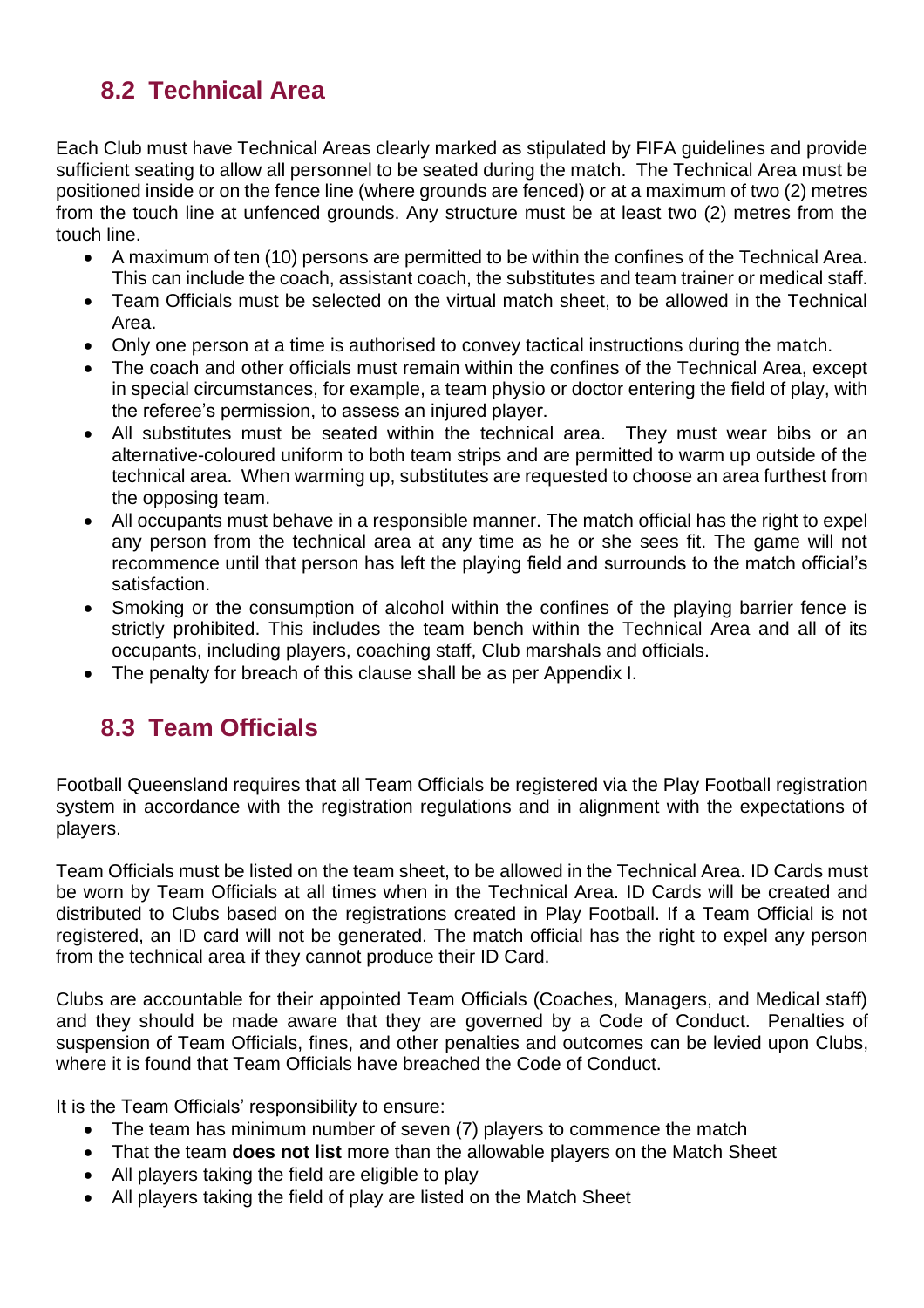## 8.2 Technical Area

Each Club must have Technical Areas clearly marked as stipulated by FIFA guidelines and provide sufficient seating to allow all personnel to be seated during the match. The Technical Area must be positioned inside or on the fence line (where grounds are fenced) or at a maximum of two (2) metres from the touch line at unfenced grounds. Any structure must be at least two (2) metres from the touch line.

- A maximum of ten (10) persons are permitted to be within the confines of the Technical Area. This can include the coach, assistant coach, the substitutes and team trainer or medical staff.
- Team Officials must be selected on the virtual match sheet, to be allowed in the Technical Area.
- Only one person at a time is authorised to convey tactical instructions during the match.
- The coach and other officials must remain within the confines of the Technical Area, except in special circumstances, for example, a team physio or doctor entering the field of play, with the referee's permission, to assess an injured player.
- All substitutes must be seated within the technical area. They must wear bibs or an alternative-coloured uniform to both team strips and are permitted to warm up outside of the technical area. When warming up, substitutes are requested to choose an area furthest from the opposing team.
- All occupants must behave in a responsible manner. The match official has the right to expel any person from the technical area at any time as he or she sees fit. The game will not recommence until that person has left the playing field and surrounds to the match official's satisfaction.
- Smoking or the consumption of alcohol within the confines of the playing barrier fence is strictly prohibited. This includes the team bench within the Technical Area and all of its occupants, including players, coaching staff, Club marshals and officials.
- The penalty for breach of this clause shall be as per Appendix I.

## 8.3 Team Officials

Football Queensland requires that all Team Officials be registered via the Play Football registration system in accordance with the registration regulations and in alignment with the expectations of players.

Team Officials must be listed on the team sheet, to be allowed in the Technical Area. ID Cards must be worn by Team Officials at all times when in the Technical Area. ID Cards will be created and distributed to Clubs based on the registrations created in Play Football. If a Team Official is not registered, an ID card will not be generated. The match official has the right to expel any person from the technical area if they cannot produce their ID Card.

Clubs are accountable for their appointed Team Officials (Coaches, Managers, and Medical staff) and they should be made aware that they are governed by a Code of Conduct. Penalties of suspension of Team Officials, fines, and other penalties and outcomes can be levied upon Clubs, where it is found that Team Officials have breached the Code of Conduct.

It is the Team Officials' responsibility to ensure:

- The team has minimum number of seven (7) players to commence the match
- That the team **does not list** more than the allowable players on the Match Sheet
- All players taking the field are eligible to play
- All players taking the field of play are listed on the Match Sheet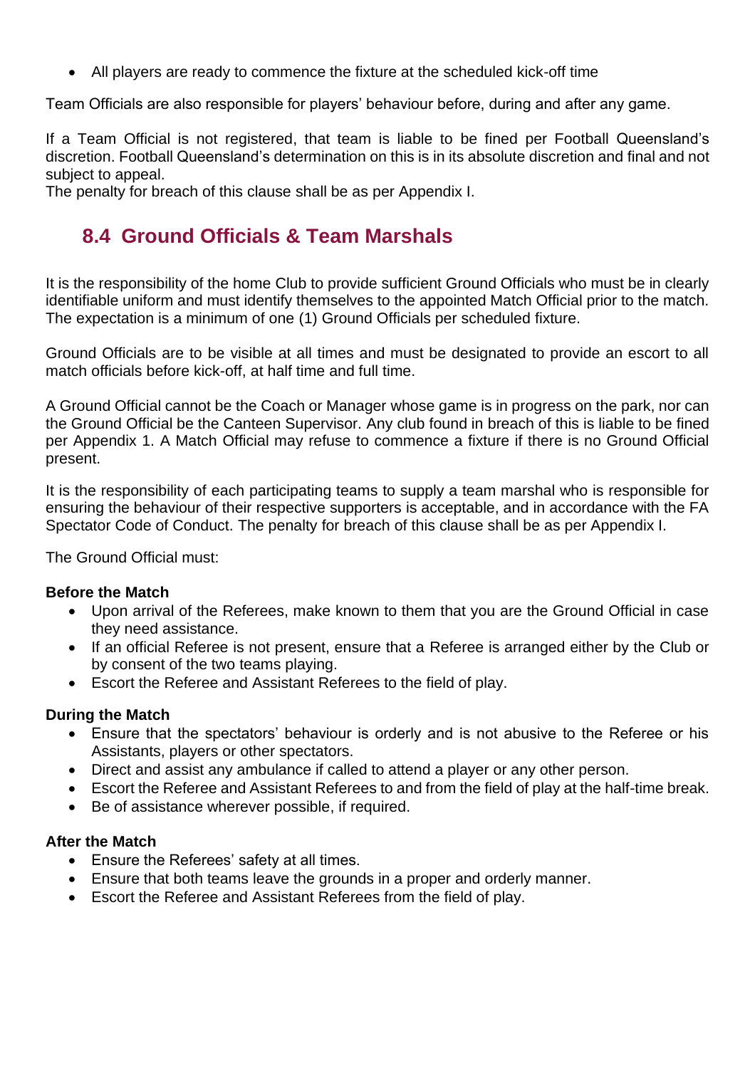- All players are ready to commence the fixture at the scheduled kick-off time

Team Officials are also responsible for players' behaviour before, during and after any game.

If a Team Official is not registered, that team is liable to be fined per Football Queensland's discretion. Football Queensland's determination on this is in its absolute discretion and final and not subject to appeal.
The penalty for breach of this clause shall be as per Appendix I.

## 8.4 Ground Officials & Team Marshals

It is the responsibility of the home Club to provide sufficient Ground Officials who must be in clearly identifiable uniform and must identify themselves to the appointed Match Official prior to the match. The expectation is a minimum of one (1) Ground Officials per scheduled fixture.

Ground Officials are to be visible at all times and must be designated to provide an escort to all match officials before kick-off, at half time and full time.

A Ground Official cannot be the Coach or Manager whose game is in progress on the park, nor can the Ground Official be the Canteen Supervisor. Any club found in breach of this is liable to be fined per Appendix 1. A Match Official may refuse to commence a fixture if there is no Ground Official present.

It is the responsibility of each participating teams to supply a team marshal who is responsible for ensuring the behaviour of their respective supporters is acceptable, and in accordance with the FA Spectator Code of Conduct. The penalty for breach of this clause shall be as per Appendix I.

The Ground Official must:

**Before the Match**

- Upon arrival of the Referees, make known to them that you are the Ground Official in case they need assistance.
- If an official Referee is not present, ensure that a Referee is arranged either by the Club or by consent of the two teams playing.
- Escort the Referee and Assistant Referees to the field of play.

**During the Match**

- Ensure that the spectators' behaviour is orderly and is not abusive to the Referee or his Assistants, players or other spectators.
- Direct and assist any ambulance if called to attend a player or any other person.
- Escort the Referee and Assistant Referees to and from the field of play at the half-time break.
- Be of assistance wherever possible, if required.

**After the Match**

- Ensure the Referees' safety at all times.
- Ensure that both teams leave the grounds in a proper and orderly manner.
- Escort the Referee and Assistant Referees from the field of play.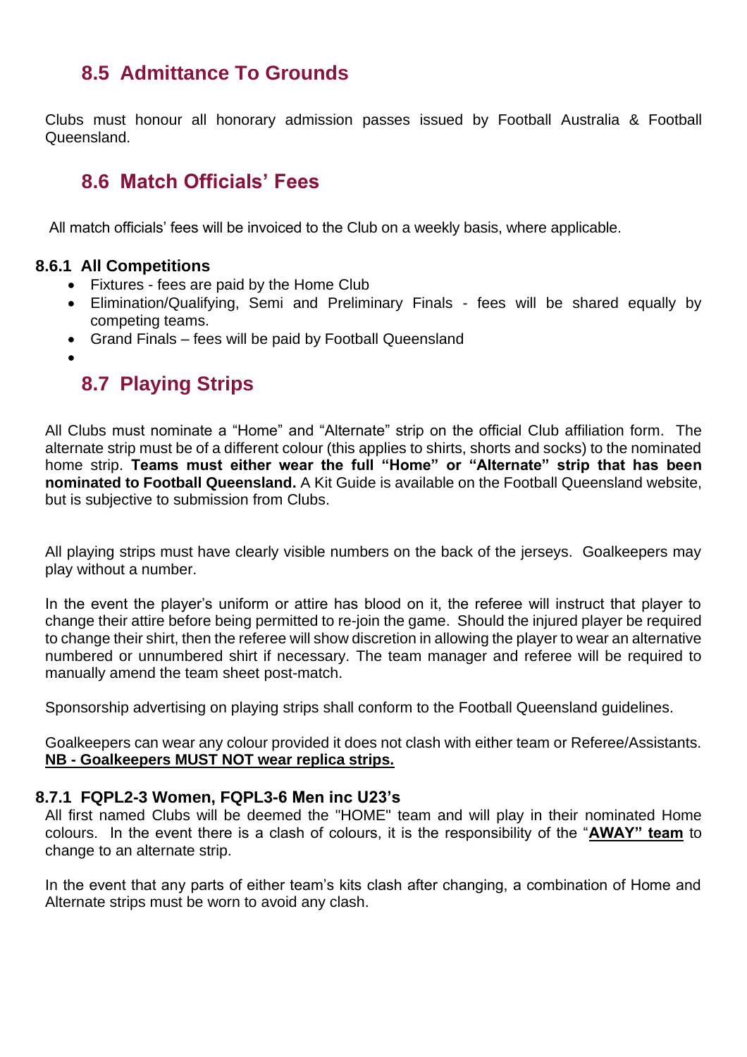## 8.5 Admittance To Grounds

Clubs must honour all honorary admission passes issued by Football Australia & Football Queensland.

## 8.6 Match Officials' Fees

All match officials' fees will be invoiced to the Club on a weekly basis, where applicable.

### 8.6.1 All Competitions

- Fixtures - fees are paid by the Home Club
- Elimination/Qualifying, Semi and Preliminary Finals - fees will be shared equally by competing teams.
- Grand Finals – fees will be paid by Football Queensland

## 8.7 Playing Strips

All Clubs must nominate a "Home" and "Alternate" strip on the official Club affiliation form. The alternate strip must be of a different colour (this applies to shirts, shorts and socks) to the nominated home strip. **Teams must either wear the full "Home" or "Alternate" strip that has been nominated to Football Queensland.** A Kit Guide is available on the Football Queensland website, but is subjective to submission from Clubs.

All playing strips must have clearly visible numbers on the back of the jerseys. Goalkeepers may play without a number.

In the event the player's uniform or attire has blood on it, the referee will instruct that player to change their attire before being permitted to re-join the game. Should the injured player be required to change their shirt, then the referee will show discretion in allowing the player to wear an alternative numbered or unnumbered shirt if necessary. The team manager and referee will be required to manually amend the team sheet post-match.

Sponsorship advertising on playing strips shall conform to the Football Queensland guidelines.

Goalkeepers can wear any colour provided it does not clash with either team or Referee/Assistants.
**NB - Goalkeepers MUST NOT wear replica strips.**

### 8.7.1 FQPL2-3 Women, FQPL3-6 Men inc U23's

All first named Clubs will be deemed the "HOME" team and will play in their nominated Home colours. In the event there is a clash of colours, it is the responsibility of the "**AWAY" team** to change to an alternate strip.

In the event that any parts of either team's kits clash after changing, a combination of Home and Alternate strips must be worn to avoid any clash.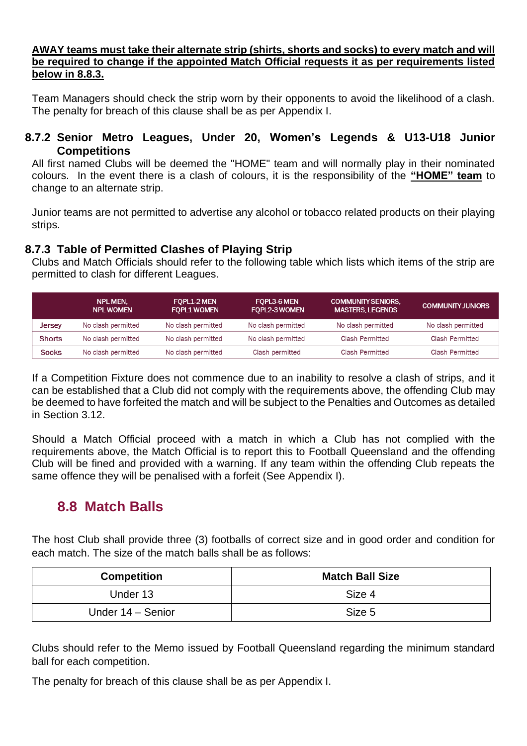**AWAY teams must take their alternate strip (shirts, shorts and socks) to every match and will be required to change if the appointed Match Official requests it as per requirements listed below in 8.8.3.**

Team Managers should check the strip worn by their opponents to avoid the likelihood of a clash. The penalty for breach of this clause shall be as per Appendix I.

### 8.7.2 Senior Metro Leagues, Under 20, Women's Legends & U13-U18 Junior Competitions

All first named Clubs will be deemed the "HOME" team and will normally play in their nominated colours. In the event there is a clash of colours, it is the responsibility of the **"HOME" team** to change to an alternate strip.

Junior teams are not permitted to advertise any alcohol or tobacco related products on their playing strips.

### 8.7.3 Table of Permitted Clashes of Playing Strip

Clubs and Match Officials should refer to the following table which lists which items of the strip are permitted to clash for different Leagues.

| | NPL MEN, NPL WOMEN | FQPL1-2 MEN FQPL1 WOMEN | FQPL3-6 MEN FQPL2-3 WOMEN | COMMUNITY SENIORS, MASTERS, LEGENDS | COMMUNITY JUNIORS |
|---|---|---|---|---|---|
| Jersey | No clash permitted | No clash permitted | No clash permitted | No clash permitted | No clash permitted |
| Shorts | No clash permitted | No clash permitted | No clash permitted | Clash Permitted | Clash Permitted |
| Socks | No clash permitted | No clash permitted | Clash permitted | Clash Permitted | Clash Permitted |

If a Competition Fixture does not commence due to an inability to resolve a clash of strips, and it can be established that a Club did not comply with the requirements above, the offending Club may be deemed to have forfeited the match and will be subject to the Penalties and Outcomes as detailed in Section 3.12.

Should a Match Official proceed with a match in which a Club has not complied with the requirements above, the Match Official is to report this to Football Queensland and the offending Club will be fined and provided with a warning. If any team within the offending Club repeats the same offence they will be penalised with a forfeit (See Appendix I).

## 8.8 Match Balls

The host Club shall provide three (3) footballs of correct size and in good order and condition for each match. The size of the match balls shall be as follows:

| Competition | Match Ball Size |
|---|---|
| Under 13 | Size 4 |
| Under 14 – Senior | Size 5 |

Clubs should refer to the Memo issued by Football Queensland regarding the minimum standard ball for each competition.

The penalty for breach of this clause shall be as per Appendix I.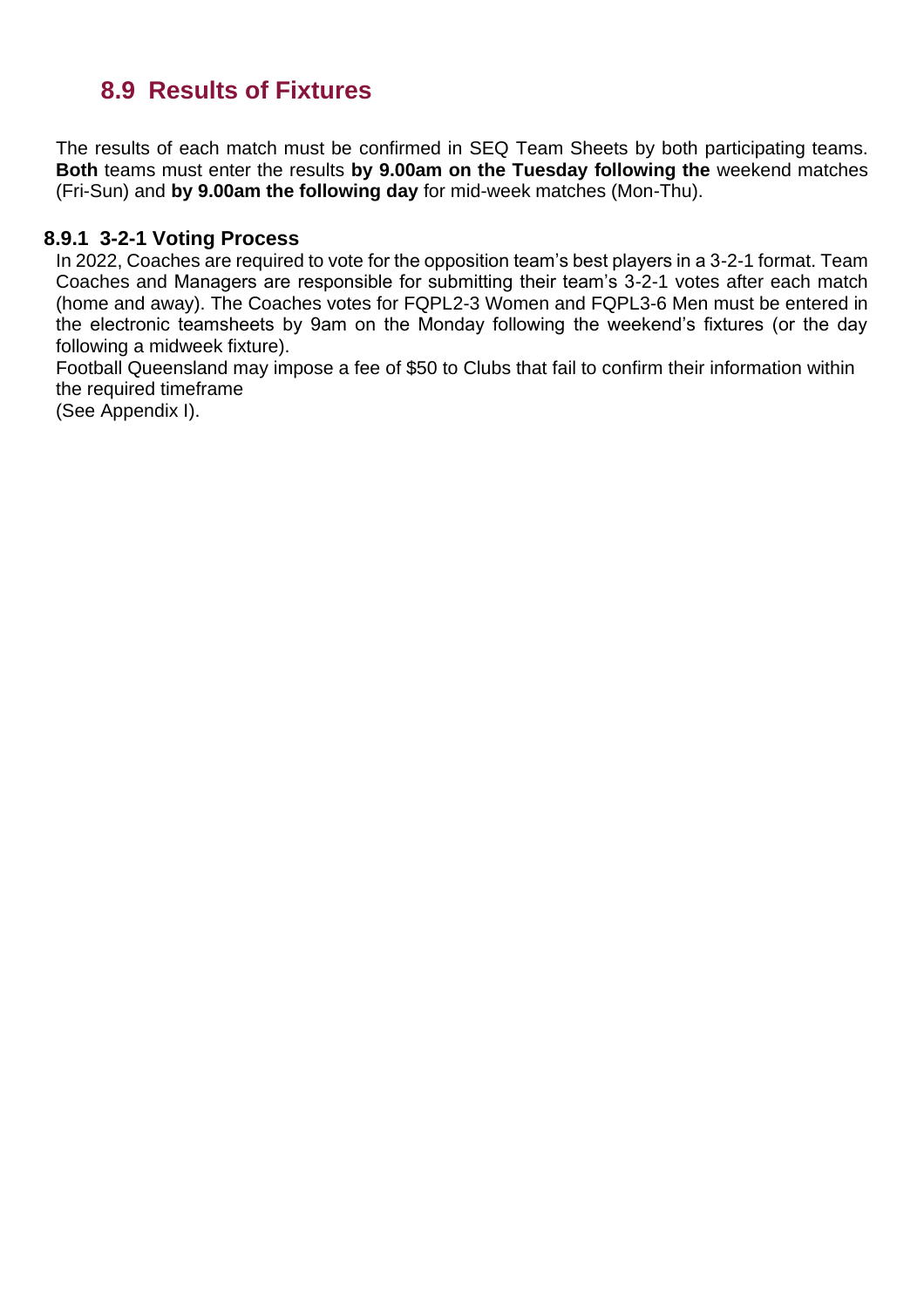## 8.9 Results of Fixtures

The results of each match must be confirmed in SEQ Team Sheets by both participating teams. **Both** teams must enter the results **by 9.00am on the Tuesday following the** weekend matches (Fri-Sun) and **by 9.00am the following day** for mid-week matches (Mon-Thu).

### 8.9.1 3-2-1 Voting Process

In 2022, Coaches are required to vote for the opposition team's best players in a 3-2-1 format. Team Coaches and Managers are responsible for submitting their team's 3-2-1 votes after each match (home and away). The Coaches votes for FQPL2-3 Women and FQPL3-6 Men must be entered in the electronic teamsheets by 9am on the Monday following the weekend's fixtures (or the day following a midweek fixture).

Football Queensland may impose a fee of $50 to Clubs that fail to confirm their information within the required timeframe

(See Appendix I).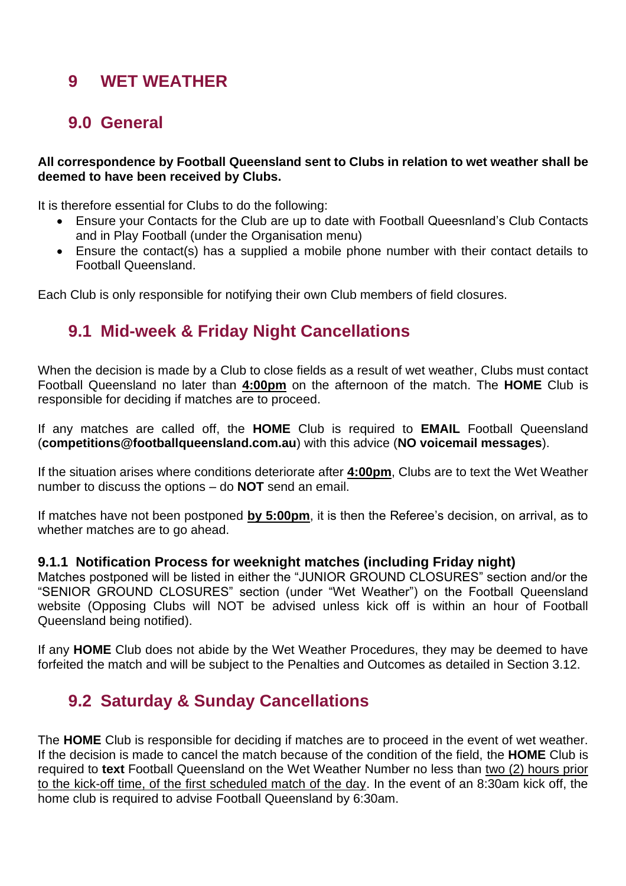# 9 WET WEATHER

## 9.0 General

**All correspondence by Football Queensland sent to Clubs in relation to wet weather shall be deemed to have been received by Clubs.**

It is therefore essential for Clubs to do the following:

- Ensure your Contacts for the Club are up to date with Football Queesnland's Club Contacts and in Play Football (under the Organisation menu)
- Ensure the contact(s) has a supplied a mobile phone number with their contact details to Football Queensland.

Each Club is only responsible for notifying their own Club members of field closures.

## 9.1 Mid-week & Friday Night Cancellations

When the decision is made by a Club to close fields as a result of wet weather, Clubs must contact Football Queensland no later than <u>**4:00pm**</u> on the afternoon of the match. The **HOME** Club is responsible for deciding if matches are to proceed.

If any matches are called off, the **HOME** Club is required to **EMAIL** Football Queensland (**competitions@footballqueensland.com.au**) with this advice (**NO voicemail messages**).

If the situation arises where conditions deteriorate after <u>**4:00pm**</u>, Clubs are to text the Wet Weather number to discuss the options – do **NOT** send an email.

If matches have not been postponed <u>**by 5:00pm**</u>, it is then the Referee's decision, on arrival, as to whether matches are to go ahead.

### 9.1.1 Notification Process for weeknight matches (including Friday night)

Matches postponed will be listed in either the "JUNIOR GROUND CLOSURES" section and/or the "SENIOR GROUND CLOSURES" section (under "Wet Weather") on the Football Queensland website (Opposing Clubs will NOT be advised unless kick off is within an hour of Football Queensland being notified).

If any **HOME** Club does not abide by the Wet Weather Procedures, they may be deemed to have forfeited the match and will be subject to the Penalties and Outcomes as detailed in Section 3.12.

## 9.2 Saturday & Sunday Cancellations

The **HOME** Club is responsible for deciding if matches are to proceed in the event of wet weather. If the decision is made to cancel the match because of the condition of the field, the **HOME** Club is required to **text** Football Queensland on the Wet Weather Number no less than <u>two (2) hours prior to the kick-off time, of the first scheduled match of the day</u>. In the event of an 8:30am kick off, the home club is required to advise Football Queensland by 6:30am.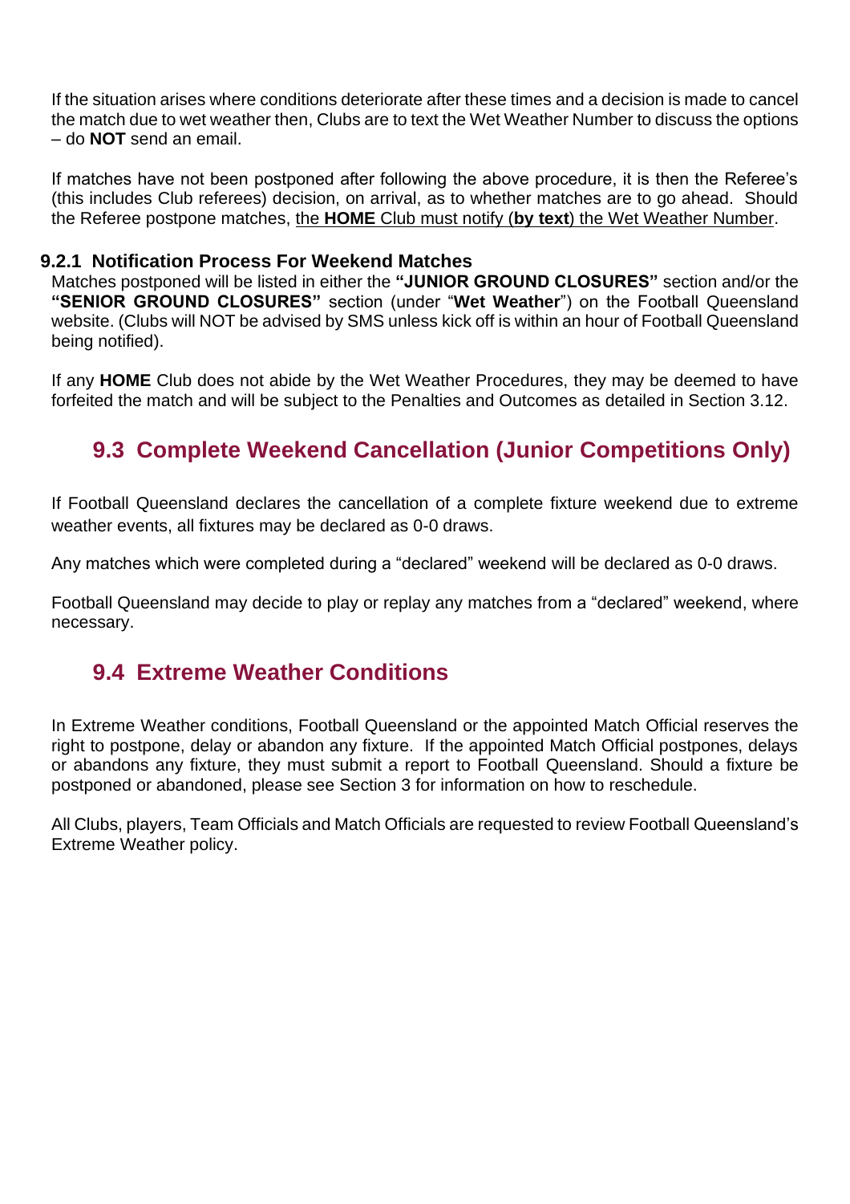If the situation arises where conditions deteriorate after these times and a decision is made to cancel the match due to wet weather then, Clubs are to text the Wet Weather Number to discuss the options – do **NOT** send an email.

If matches have not been postponed after following the above procedure, it is then the Referee's (this includes Club referees) decision, on arrival, as to whether matches are to go ahead. Should the Referee postpone matches, the **HOME** Club must notify (**by text**) the Wet Weather Number.

### 9.2.1 Notification Process For Weekend Matches

Matches postponed will be listed in either the **"JUNIOR GROUND CLOSURES"** section and/or the **"SENIOR GROUND CLOSURES"** section (under "**Wet Weather**") on the Football Queensland website. (Clubs will NOT be advised by SMS unless kick off is within an hour of Football Queensland being notified).

If any **HOME** Club does not abide by the Wet Weather Procedures, they may be deemed to have forfeited the match and will be subject to the Penalties and Outcomes as detailed in Section 3.12.

## 9.3 Complete Weekend Cancellation (Junior Competitions Only)

If Football Queensland declares the cancellation of a complete fixture weekend due to extreme weather events, all fixtures may be declared as 0-0 draws.

Any matches which were completed during a "declared" weekend will be declared as 0-0 draws.

Football Queensland may decide to play or replay any matches from a "declared" weekend, where necessary.

## 9.4 Extreme Weather Conditions

In Extreme Weather conditions, Football Queensland or the appointed Match Official reserves the right to postpone, delay or abandon any fixture. If the appointed Match Official postpones, delays or abandons any fixture, they must submit a report to Football Queensland. Should a fixture be postponed or abandoned, please see Section 3 for information on how to reschedule.

All Clubs, players, Team Officials and Match Officials are requested to review Football Queensland's Extreme Weather policy.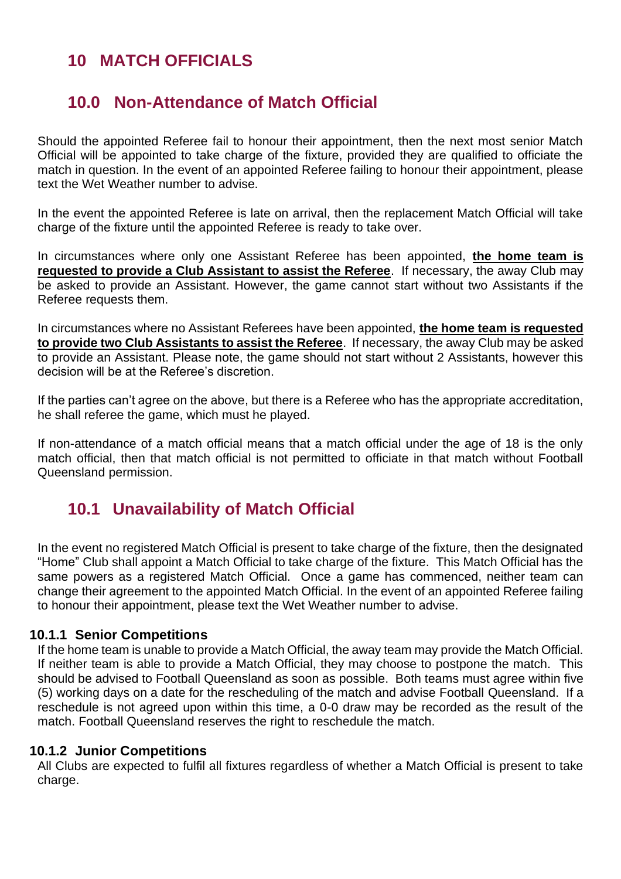# 10 MATCH OFFICIALS

## 10.0 Non-Attendance of Match Official

Should the appointed Referee fail to honour their appointment, then the next most senior Match Official will be appointed to take charge of the fixture, provided they are qualified to officiate the match in question. In the event of an appointed Referee failing to honour their appointment, please text the Wet Weather number to advise.

In the event the appointed Referee is late on arrival, then the replacement Match Official will take charge of the fixture until the appointed Referee is ready to take over.

In circumstances where only one Assistant Referee has been appointed, **the home team is requested to provide a Club Assistant to assist the Referee**. If necessary, the away Club may be asked to provide an Assistant. However, the game cannot start without two Assistants if the Referee requests them.

In circumstances where no Assistant Referees have been appointed, **the home team is requested to provide two Club Assistants to assist the Referee**. If necessary, the away Club may be asked to provide an Assistant. Please note, the game should not start without 2 Assistants, however this decision will be at the Referee's discretion.

If the parties can't agree on the above, but there is a Referee who has the appropriate accreditation, he shall referee the game, which must he played.

If non-attendance of a match official means that a match official under the age of 18 is the only match official, then that match official is not permitted to officiate in that match without Football Queensland permission.

## 10.1 Unavailability of Match Official

In the event no registered Match Official is present to take charge of the fixture, then the designated "Home" Club shall appoint a Match Official to take charge of the fixture. This Match Official has the same powers as a registered Match Official. Once a game has commenced, neither team can change their agreement to the appointed Match Official. In the event of an appointed Referee failing to honour their appointment, please text the Wet Weather number to advise.

### 10.1.1 Senior Competitions

If the home team is unable to provide a Match Official, the away team may provide the Match Official. If neither team is able to provide a Match Official, they may choose to postpone the match. This should be advised to Football Queensland as soon as possible. Both teams must agree within five (5) working days on a date for the rescheduling of the match and advise Football Queensland. If a reschedule is not agreed upon within this time, a 0-0 draw may be recorded as the result of the match. Football Queensland reserves the right to reschedule the match.

### 10.1.2 Junior Competitions

All Clubs are expected to fulfil all fixtures regardless of whether a Match Official is present to take charge.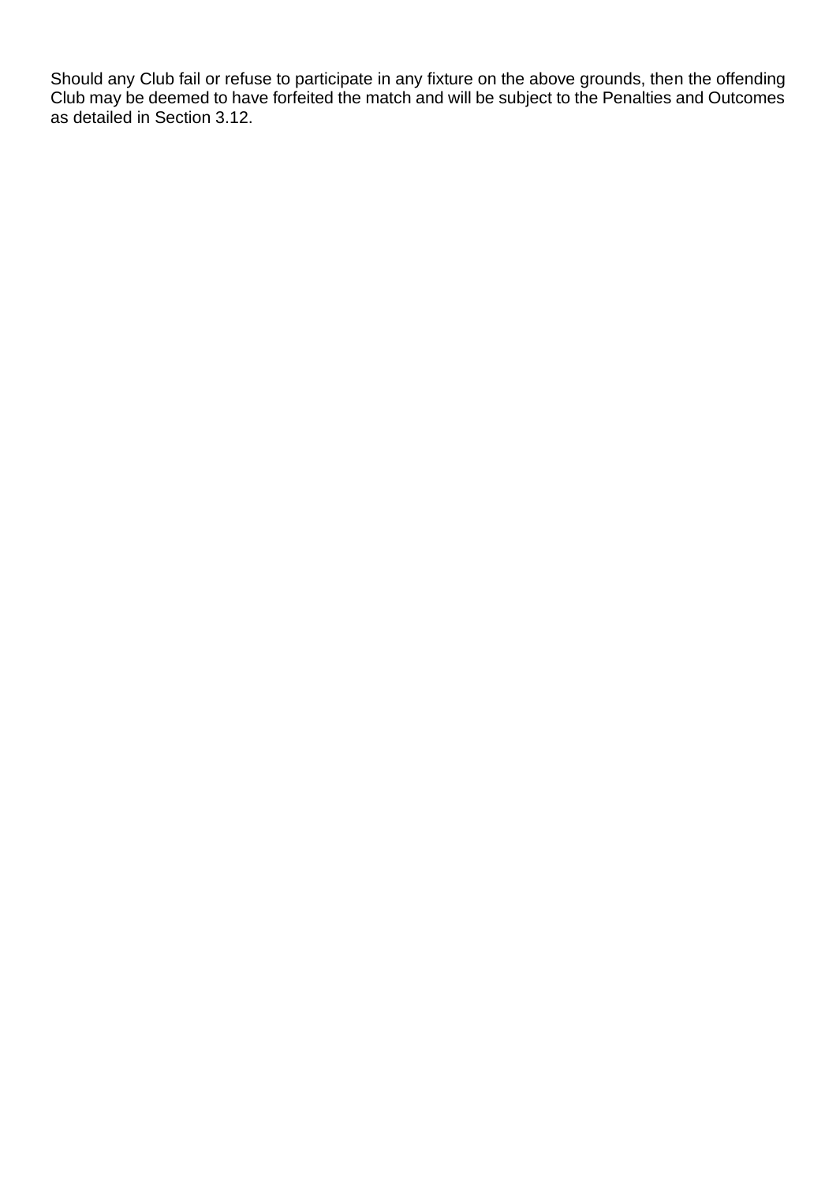Should any Club fail or refuse to participate in any fixture on the above grounds, then the offending Club may be deemed to have forfeited the match and will be subject to the Penalties and Outcomes as detailed in Section 3.12.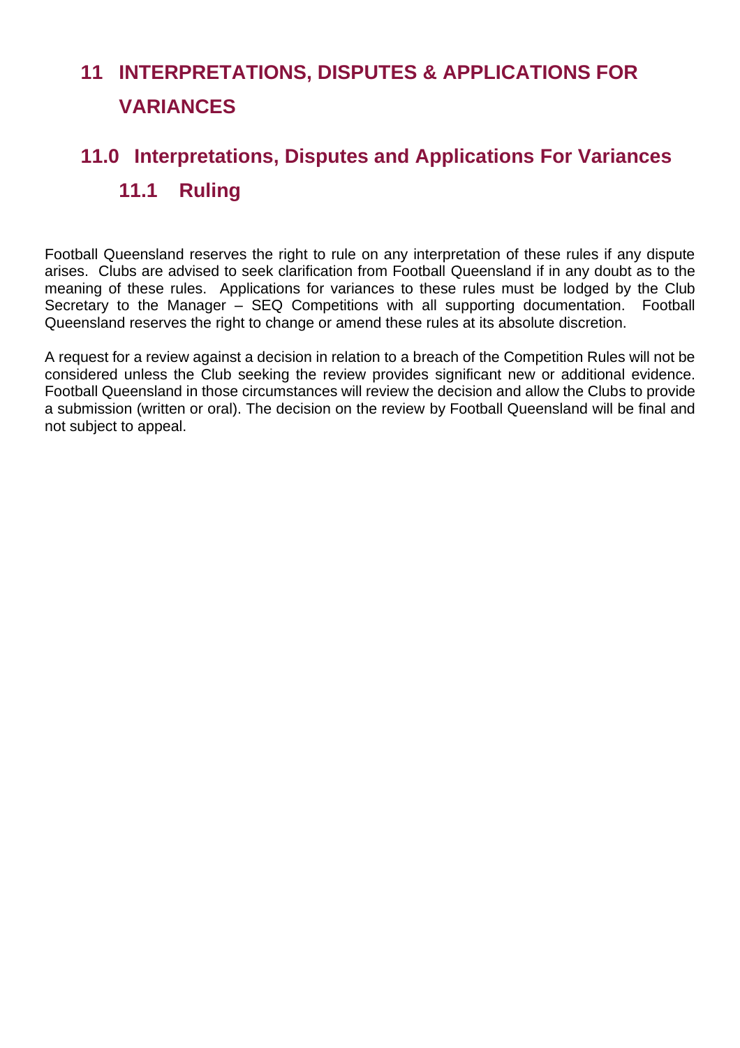# 11 INTERPRETATIONS, DISPUTES & APPLICATIONS FOR VARIANCES

## 11.0 Interpretations, Disputes and Applications For Variances

### 11.1 Ruling

Football Queensland reserves the right to rule on any interpretation of these rules if any dispute arises. Clubs are advised to seek clarification from Football Queensland if in any doubt as to the meaning of these rules. Applications for variances to these rules must be lodged by the Club Secretary to the Manager – SEQ Competitions with all supporting documentation. Football Queensland reserves the right to change or amend these rules at its absolute discretion.

A request for a review against a decision in relation to a breach of the Competition Rules will not be considered unless the Club seeking the review provides significant new or additional evidence. Football Queensland in those circumstances will review the decision and allow the Clubs to provide a submission (written or oral). The decision on the review by Football Queensland will be final and not subject to appeal.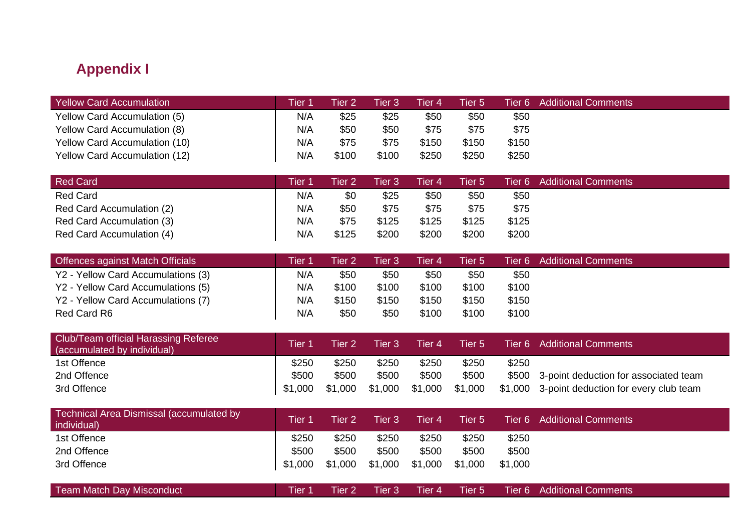## Appendix I

| Yellow Card Accumulation | Tier 1 | Tier 2 | Tier 3 | Tier 4 | Tier 5 | Tier 6 | Additional Comments |
|---|---|---|---|---|---|---|---|
| Yellow Card Accumulation (5) | N/A | $25 | $25 | $50 | $50 | $50 | |
| Yellow Card Accumulation (8) | N/A | $50 | $50 | $75 | $75 | $75 | |
| Yellow Card Accumulation (10) | N/A | $75 | $75 | $150 | $150 | $150 | |
| Yellow Card Accumulation (12) | N/A | $100 | $100 | $250 | $250 | $250 | |

| Red Card | Tier 1 | Tier 2 | Tier 3 | Tier 4 | Tier 5 | Tier 6 | Additional Comments |
|---|---|---|---|---|---|---|---|
| Red Card | N/A | $0 | $25 | $50 | $50 | $50 | |
| Red Card Accumulation (2) | N/A | $50 | $75 | $75 | $75 | $75 | |
| Red Card Accumulation (3) | N/A | $75 | $125 | $125 | $125 | $125 | |
| Red Card Accumulation (4) | N/A | $125 | $200 | $200 | $200 | $200 | |

| Offences against Match Officials | Tier 1 | Tier 2 | Tier 3 | Tier 4 | Tier 5 | Tier 6 | Additional Comments |
|---|---|---|---|---|---|---|---|
| Y2 - Yellow Card Accumulations (3) | N/A | $50 | $50 | $50 | $50 | $50 | |
| Y2 - Yellow Card Accumulations (5) | N/A | $100 | $100 | $100 | $100 | $100 | |
| Y2 - Yellow Card Accumulations (7) | N/A | $150 | $150 | $150 | $150 | $150 | |
| Red Card R6 | N/A | $50 | $50 | $100 | $100 | $100 | |

| Club/Team official Harassing Referee (accumulated by individual) | Tier 1 | Tier 2 | Tier 3 | Tier 4 | Tier 5 | Tier 6 | Additional Comments |
|---|---|---|---|---|---|---|---|
| 1st Offence | $250 | $250 | $250 | $250 | $250 | $250 | |
| 2nd Offence | $500 | $500 | $500 | $500 | $500 | $500 | 3-point deduction for associated team |
| 3rd Offence | $1,000 | $1,000 | $1,000 | $1,000 | $1,000 | $1,000 | 3-point deduction for every club team |

| Technical Area Dismissal (accumulated by individual) | Tier 1 | Tier 2 | Tier 3 | Tier 4 | Tier 5 | Tier 6 | Additional Comments |
|---|---|---|---|---|---|---|---|
| 1st Offence | $250 | $250 | $250 | $250 | $250 | $250 | |
| 2nd Offence | $500 | $500 | $500 | $500 | $500 | $500 | |
| 3rd Offence | $1,000 | $1,000 | $1,000 | $1,000 | $1,000 | $1,000 | |

| Team Match Day Misconduct | Tier 1 | Tier 2 | Tier 3 | Tier 4 | Tier 5 | Tier 6 | Additional Comments |
|---|---|---|---|---|---|---|---|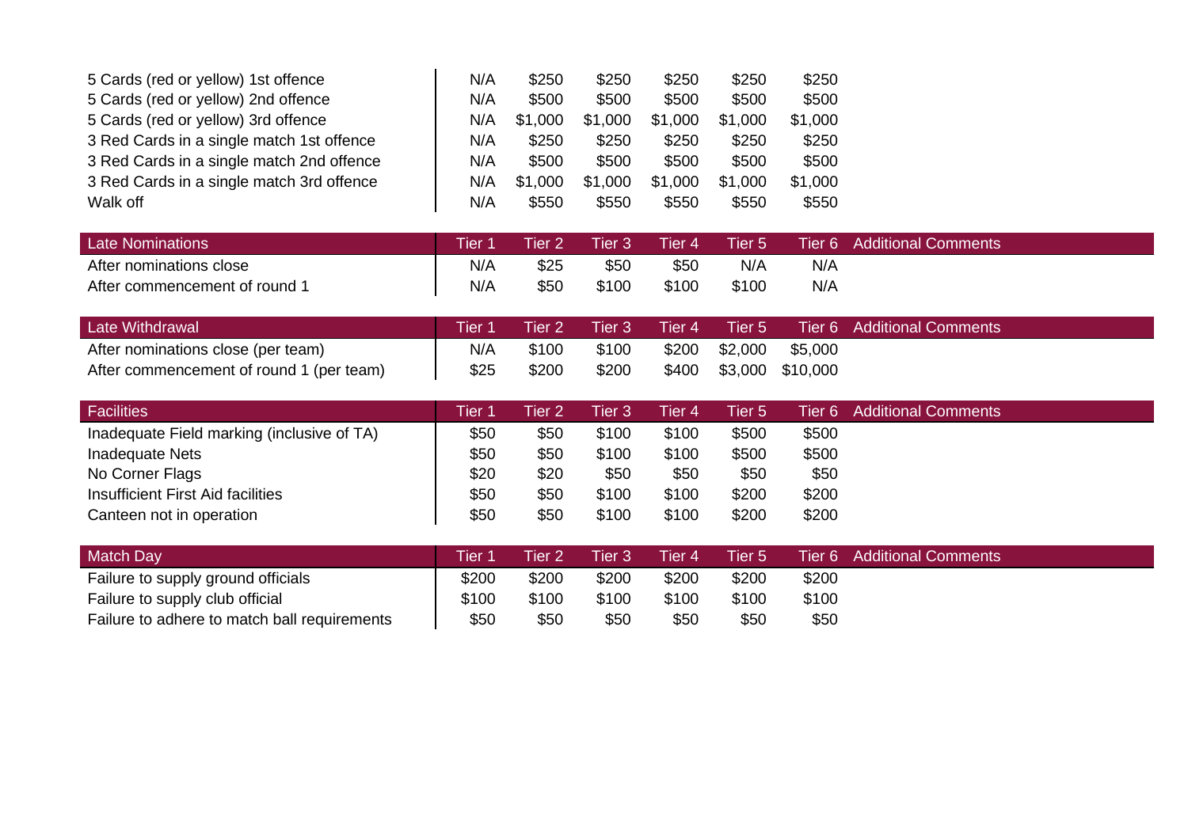| | | | | | | | |
|---|---|---|---|---|---|---|---|
| 5 Cards (red or yellow) 1st offence | N/A | $250 | $250 | $250 | $250 | $250 | |
| 5 Cards (red or yellow) 2nd offence | N/A | $500 | $500 | $500 | $500 | $500 | |
| 5 Cards (red or yellow) 3rd offence | N/A | $1,000 | $1,000 | $1,000 | $1,000 | $1,000 | |
| 3 Red Cards in a single match 1st offence | N/A | $250 | $250 | $250 | $250 | $250 | |
| 3 Red Cards in a single match 2nd offence | N/A | $500 | $500 | $500 | $500 | $500 | |
| 3 Red Cards in a single match 3rd offence | N/A | $1,000 | $1,000 | $1,000 | $1,000 | $1,000 | |
| Walk off | N/A | $550 | $550 | $550 | $550 | $550 | |

| Late Nominations | Tier 1 | Tier 2 | Tier 3 | Tier 4 | Tier 5 | Tier 6 | Additional Comments |
|---|---|---|---|---|---|---|---|
| After nominations close | N/A | $25 | $50 | $50 | N/A | N/A | |
| After commencement of round 1 | N/A | $50 | $100 | $100 | $100 | N/A | |

| Late Withdrawal | Tier 1 | Tier 2 | Tier 3 | Tier 4 | Tier 5 | Tier 6 | Additional Comments |
|---|---|---|---|---|---|---|---|
| After nominations close (per team) | N/A | $100 | $100 | $200 | $2,000 | $5,000 | |
| After commencement of round 1 (per team) | $25 | $200 | $200 | $400 | $3,000 | $10,000 | |

| Facilities | Tier 1 | Tier 2 | Tier 3 | Tier 4 | Tier 5 | Tier 6 | Additional Comments |
|---|---|---|---|---|---|---|---|
| Inadequate Field marking (inclusive of TA) | $50 | $50 | $100 | $100 | $500 | $500 | |
| Inadequate Nets | $50 | $50 | $100 | $100 | $500 | $500 | |
| No Corner Flags | $20 | $20 | $50 | $50 | $50 | $50 | |
| Insufficient First Aid facilities | $50 | $50 | $100 | $100 | $200 | $200 | |
| Canteen not in operation | $50 | $50 | $100 | $100 | $200 | $200 | |

| Match Day | Tier 1 | Tier 2 | Tier 3 | Tier 4 | Tier 5 | Tier 6 | Additional Comments |
|---|---|---|---|---|---|---|---|
| Failure to supply ground officials | $200 | $200 | $200 | $200 | $200 | $200 | |
| Failure to supply club official | $100 | $100 | $100 | $100 | $100 | $100 | |
| Failure to adhere to match ball requirements | $50 | $50 | $50 | $50 | $50 | $50 | |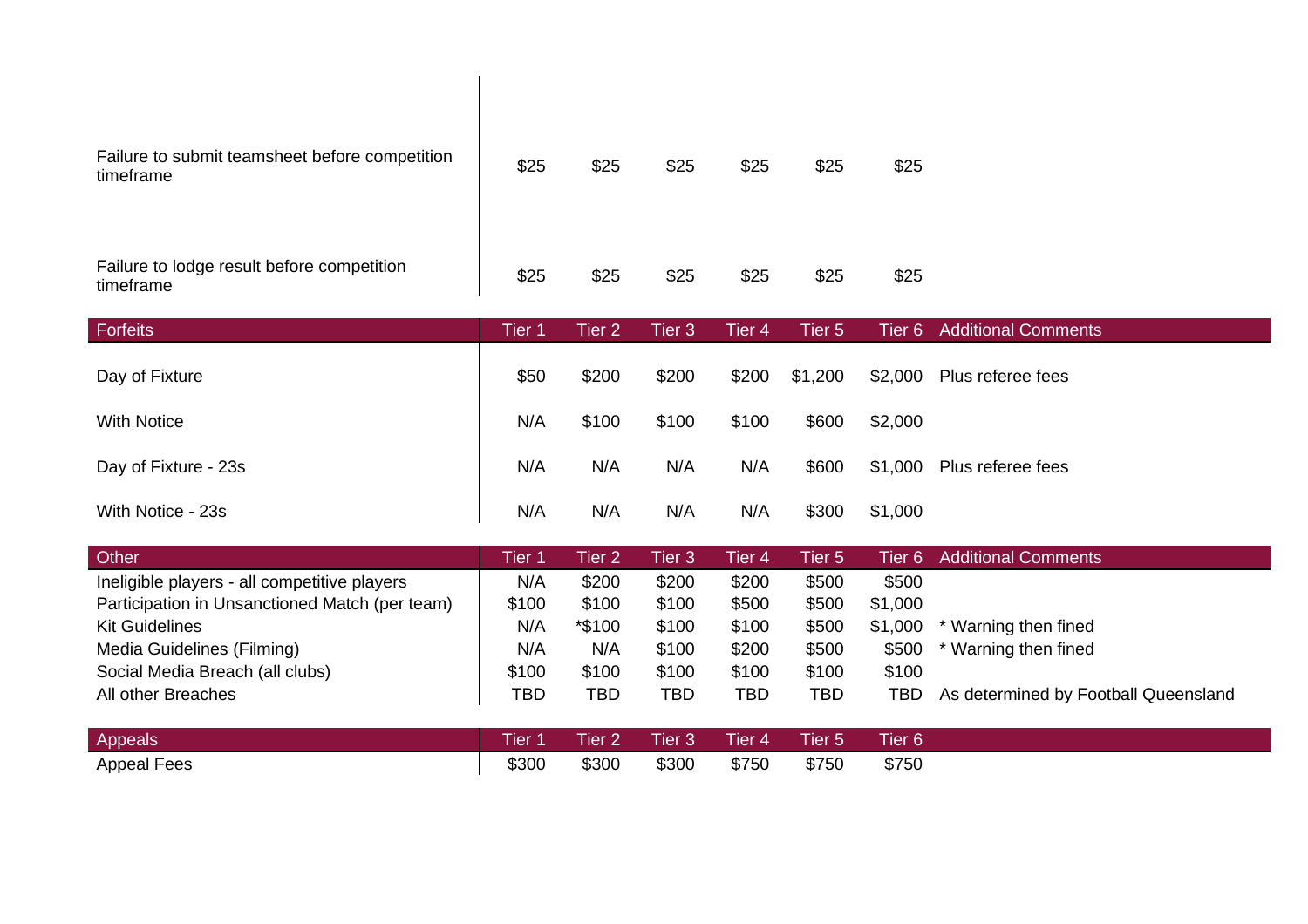| | | | | | | | |
|---|---|---|---|---|---|---|---|
| Failure to submit teamsheet before competition timeframe | $25 | $25 | $25 | $25 | $25 | $25 | |
| Failure to lodge result before competition timeframe | $25 | $25 | $25 | $25 | $25 | $25 | |

| Forfeits | Tier 1 | Tier 2 | Tier 3 | Tier 4 | Tier 5 | Tier 6 | Additional Comments |
|---|---|---|---|---|---|---|---|
| Day of Fixture | $50 | $200 | $200 | $200 | $1,200 | $2,000 | Plus referee fees |
| With Notice | N/A | $100 | $100 | $100 | $600 | $2,000 | |
| Day of Fixture - 23s | N/A | N/A | N/A | N/A | $600 | $1,000 | Plus referee fees |
| With Notice - 23s | N/A | N/A | N/A | N/A | $300 | $1,000 | |

| Other | Tier 1 | Tier 2 | Tier 3 | Tier 4 | Tier 5 | Tier 6 | Additional Comments |
|---|---|---|---|---|---|---|---|
| Ineligible players - all competitive players | N/A | $200 | $200 | $200 | $500 | $500 | |
| Participation in Unsanctioned Match (per team) | $100 | $100 | $100 | $500 | $500 | $1,000 | |
| Kit Guidelines | N/A | *$100 | $100 | $100 | $500 | $1,000 | * Warning then fined |
| Media Guidelines (Filming) | N/A | N/A | $100 | $200 | $500 | $500 | * Warning then fined |
| Social Media Breach (all clubs) | $100 | $100 | $100 | $100 | $100 | $100 | |
| All other Breaches | TBD | TBD | TBD | TBD | TBD | TBD | As determined by Football Queensland |

| Appeals | Tier 1 | Tier 2 | Tier 3 | Tier 4 | Tier 5 | Tier 6 |
|---|---|---|---|---|---|---|
| Appeal Fees | $300 | $300 | $300 | $750 | $750 | $750 |